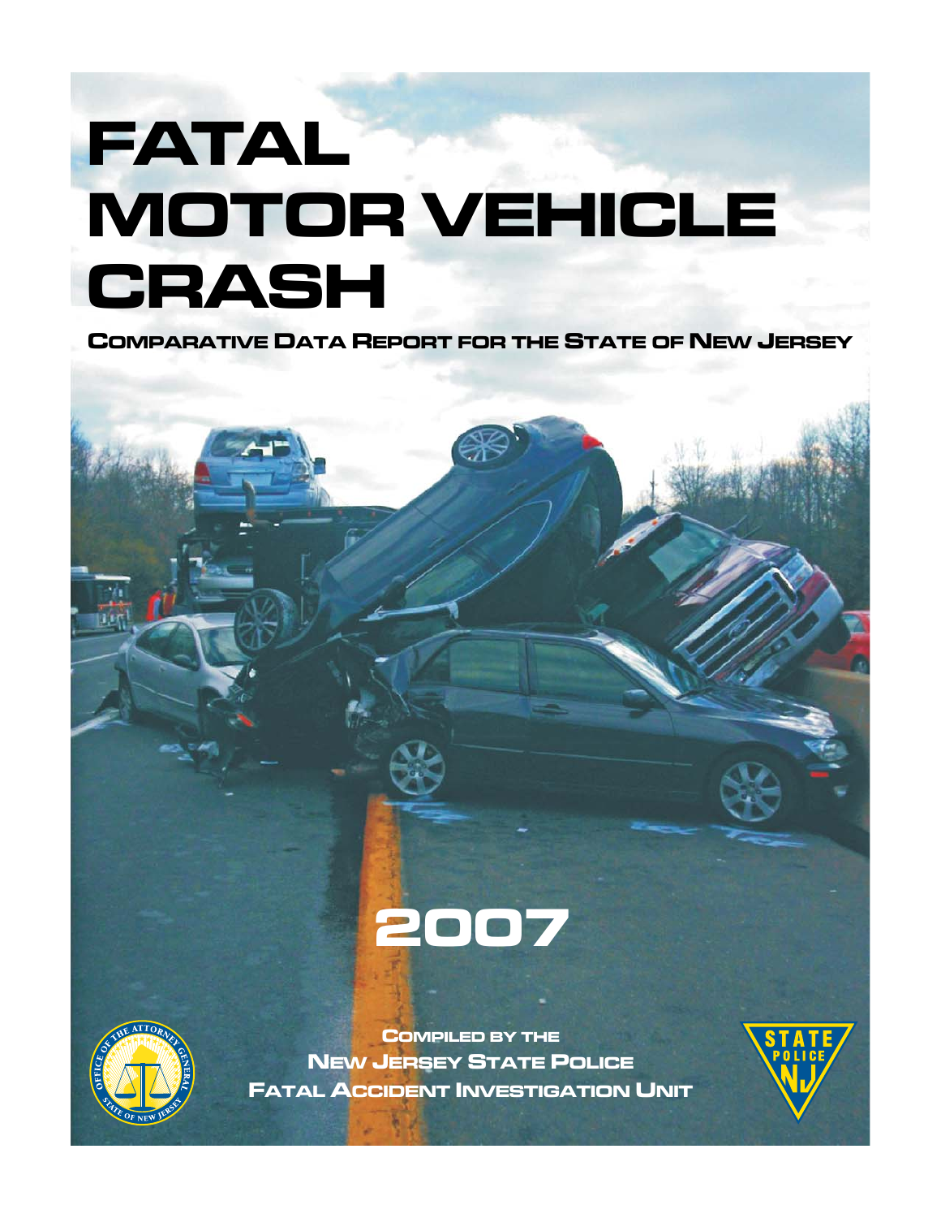# FATAL MOTOR VEHICLE CRASH

## Comparative Data Report for the State of New Jersey

# 2007

Compiled by the
New Jersey State Police
Fatal Accident Investigation Unit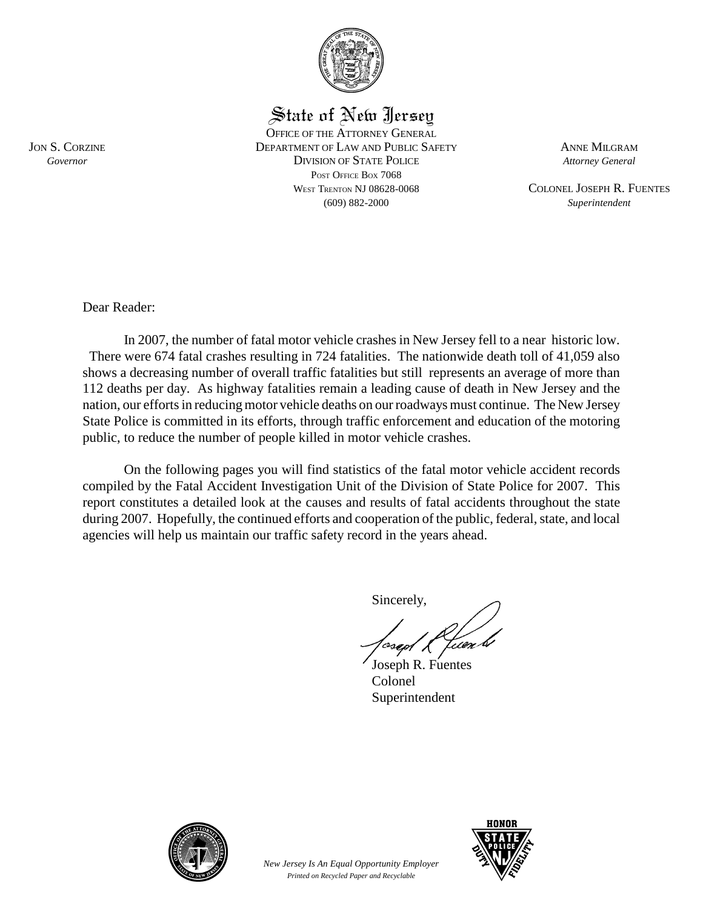# State of New Jersey

OFFICE OF THE ATTORNEY GENERAL
DEPARTMENT OF LAW AND PUBLIC SAFETY
DIVISION OF STATE POLICE
POST OFFICE BOX 7068
WEST TRENTON NJ 08628-0068
(609) 882-2000

JON S. CORZINE
*Governor*

ANNE MILGRAM
*Attorney General*

COLONEL JOSEPH R. FUENTES
*Superintendent*

Dear Reader:

In 2007, the number of fatal motor vehicle crashes in New Jersey fell to a near historic low. There were 674 fatal crashes resulting in 724 fatalities. The nationwide death toll of 41,059 also shows a decreasing number of overall traffic fatalities but still represents an average of more than 112 deaths per day. As highway fatalities remain a leading cause of death in New Jersey and the nation, our efforts in reducing motor vehicle deaths on our roadways must continue. The New Jersey State Police is committed in its efforts, through traffic enforcement and education of the motoring public, to reduce the number of people killed in motor vehicle crashes.

On the following pages you will find statistics of the fatal motor vehicle accident records compiled by the Fatal Accident Investigation Unit of the Division of State Police for 2007. This report constitutes a detailed look at the causes and results of fatal accidents throughout the state during 2007. Hopefully, the continued efforts and cooperation of the public, federal, state, and local agencies will help us maintain our traffic safety record in the years ahead.

Sincerely,

Joseph R. Fuentes
Colonel
Superintendent

*New Jersey Is An Equal Opportunity Employer*
*Printed on Recycled Paper and Recyclable*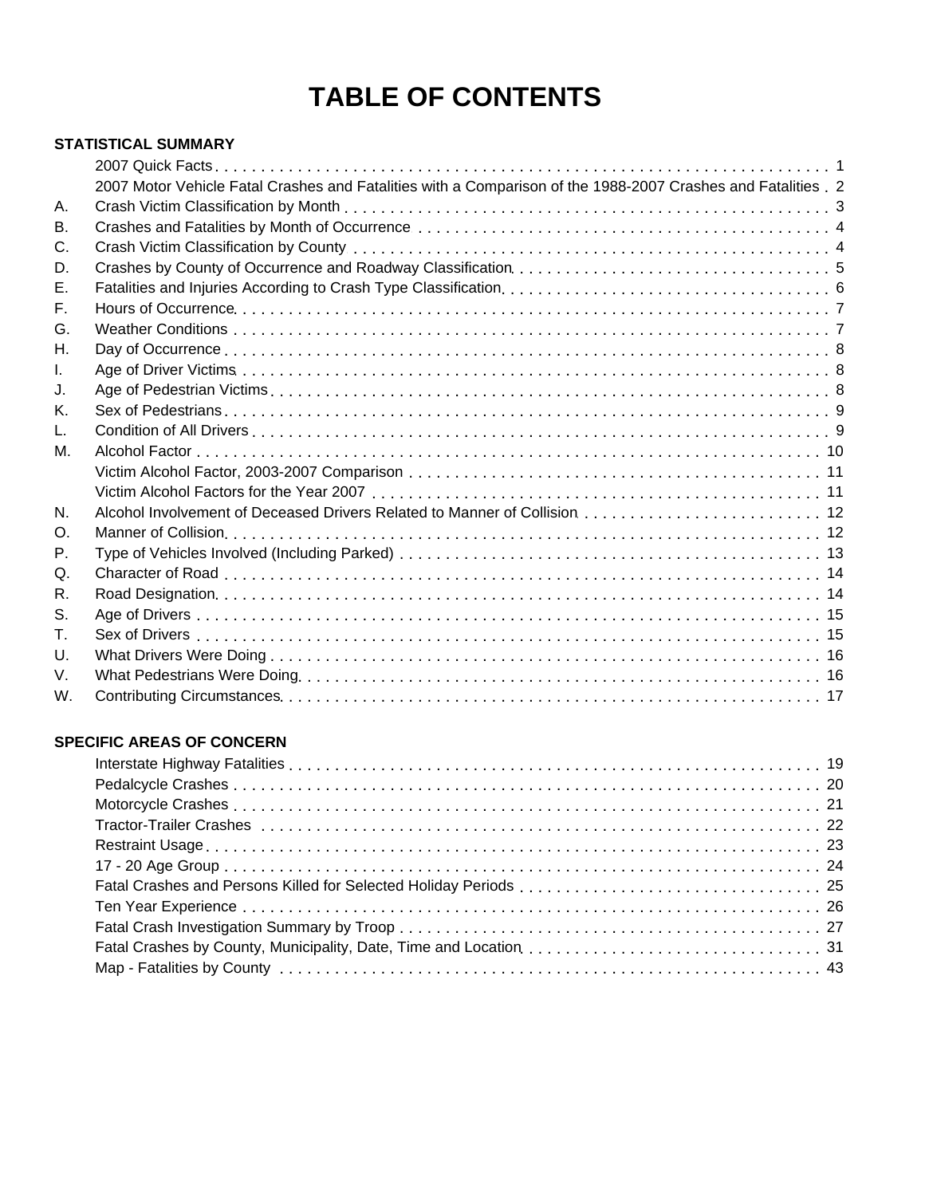# TABLE OF CONTENTS

**STATISTICAL SUMMARY**

| | | |
|---|---|---|
| | 2007 Quick Facts | 1 |
| | 2007 Motor Vehicle Fatal Crashes and Fatalities with a Comparison of the 1988-2007 Crashes and Fatalities | 2 |
| A. | Crash Victim Classification by Month | 3 |
| B. | Crashes and Fatalities by Month of Occurrence | 4 |
| C. | Crash Victim Classification by County | 4 |
| D. | Crashes by County of Occurrence and Roadway Classification | 5 |
| E. | Fatalities and Injuries According to Crash Type Classification | 6 |
| F. | Hours of Occurrence | 7 |
| G. | Weather Conditions | 7 |
| H. | Day of Occurrence | 8 |
| I. | Age of Driver Victims | 8 |
| J. | Age of Pedestrian Victims | 8 |
| K. | Sex of Pedestrians | 9 |
| L. | Condition of All Drivers | 9 |
| M. | Alcohol Factor | 10 |
| | Victim Alcohol Factor, 2003-2007 Comparison | 11 |
| | Victim Alcohol Factors for the Year 2007 | 11 |
| N. | Alcohol Involvement of Deceased Drivers Related to Manner of Collision | 12 |
| O. | Manner of Collision | 12 |
| P. | Type of Vehicles Involved (Including Parked) | 13 |
| Q. | Character of Road | 14 |
| R. | Road Designation | 14 |
| S. | Age of Drivers | 15 |
| T. | Sex of Drivers | 15 |
| U. | What Drivers Were Doing | 16 |
| V. | What Pedestrians Were Doing | 16 |
| W. | Contributing Circumstances | 17 |

**SPECIFIC AREAS OF CONCERN**

| | |
|---|---|
| Interstate Highway Fatalities | 19 |
| Pedalcycle Crashes | 20 |
| Motorcycle Crashes | 21 |
| Tractor-Trailer Crashes | 22 |
| Restraint Usage | 23 |
| 17 - 20 Age Group | 24 |
| Fatal Crashes and Persons Killed for Selected Holiday Periods | 25 |
| Ten Year Experience | 26 |
| Fatal Crash Investigation Summary by Troop | 27 |
| Fatal Crashes by County, Municipality, Date, Time and Location | 31 |
| Map - Fatalities by County | 43 |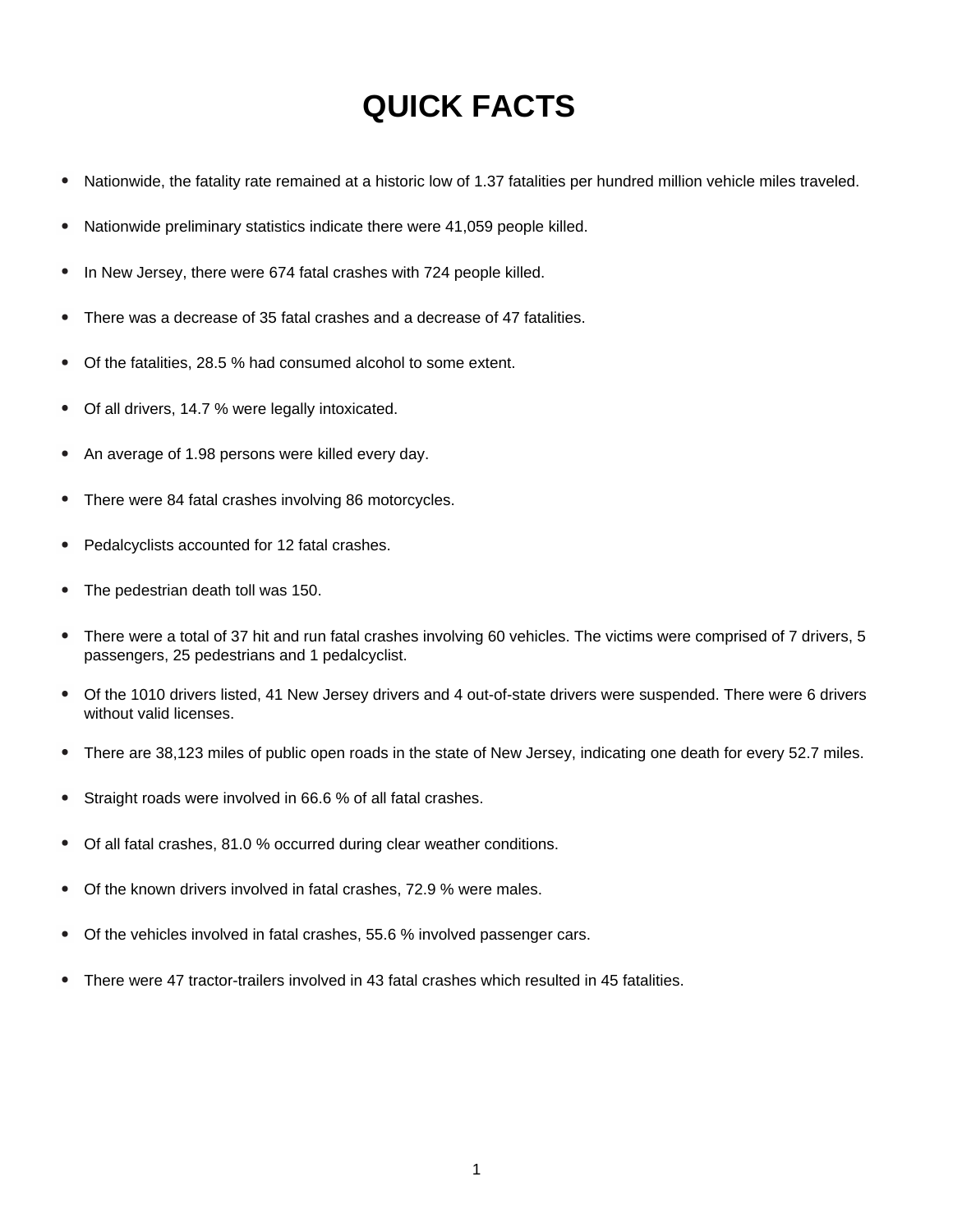# QUICK FACTS

- Nationwide, the fatality rate remained at a historic low of 1.37 fatalities per hundred million vehicle miles traveled.
- Nationwide preliminary statistics indicate there were 41,059 people killed.
- In New Jersey, there were 674 fatal crashes with 724 people killed.
- There was a decrease of 35 fatal crashes and a decrease of 47 fatalities.
- Of the fatalities, 28.5 % had consumed alcohol to some extent.
- Of all drivers, 14.7 % were legally intoxicated.
- An average of 1.98 persons were killed every day.
- There were 84 fatal crashes involving 86 motorcycles.
- Pedalcyclists accounted for 12 fatal crashes.
- The pedestrian death toll was 150.
- There were a total of 37 hit and run fatal crashes involving 60 vehicles. The victims were comprised of 7 drivers, 5 passengers, 25 pedestrians and 1 pedalcyclist.
- Of the 1010 drivers listed, 41 New Jersey drivers and 4 out-of-state drivers were suspended. There were 6 drivers without valid licenses.
- There are 38,123 miles of public open roads in the state of New Jersey, indicating one death for every 52.7 miles.
- Straight roads were involved in 66.6 % of all fatal crashes.
- Of all fatal crashes, 81.0 % occurred during clear weather conditions.
- Of the known drivers involved in fatal crashes, 72.9 % were males.
- Of the vehicles involved in fatal crashes, 55.6 % involved passenger cars.
- There were 47 tractor-trailers involved in 43 fatal crashes which resulted in 45 fatalities.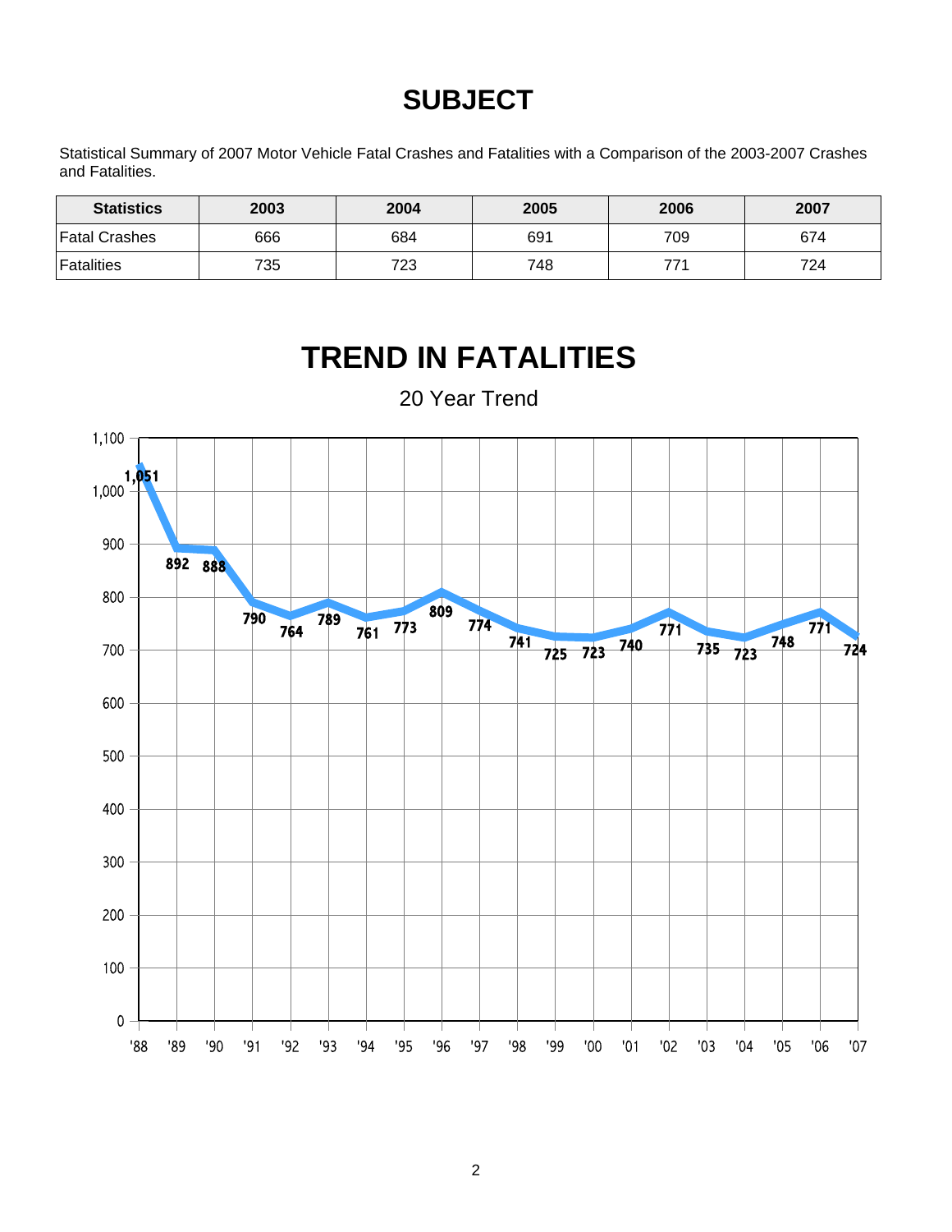# SUBJECT

Statistical Summary of 2007 Motor Vehicle Fatal Crashes and Fatalities with a Comparison of the 2003-2007 Crashes and Fatalities.

| Statistics | 2003 | 2004 | 2005 | 2006 | 2007 |
|---|---|---|---|---|---|
| Fatal Crashes | 666 | 684 | 691 | 709 | 674 |
| Fatalities | 735 | 723 | 748 | 771 | 724 |

# TREND IN FATALITIES

20 Year Trend

| Year | '88 | '89 | '90 | '91 | '92 | '93 | '94 | '95 | '96 | '97 | '98 | '99 | '00 | '01 | '02 | '03 | '04 | '05 | '06 | '07 |
|---|---|---|---|---|---|---|---|---|---|---|---|---|---|---|---|---|---|---|---|---|
| Fatalities | 1,051 | 892 | 888 | 790 | 764 | 789 | 761 | 773 | 809 | 774 | 741 | 725 | 723 | 740 | 771 | 735 | 723 | 748 | 771 | 724 |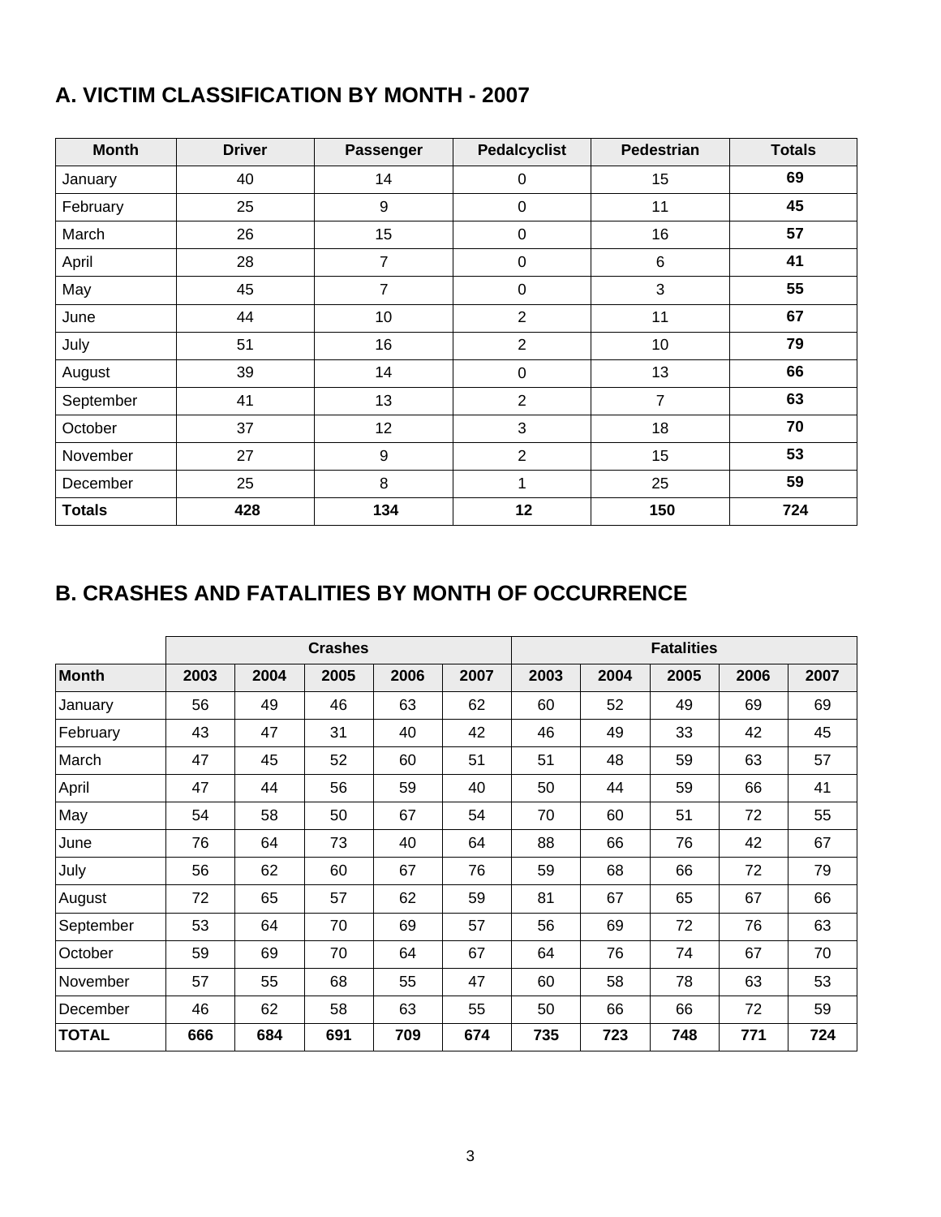## A. VICTIM CLASSIFICATION BY MONTH - 2007

| Month | Driver | Passenger | Pedalcyclist | Pedestrian | Totals |
|---|---|---|---|---|---|
| January | 40 | 14 | 0 | 15 | **69** |
| February | 25 | 9 | 0 | 11 | **45** |
| March | 26 | 15 | 0 | 16 | **57** |
| April | 28 | 7 | 0 | 6 | **41** |
| May | 45 | 7 | 0 | 3 | **55** |
| June | 44 | 10 | 2 | 11 | **67** |
| July | 51 | 16 | 2 | 10 | **79** |
| August | 39 | 14 | 0 | 13 | **66** |
| September | 41 | 13 | 2 | 7 | **63** |
| October | 37 | 12 | 3 | 18 | **70** |
| November | 27 | 9 | 2 | 15 | **53** |
| December | 25 | 8 | 1 | 25 | **59** |
| **Totals** | **428** | **134** | **12** | **150** | **724** |

## B. CRASHES AND FATALITIES BY MONTH OF OCCURRENCE

| | Crashes | | | | | Fatalities | | | | |
|---|---|---|---|---|---|---|---|---|---|---|
| **Month** | **2003** | **2004** | **2005** | **2006** | **2007** | **2003** | **2004** | **2005** | **2006** | **2007** |
| January | 56 | 49 | 46 | 63 | 62 | 60 | 52 | 49 | 69 | 69 |
| February | 43 | 47 | 31 | 40 | 42 | 46 | 49 | 33 | 42 | 45 |
| March | 47 | 45 | 52 | 60 | 51 | 51 | 48 | 59 | 63 | 57 |
| April | 47 | 44 | 56 | 59 | 40 | 50 | 44 | 59 | 66 | 41 |
| May | 54 | 58 | 50 | 67 | 54 | 70 | 60 | 51 | 72 | 55 |
| June | 76 | 64 | 73 | 40 | 64 | 88 | 66 | 76 | 42 | 67 |
| July | 56 | 62 | 60 | 67 | 76 | 59 | 68 | 66 | 72 | 79 |
| August | 72 | 65 | 57 | 62 | 59 | 81 | 67 | 65 | 67 | 66 |
| September | 53 | 64 | 70 | 69 | 57 | 56 | 69 | 72 | 76 | 63 |
| October | 59 | 69 | 70 | 64 | 67 | 64 | 76 | 74 | 67 | 70 |
| November | 57 | 55 | 68 | 55 | 47 | 60 | 58 | 78 | 63 | 53 |
| December | 46 | 62 | 58 | 63 | 55 | 50 | 66 | 66 | 72 | 59 |
| **TOTAL** | **666** | **684** | **691** | **709** | **674** | **735** | **723** | **748** | **771** | **724** |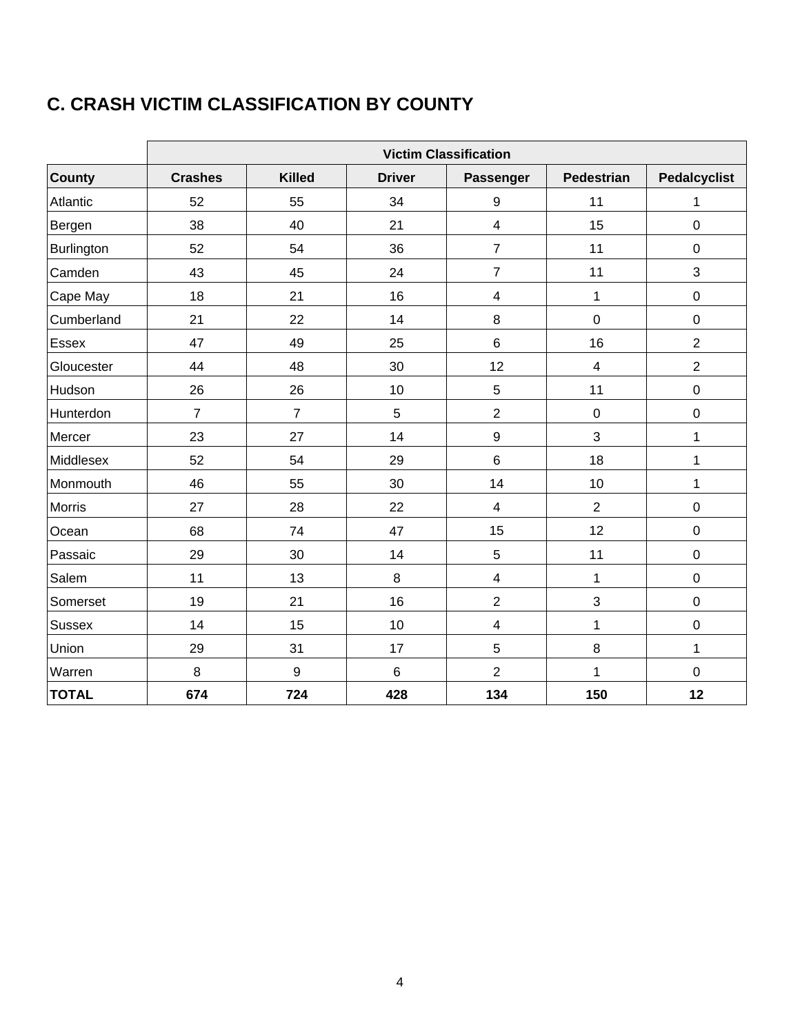## C. CRASH VICTIM CLASSIFICATION BY COUNTY

| | Victim Classification | | | | | |
|---|---|---|---|---|---|---|
| **County** | **Crashes** | **Killed** | **Driver** | **Passenger** | **Pedestrian** | **Pedalcyclist** |
| Atlantic | 52 | 55 | 34 | 9 | 11 | 1 |
| Bergen | 38 | 40 | 21 | 4 | 15 | 0 |
| Burlington | 52 | 54 | 36 | 7 | 11 | 0 |
| Camden | 43 | 45 | 24 | 7 | 11 | 3 |
| Cape May | 18 | 21 | 16 | 4 | 1 | 0 |
| Cumberland | 21 | 22 | 14 | 8 | 0 | 0 |
| Essex | 47 | 49 | 25 | 6 | 16 | 2 |
| Gloucester | 44 | 48 | 30 | 12 | 4 | 2 |
| Hudson | 26 | 26 | 10 | 5 | 11 | 0 |
| Hunterdon | 7 | 7 | 5 | 2 | 0 | 0 |
| Mercer | 23 | 27 | 14 | 9 | 3 | 1 |
| Middlesex | 52 | 54 | 29 | 6 | 18 | 1 |
| Monmouth | 46 | 55 | 30 | 14 | 10 | 1 |
| Morris | 27 | 28 | 22 | 4 | 2 | 0 |
| Ocean | 68 | 74 | 47 | 15 | 12 | 0 |
| Passaic | 29 | 30 | 14 | 5 | 11 | 0 |
| Salem | 11 | 13 | 8 | 4 | 1 | 0 |
| Somerset | 19 | 21 | 16 | 2 | 3 | 0 |
| Sussex | 14 | 15 | 10 | 4 | 1 | 0 |
| Union | 29 | 31 | 17 | 5 | 8 | 1 |
| Warren | 8 | 9 | 6 | 2 | 1 | 0 |
| **TOTAL** | **674** | **724** | **428** | **134** | **150** | **12** |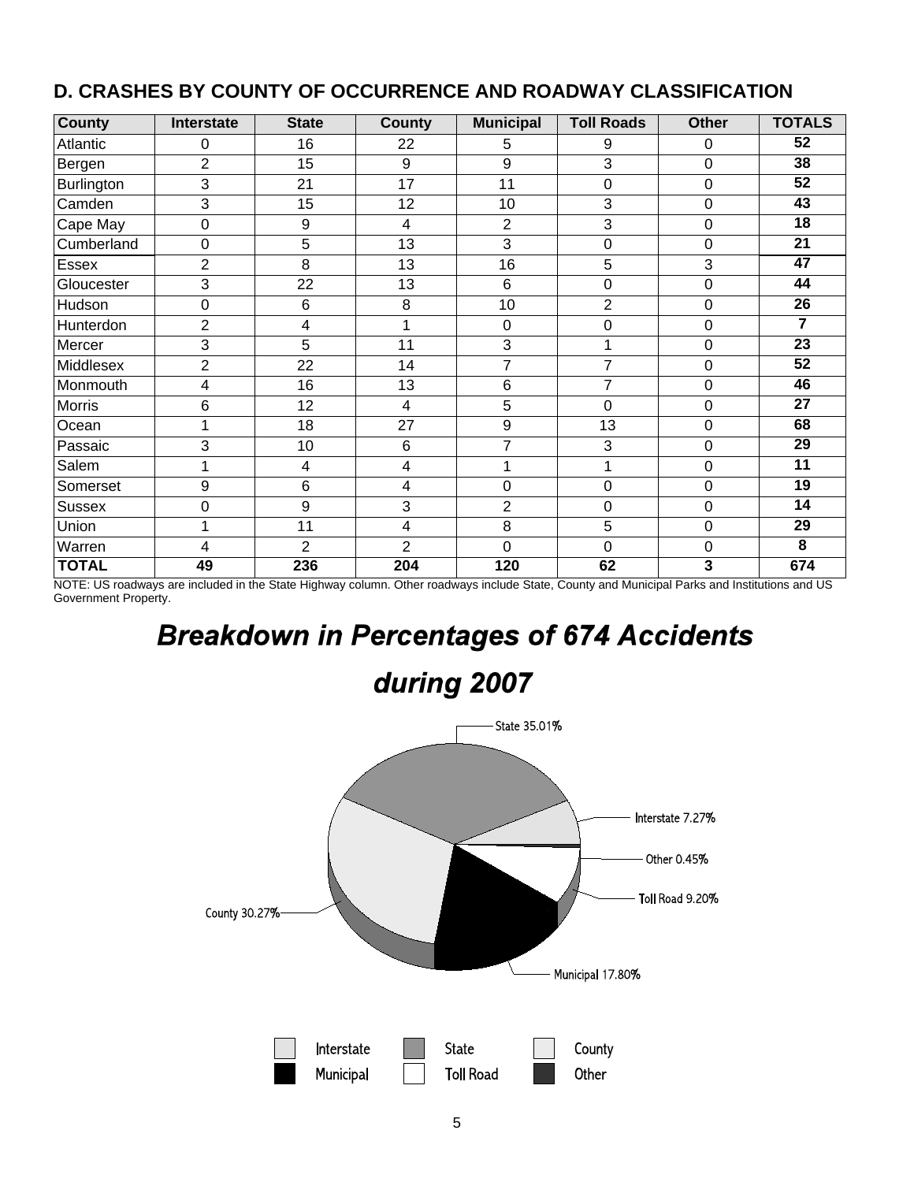## D. CRASHES BY COUNTY OF OCCURRENCE AND ROADWAY CLASSIFICATION

| County | Interstate | State | County | Municipal | Toll Roads | Other | TOTALS |
|---|---|---|---|---|---|---|---|
| Atlantic | 0 | 16 | 22 | 5 | 9 | 0 | **52** |
| Bergen | 2 | 15 | 9 | 9 | 3 | 0 | **38** |
| Burlington | 3 | 21 | 17 | 11 | 0 | 0 | **52** |
| Camden | 3 | 15 | 12 | 10 | 3 | 0 | **43** |
| Cape May | 0 | 9 | 4 | 2 | 3 | 0 | **18** |
| Cumberland | 0 | 5 | 13 | 3 | 0 | 0 | **21** |
| Essex | 2 | 8 | 13 | 16 | 5 | 3 | **47** |
| Gloucester | 3 | 22 | 13 | 6 | 0 | 0 | **44** |
| Hudson | 0 | 6 | 8 | 10 | 2 | 0 | **26** |
| Hunterdon | 2 | 4 | 1 | 0 | 0 | 0 | **7** |
| Mercer | 3 | 5 | 11 | 3 | 1 | 0 | **23** |
| Middlesex | 2 | 22 | 14 | 7 | 7 | 0 | **52** |
| Monmouth | 4 | 16 | 13 | 6 | 7 | 0 | **46** |
| Morris | 6 | 12 | 4 | 5 | 0 | 0 | **27** |
| Ocean | 1 | 18 | 27 | 9 | 13 | 0 | **68** |
| Passaic | 3 | 10 | 6 | 7 | 3 | 0 | **29** |
| Salem | 1 | 4 | 4 | 1 | 1 | 0 | **11** |
| Somerset | 9 | 6 | 4 | 0 | 0 | 0 | **19** |
| Sussex | 0 | 9 | 3 | 2 | 0 | 0 | **14** |
| Union | 1 | 11 | 4 | 8 | 5 | 0 | **29** |
| Warren | 4 | 2 | 2 | 0 | 0 | 0 | **8** |
| **TOTAL** | **49** | **236** | **204** | **120** | **62** | **3** | **674** |

NOTE: US roadways are included in the State Highway column. Other roadways include State, County and Municipal Parks and Institutions and US Government Property.

## *Breakdown in Percentages of 674 Accidents during 2007*

State 35.01%

Interstate 7.27%

Other 0.45%

Toll Road 9.20%

Municipal 17.80%

County 30.27%

Interstate | State | County | Municipal | Toll Road | Other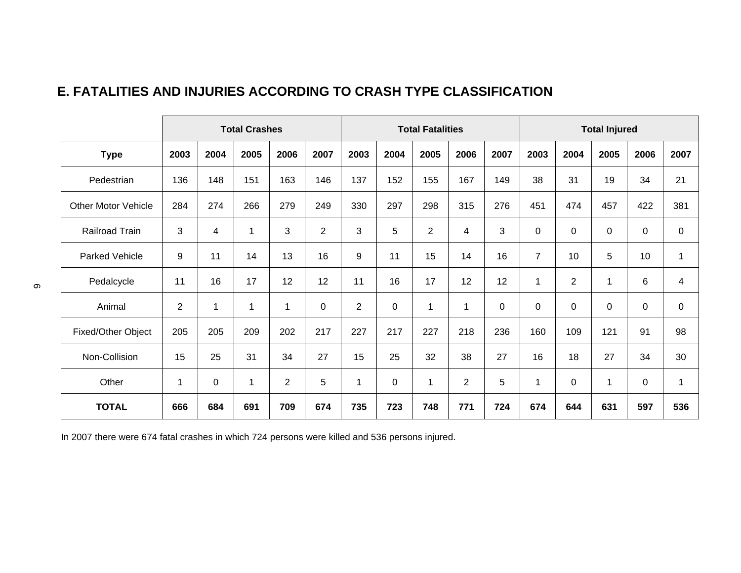## E. FATALITIES AND INJURIES ACCORDING TO CRASH TYPE CLASSIFICATION

| | Total Crashes | | | | | Total Fatalities | | | | | Total Injured | | | | |
|---|---|---|---|---|---|---|---|---|---|---|---|---|---|---|---|
| **Type** | **2003** | **2004** | **2005** | **2006** | **2007** | **2003** | **2004** | **2005** | **2006** | **2007** | **2003** | **2004** | **2005** | **2006** | **2007** |
| Pedestrian | 136 | 148 | 151 | 163 | 146 | 137 | 152 | 155 | 167 | 149 | 38 | 31 | 19 | 34 | 21 |
| Other Motor Vehicle | 284 | 274 | 266 | 279 | 249 | 330 | 297 | 298 | 315 | 276 | 451 | 474 | 457 | 422 | 381 |
| Railroad Train | 3 | 4 | 1 | 3 | 2 | 3 | 5 | 2 | 4 | 3 | 0 | 0 | 0 | 0 | 0 |
| Parked Vehicle | 9 | 11 | 14 | 13 | 16 | 9 | 11 | 15 | 14 | 16 | 7 | 10 | 5 | 10 | 1 |
| Pedalcycle | 11 | 16 | 17 | 12 | 12 | 11 | 16 | 17 | 12 | 12 | 1 | 2 | 1 | 6 | 4 |
| Animal | 2 | 1 | 1 | 1 | 0 | 2 | 0 | 1 | 1 | 0 | 0 | 0 | 0 | 0 | 0 |
| Fixed/Other Object | 205 | 205 | 209 | 202 | 217 | 227 | 217 | 227 | 218 | 236 | 160 | 109 | 121 | 91 | 98 |
| Non-Collision | 15 | 25 | 31 | 34 | 27 | 15 | 25 | 32 | 38 | 27 | 16 | 18 | 27 | 34 | 30 |
| Other | 1 | 0 | 1 | 2 | 5 | 1 | 0 | 1 | 2 | 5 | 1 | 0 | 1 | 0 | 1 |
| **TOTAL** | **666** | **684** | **691** | **709** | **674** | **735** | **723** | **748** | **771** | **724** | **674** | **644** | **631** | **597** | **536** |

In 2007 there were 674 fatal crashes in which 724 persons were killed and 536 persons injured.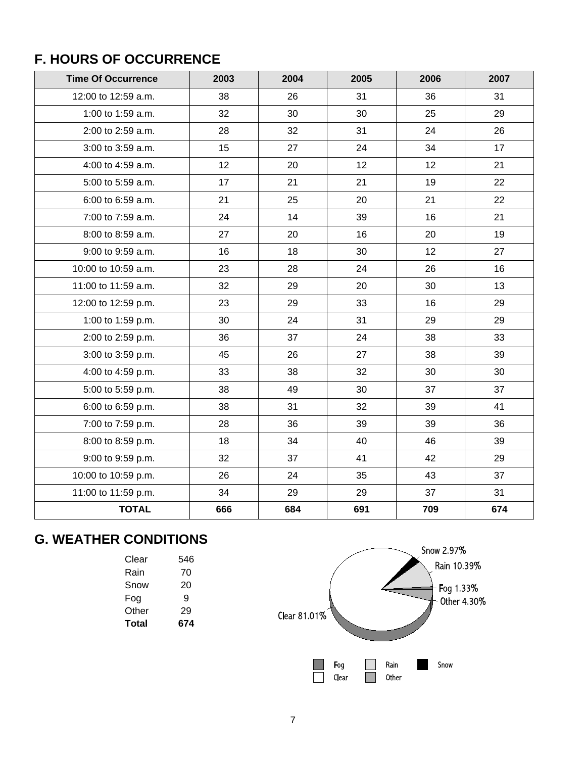## F. HOURS OF OCCURRENCE

| Time Of Occurrence | 2003 | 2004 | 2005 | 2006 | 2007 |
|---|---|---|---|---|---|
| 12:00 to 12:59 a.m. | 38 | 26 | 31 | 36 | 31 |
| 1:00 to 1:59 a.m. | 32 | 30 | 30 | 25 | 29 |
| 2:00 to 2:59 a.m. | 28 | 32 | 31 | 24 | 26 |
| 3:00 to 3:59 a.m. | 15 | 27 | 24 | 34 | 17 |
| 4:00 to 4:59 a.m. | 12 | 20 | 12 | 12 | 21 |
| 5:00 to 5:59 a.m. | 17 | 21 | 21 | 19 | 22 |
| 6:00 to 6:59 a.m. | 21 | 25 | 20 | 21 | 22 |
| 7:00 to 7:59 a.m. | 24 | 14 | 39 | 16 | 21 |
| 8:00 to 8:59 a.m. | 27 | 20 | 16 | 20 | 19 |
| 9:00 to 9:59 a.m. | 16 | 18 | 30 | 12 | 27 |
| 10:00 to 10:59 a.m. | 23 | 28 | 24 | 26 | 16 |
| 11:00 to 11:59 a.m. | 32 | 29 | 20 | 30 | 13 |
| 12:00 to 12:59 p.m. | 23 | 29 | 33 | 16 | 29 |
| 1:00 to 1:59 p.m. | 30 | 24 | 31 | 29 | 29 |
| 2:00 to 2:59 p.m. | 36 | 37 | 24 | 38 | 33 |
| 3:00 to 3:59 p.m. | 45 | 26 | 27 | 38 | 39 |
| 4:00 to 4:59 p.m. | 33 | 38 | 32 | 30 | 30 |
| 5:00 to 5:59 p.m. | 38 | 49 | 30 | 37 | 37 |
| 6:00 to 6:59 p.m. | 38 | 31 | 32 | 39 | 41 |
| 7:00 to 7:59 p.m. | 28 | 36 | 39 | 39 | 36 |
| 8:00 to 8:59 p.m. | 18 | 34 | 40 | 46 | 39 |
| 9:00 to 9:59 p.m. | 32 | 37 | 41 | 42 | 29 |
| 10:00 to 10:59 p.m. | 26 | 24 | 35 | 43 | 37 |
| 11:00 to 11:59 p.m. | 34 | 29 | 29 | 37 | 31 |
| **TOTAL** | **666** | **684** | **691** | **709** | **674** |

## G. WEATHER CONDITIONS

| | |
|---|---|
| Clear | 546 |
| Rain | 70 |
| Snow | 20 |
| Fog | 9 |
| Other | 29 |
| **Total** | **674** |

Snow 2.97%
Rain 10.39%
Fog 1.33%
Other 4.30%
Clear 81.01%

Fog, Rain, Snow, Clear, Other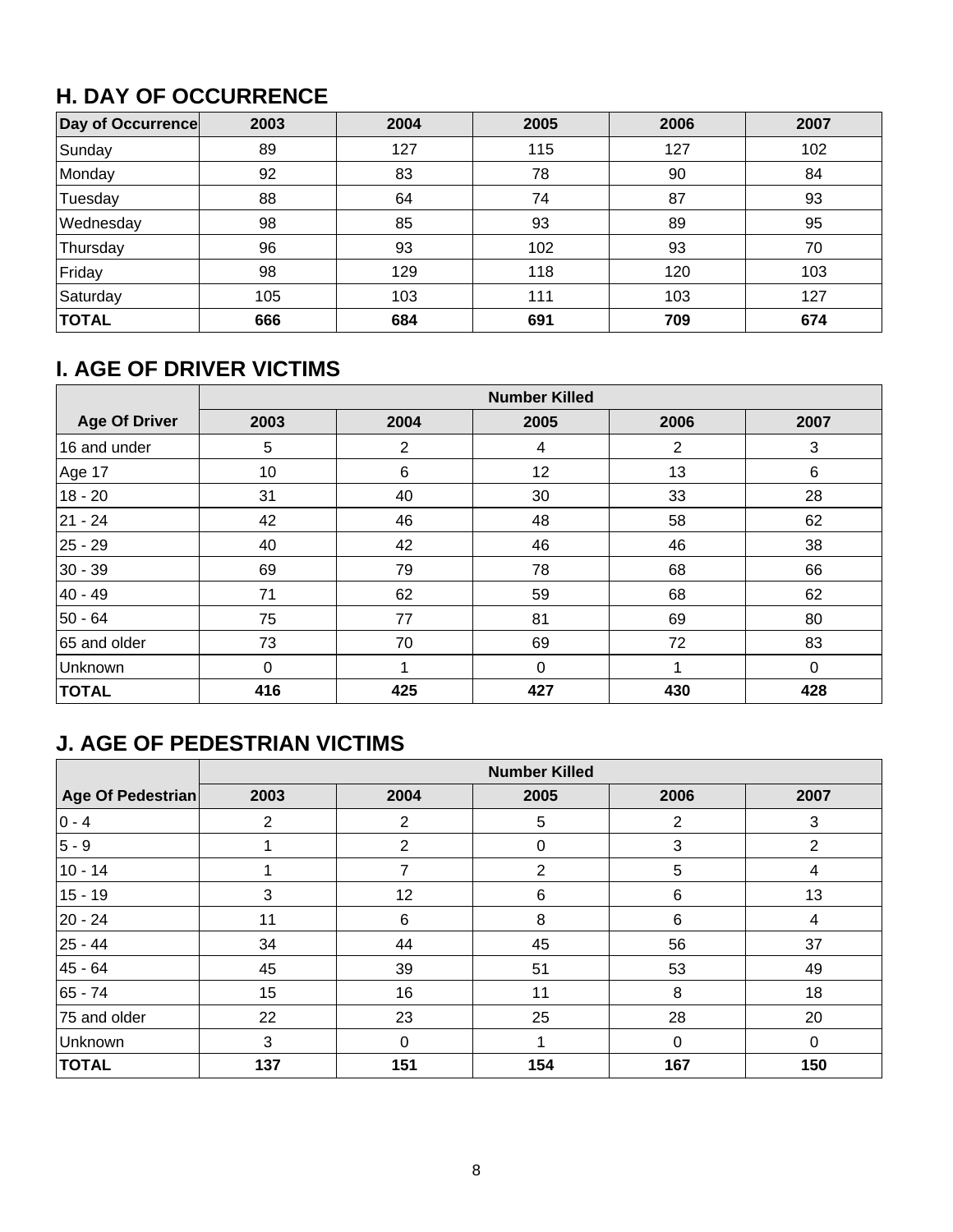## H. DAY OF OCCURRENCE

| Day of Occurrence | 2003 | 2004 | 2005 | 2006 | 2007 |
|---|---|---|---|---|---|
| Sunday | 89 | 127 | 115 | 127 | 102 |
| Monday | 92 | 83 | 78 | 90 | 84 |
| Tuesday | 88 | 64 | 74 | 87 | 93 |
| Wednesday | 98 | 85 | 93 | 89 | 95 |
| Thursday | 96 | 93 | 102 | 93 | 70 |
| Friday | 98 | 129 | 118 | 120 | 103 |
| Saturday | 105 | 103 | 111 | 103 | 127 |
| **TOTAL** | **666** | **684** | **691** | **709** | **674** |

## I. AGE OF DRIVER VICTIMS

| | Number Killed | | | | |
|---|---|---|---|---|---|
| **Age Of Driver** | **2003** | **2004** | **2005** | **2006** | **2007** |
| 16 and under | 5 | 2 | 4 | 2 | 3 |
| Age 17 | 10 | 6 | 12 | 13 | 6 |
| 18 - 20 | 31 | 40 | 30 | 33 | 28 |
| 21 - 24 | 42 | 46 | 48 | 58 | 62 |
| 25 - 29 | 40 | 42 | 46 | 46 | 38 |
| 30 - 39 | 69 | 79 | 78 | 68 | 66 |
| 40 - 49 | 71 | 62 | 59 | 68 | 62 |
| 50 - 64 | 75 | 77 | 81 | 69 | 80 |
| 65 and older | 73 | 70 | 69 | 72 | 83 |
| Unknown | 0 | 1 | 0 | 1 | 0 |
| **TOTAL** | **416** | **425** | **427** | **430** | **428** |

## J. AGE OF PEDESTRIAN VICTIMS

| | Number Killed | | | | |
|---|---|---|---|---|---|
| **Age Of Pedestrian** | **2003** | **2004** | **2005** | **2006** | **2007** |
| 0 - 4 | 2 | 2 | 5 | 2 | 3 |
| 5 - 9 | 1 | 2 | 0 | 3 | 2 |
| 10 - 14 | 1 | 7 | 2 | 5 | 4 |
| 15 - 19 | 3 | 12 | 6 | 6 | 13 |
| 20 - 24 | 11 | 6 | 8 | 6 | 4 |
| 25 - 44 | 34 | 44 | 45 | 56 | 37 |
| 45 - 64 | 45 | 39 | 51 | 53 | 49 |
| 65 - 74 | 15 | 16 | 11 | 8 | 18 |
| 75 and older | 22 | 23 | 25 | 28 | 20 |
| Unknown | 3 | 0 | 1 | 0 | 0 |
| **TOTAL** | **137** | **151** | **154** | **167** | **150** |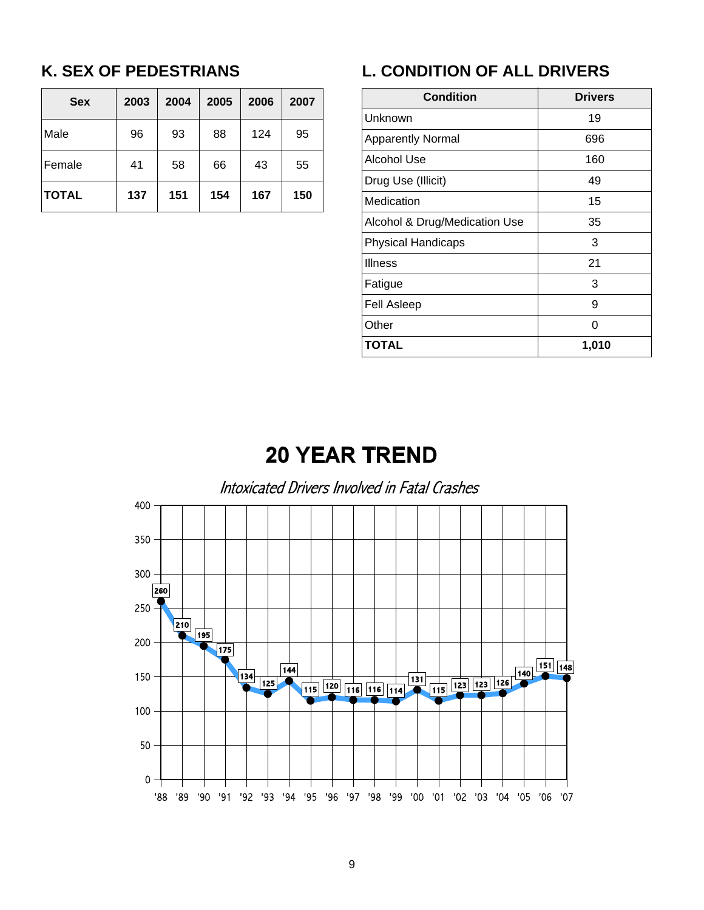## K. SEX OF PEDESTRIANS

| Sex | 2003 | 2004 | 2005 | 2006 | 2007 |
|---|---|---|---|---|---|
| Male | 96 | 93 | 88 | 124 | 95 |
| Female | 41 | 58 | 66 | 43 | 55 |
| **TOTAL** | **137** | **151** | **154** | **167** | **150** |

## L. CONDITION OF ALL DRIVERS

| Condition | Drivers |
|---|---|
| Unknown | 19 |
| Apparently Normal | 696 |
| Alcohol Use | 160 |
| Drug Use (Illicit) | 49 |
| Medication | 15 |
| Alcohol & Drug/Medication Use | 35 |
| Physical Handicaps | 3 |
| Illness | 21 |
| Fatigue | 3 |
| Fell Asleep | 9 |
| Other | 0 |
| **TOTAL** | **1,010** |

# 20 YEAR TREND

*Intoxicated Drivers Involved in Fatal Crashes*

| Year | '88 | '89 | '90 | '91 | '92 | '93 | '94 | '95 | '96 | '97 | '98 | '99 | '00 | '01 | '02 | '03 | '04 | '05 | '06 | '07 |
|---|---|---|---|---|---|---|---|---|---|---|---|---|---|---|---|---|---|---|---|---|
| Drivers | 260 | 210 | 195 | 175 | 134 | 125 | 144 | 115 | 120 | 116 | 116 | 114 | 131 | 115 | 123 | 123 | 126 | 140 | 151 | 148 |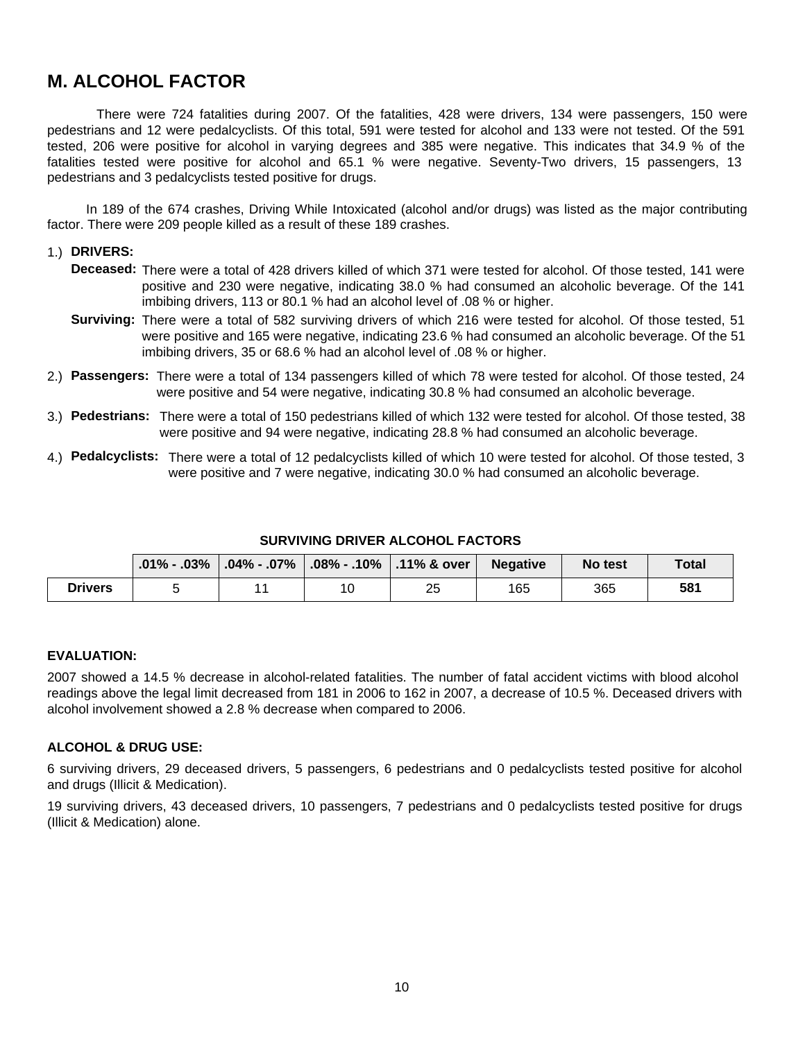## M. ALCOHOL FACTOR

There were 724 fatalities during 2007. Of the fatalities, 428 were drivers, 134 were passengers, 150 were pedestrians and 12 were pedalcyclists. Of this total, 591 were tested for alcohol and 133 were not tested. Of the 591 tested, 206 were positive for alcohol in varying degrees and 385 were negative. This indicates that 34.9 % of the fatalities tested were positive for alcohol and 65.1 % were negative. Seventy-Two drivers, 15 passengers, 13 pedestrians and 3 pedalcyclists tested positive for drugs.

In 189 of the 674 crashes, Driving While Intoxicated (alcohol and/or drugs) was listed as the major contributing factor. There were 209 people killed as a result of these 189 crashes.

1.) **DRIVERS:**

**Deceased:** There were a total of 428 drivers killed of which 371 were tested for alcohol. Of those tested, 141 were positive and 230 were negative, indicating 38.0 % had consumed an alcoholic beverage. Of the 141 imbibing drivers, 113 or 80.1 % had an alcohol level of .08 % or higher.

**Surviving:** There were a total of 582 surviving drivers of which 216 were tested for alcohol. Of those tested, 51 were positive and 165 were negative, indicating 23.6 % had consumed an alcoholic beverage. Of the 51 imbibing drivers, 35 or 68.6 % had an alcohol level of .08 % or higher.

2.) **Passengers:** There were a total of 134 passengers killed of which 78 were tested for alcohol. Of those tested, 24 were positive and 54 were negative, indicating 30.8 % had consumed an alcoholic beverage.

3.) **Pedestrians:** There were a total of 150 pedestrians killed of which 132 were tested for alcohol. Of those tested, 38 were positive and 94 were negative, indicating 28.8 % had consumed an alcoholic beverage.

4.) **Pedalcyclists:** There were a total of 12 pedalcyclists killed of which 10 were tested for alcohol. Of those tested, 3 were positive and 7 were negative, indicating 30.0 % had consumed an alcoholic beverage.

**SURVIVING DRIVER ALCOHOL FACTORS**

| | .01% - .03% | .04% - .07% | .08% - .10% | .11% & over | Negative | No test | Total |
|---|---|---|---|---|---|---|---|
| **Drivers** | 5 | 11 | 10 | 25 | 165 | 365 | **581** |

**EVALUATION:**

2007 showed a 14.5 % decrease in alcohol-related fatalities. The number of fatal accident victims with blood alcohol readings above the legal limit decreased from 181 in 2006 to 162 in 2007, a decrease of 10.5 %. Deceased drivers with alcohol involvement showed a 2.8 % decrease when compared to 2006.

**ALCOHOL & DRUG USE:**

6 surviving drivers, 29 deceased drivers, 5 passengers, 6 pedestrians and 0 pedalcyclists tested positive for alcohol and drugs (Illicit & Medication).

19 surviving drivers, 43 deceased drivers, 10 passengers, 7 pedestrians and 0 pedalcyclists tested positive for drugs (Illicit & Medication) alone.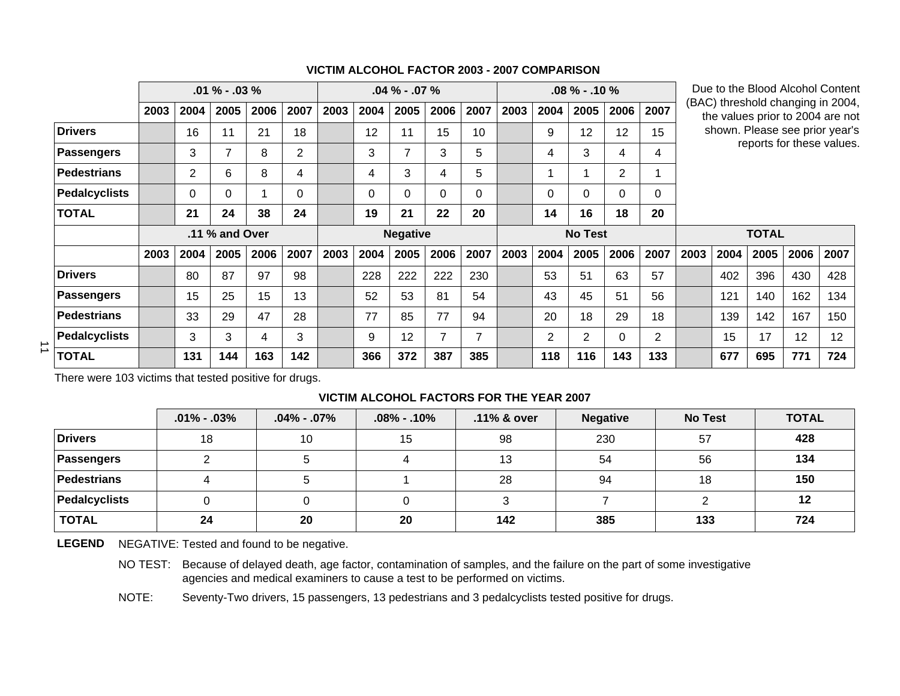## VICTIM ALCOHOL FACTOR 2003 - 2007 COMPARISON

Due to the Blood Alcohol Content (BAC) threshold changing in 2004, the values prior to 2004 are not shown. Please see prior year's reports for these values.

| | .01 % - .03 % | | | | | .04 % - .07 % | | | | | .08 % - .10 % | | | | |
|---|---|---|---|---|---|---|---|---|---|---|---|---|---|---|---|
| | 2003 | 2004 | 2005 | 2006 | 2007 | 2003 | 2004 | 2005 | 2006 | 2007 | 2003 | 2004 | 2005 | 2006 | 2007 |
| **Drivers** | | 16 | 11 | 21 | 18 | | 12 | 11 | 15 | 10 | | 9 | 12 | 12 | 15 |
| **Passengers** | | 3 | 7 | 8 | 2 | | 3 | 7 | 3 | 5 | | 4 | 3 | 4 | 4 |
| **Pedestrians** | | 2 | 6 | 8 | 4 | | 4 | 3 | 4 | 5 | | 1 | 1 | 2 | 1 |
| **Pedalcyclists** | | 0 | 0 | 1 | 0 | | 0 | 0 | 0 | 0 | | 0 | 0 | 0 | 0 |
| **TOTAL** | | **21** | **24** | **38** | **24** | | **19** | **21** | **22** | **20** | | **14** | **16** | **18** | **20** |

| | .11 % and Over | | | | | Negative | | | | | No Test | | | | | TOTAL | | | | |
|---|---|---|---|---|---|---|---|---|---|---|---|---|---|---|---|---|---|---|---|---|
| | 2003 | 2004 | 2005 | 2006 | 2007 | 2003 | 2004 | 2005 | 2006 | 2007 | 2003 | 2004 | 2005 | 2006 | 2007 | 2003 | 2004 | 2005 | 2006 | 2007 |
| **Drivers** | | 80 | 87 | 97 | 98 | | 228 | 222 | 222 | 230 | | 53 | 51 | 63 | 57 | | 402 | 396 | 430 | 428 |
| **Passengers** | | 15 | 25 | 15 | 13 | | 52 | 53 | 81 | 54 | | 43 | 45 | 51 | 56 | | 121 | 140 | 162 | 134 |
| **Pedestrians** | | 33 | 29 | 47 | 28 | | 77 | 85 | 77 | 94 | | 20 | 18 | 29 | 18 | | 139 | 142 | 167 | 150 |
| **Pedalcyclists** | | 3 | 3 | 4 | 3 | | 9 | 12 | 7 | 7 | | 2 | 2 | 0 | 2 | | 15 | 17 | 12 | 12 |
| **TOTAL** | | **131** | **144** | **163** | **142** | | **366** | **372** | **387** | **385** | | **118** | **116** | **143** | **133** | | **677** | **695** | **771** | **724** |

There were 103 victims that tested positive for drugs.

## VICTIM ALCOHOL FACTORS FOR THE YEAR 2007

| | .01% - .03% | .04% - .07% | .08% - .10% | .11% & over | Negative | No Test | TOTAL |
|---|---|---|---|---|---|---|---|
| **Drivers** | 18 | 10 | 15 | 98 | 230 | 57 | **428** |
| **Passengers** | 2 | 5 | 4 | 13 | 54 | 56 | **134** |
| **Pedestrians** | 4 | 5 | 1 | 28 | 94 | 18 | **150** |
| **Pedalcyclists** | 0 | 0 | 0 | 3 | 7 | 2 | **12** |
| **TOTAL** | **24** | **20** | **20** | **142** | **385** | **133** | **724** |

**LEGEND** NEGATIVE: Tested and found to be negative.

NO TEST: Because of delayed death, age factor, contamination of samples, and the failure on the part of some investigative agencies and medical examiners to cause a test to be performed on victims.

NOTE: Seventy-Two drivers, 15 passengers, 13 pedestrians and 3 pedalcyclists tested positive for drugs.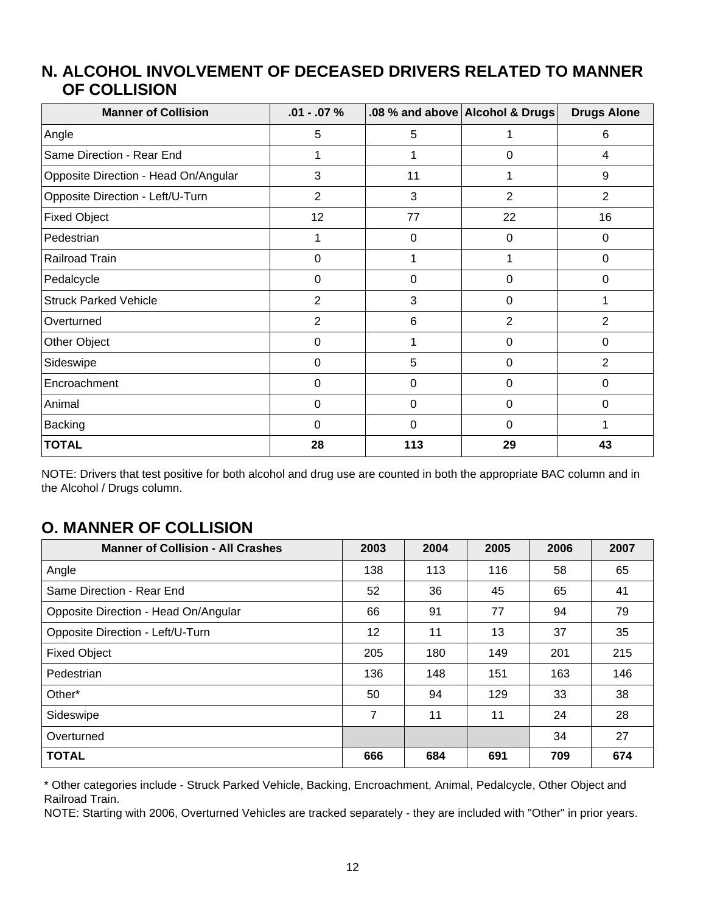## N. ALCOHOL INVOLVEMENT OF DECEASED DRIVERS RELATED TO MANNER OF COLLISION

| Manner of Collision | .01 - .07 % | .08 % and above | Alcohol & Drugs | Drugs Alone |
|---|---|---|---|---|
| Angle | 5 | 5 | 1 | 6 |
| Same Direction - Rear End | 1 | 1 | 0 | 4 |
| Opposite Direction - Head On/Angular | 3 | 11 | 1 | 9 |
| Opposite Direction - Left/U-Turn | 2 | 3 | 2 | 2 |
| Fixed Object | 12 | 77 | 22 | 16 |
| Pedestrian | 1 | 0 | 0 | 0 |
| Railroad Train | 0 | 1 | 1 | 0 |
| Pedalcycle | 0 | 0 | 0 | 0 |
| Struck Parked Vehicle | 2 | 3 | 0 | 1 |
| Overturned | 2 | 6 | 2 | 2 |
| Other Object | 0 | 1 | 0 | 0 |
| Sideswipe | 0 | 5 | 0 | 2 |
| Encroachment | 0 | 0 | 0 | 0 |
| Animal | 0 | 0 | 0 | 0 |
| Backing | 0 | 0 | 0 | 1 |
| **TOTAL** | **28** | **113** | **29** | **43** |

NOTE: Drivers that test positive for both alcohol and drug use are counted in both the appropriate BAC column and in the Alcohol / Drugs column.

## O. MANNER OF COLLISION

| Manner of Collision - All Crashes | 2003 | 2004 | 2005 | 2006 | 2007 |
|---|---|---|---|---|---|
| Angle | 138 | 113 | 116 | 58 | 65 |
| Same Direction - Rear End | 52 | 36 | 45 | 65 | 41 |
| Opposite Direction - Head On/Angular | 66 | 91 | 77 | 94 | 79 |
| Opposite Direction - Left/U-Turn | 12 | 11 | 13 | 37 | 35 |
| Fixed Object | 205 | 180 | 149 | 201 | 215 |
| Pedestrian | 136 | 148 | 151 | 163 | 146 |
| Other* | 50 | 94 | 129 | 33 | 38 |
| Sideswipe | 7 | 11 | 11 | 24 | 28 |
| Overturned | | | | 34 | 27 |
| **TOTAL** | **666** | **684** | **691** | **709** | **674** |

\* Other categories include - Struck Parked Vehicle, Backing, Encroachment, Animal, Pedalcycle, Other Object and Railroad Train.

NOTE: Starting with 2006, Overturned Vehicles are tracked separately - they are included with "Other" in prior years.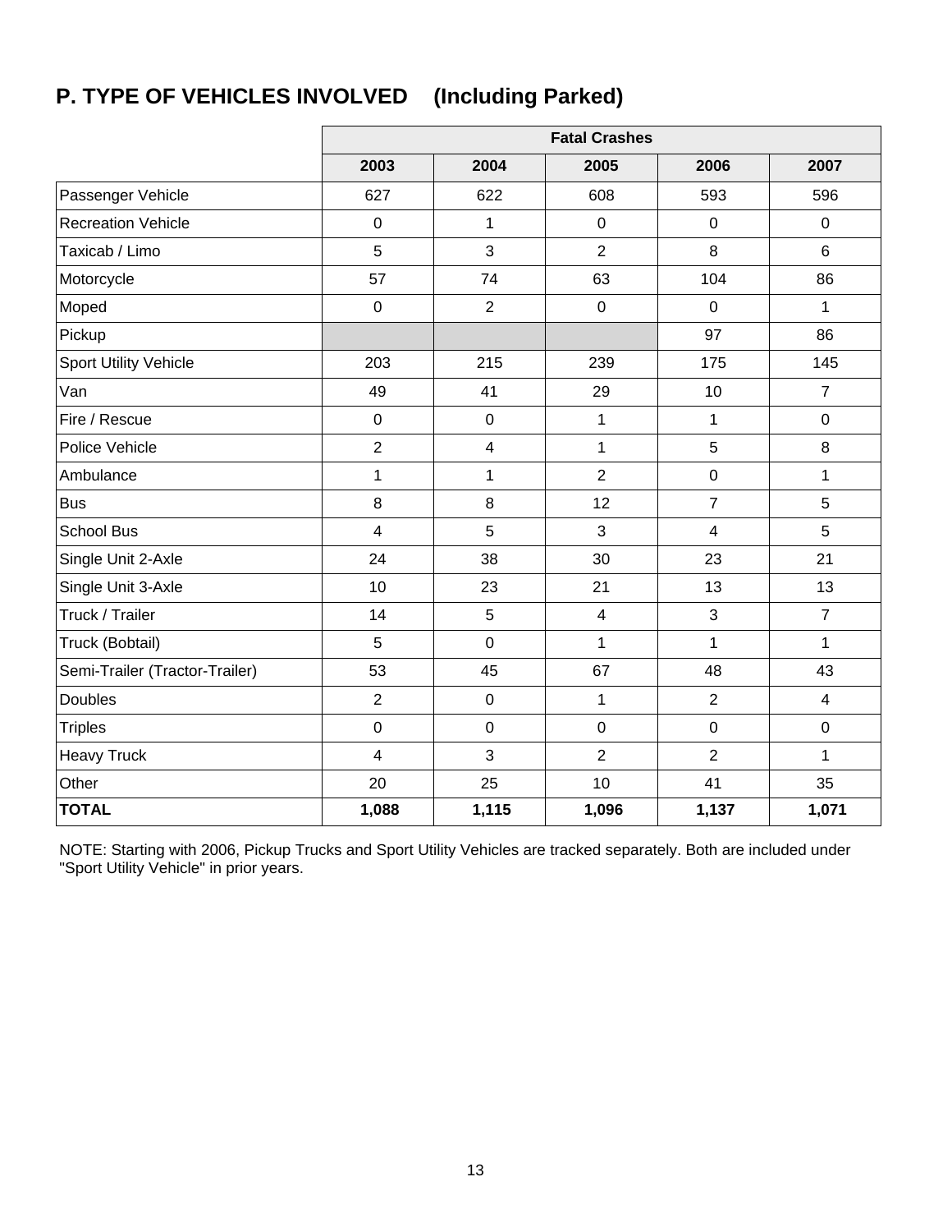## P. TYPE OF VEHICLES INVOLVED (Including Parked)

| | Fatal Crashes | | | | |
|---|---|---|---|---|---|
| | **2003** | **2004** | **2005** | **2006** | **2007** |
| Passenger Vehicle | 627 | 622 | 608 | 593 | 596 |
| Recreation Vehicle | 0 | 1 | 0 | 0 | 0 |
| Taxicab / Limo | 5 | 3 | 2 | 8 | 6 |
| Motorcycle | 57 | 74 | 63 | 104 | 86 |
| Moped | 0 | 2 | 0 | 0 | 1 |
| Pickup | | | | 97 | 86 |
| Sport Utility Vehicle | 203 | 215 | 239 | 175 | 145 |
| Van | 49 | 41 | 29 | 10 | 7 |
| Fire / Rescue | 0 | 0 | 1 | 1 | 0 |
| Police Vehicle | 2 | 4 | 1 | 5 | 8 |
| Ambulance | 1 | 1 | 2 | 0 | 1 |
| Bus | 8 | 8 | 12 | 7 | 5 |
| School Bus | 4 | 5 | 3 | 4 | 5 |
| Single Unit 2-Axle | 24 | 38 | 30 | 23 | 21 |
| Single Unit 3-Axle | 10 | 23 | 21 | 13 | 13 |
| Truck / Trailer | 14 | 5 | 4 | 3 | 7 |
| Truck (Bobtail) | 5 | 0 | 1 | 1 | 1 |
| Semi-Trailer (Tractor-Trailer) | 53 | 45 | 67 | 48 | 43 |
| Doubles | 2 | 0 | 1 | 2 | 4 |
| Triples | 0 | 0 | 0 | 0 | 0 |
| Heavy Truck | 4 | 3 | 2 | 2 | 1 |
| Other | 20 | 25 | 10 | 41 | 35 |
| **TOTAL** | **1,088** | **1,115** | **1,096** | **1,137** | **1,071** |

NOTE: Starting with 2006, Pickup Trucks and Sport Utility Vehicles are tracked separately. Both are included under "Sport Utility Vehicle" in prior years.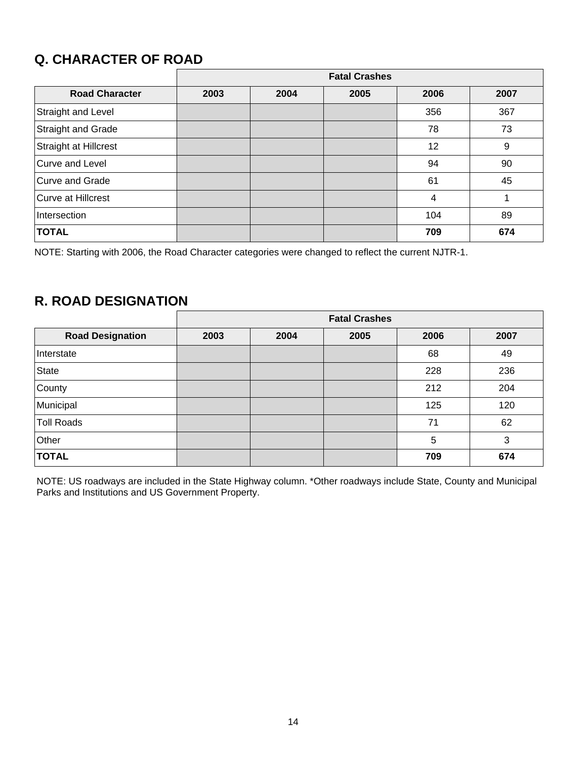## Q. CHARACTER OF ROAD

| | Fatal Crashes | | | | |
|---|---|---|---|---|---|
| **Road Character** | **2003** | **2004** | **2005** | **2006** | **2007** |
| Straight and Level | | | | 356 | 367 |
| Straight and Grade | | | | 78 | 73 |
| Straight at Hillcrest | | | | 12 | 9 |
| Curve and Level | | | | 94 | 90 |
| Curve and Grade | | | | 61 | 45 |
| Curve at Hillcrest | | | | 4 | 1 |
| Intersection | | | | 104 | 89 |
| **TOTAL** | | | | **709** | **674** |

NOTE: Starting with 2006, the Road Character categories were changed to reflect the current NJTR-1.

## R. ROAD DESIGNATION

| | Fatal Crashes | | | | |
|---|---|---|---|---|---|
| **Road Designation** | **2003** | **2004** | **2005** | **2006** | **2007** |
| Interstate | | | | 68 | 49 |
| State | | | | 228 | 236 |
| County | | | | 212 | 204 |
| Municipal | | | | 125 | 120 |
| Toll Roads | | | | 71 | 62 |
| Other | | | | 5 | 3 |
| **TOTAL** | | | | **709** | **674** |

NOTE: US roadways are included in the State Highway column. *Other roadways include State, County and Municipal Parks and Institutions and US Government Property.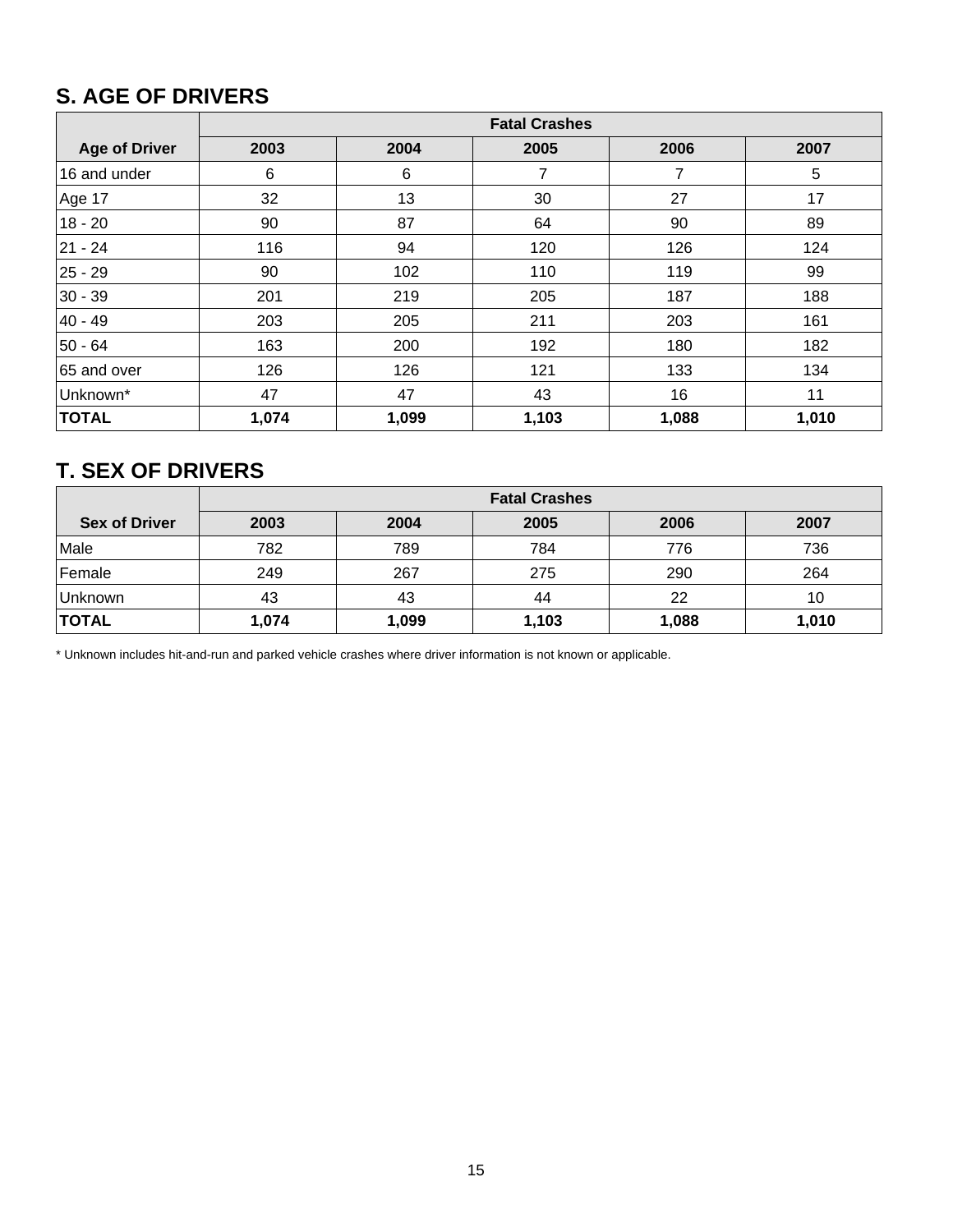## S. AGE OF DRIVERS

| | Fatal Crashes | | | | |
|---|---|---|---|---|---|
| **Age of Driver** | **2003** | **2004** | **2005** | **2006** | **2007** |
| 16 and under | 6 | 6 | 7 | 7 | 5 |
| Age 17 | 32 | 13 | 30 | 27 | 17 |
| 18 - 20 | 90 | 87 | 64 | 90 | 89 |
| 21 - 24 | 116 | 94 | 120 | 126 | 124 |
| 25 - 29 | 90 | 102 | 110 | 119 | 99 |
| 30 - 39 | 201 | 219 | 205 | 187 | 188 |
| 40 - 49 | 203 | 205 | 211 | 203 | 161 |
| 50 - 64 | 163 | 200 | 192 | 180 | 182 |
| 65 and over | 126 | 126 | 121 | 133 | 134 |
| Unknown* | 47 | 47 | 43 | 16 | 11 |
| **TOTAL** | **1,074** | **1,099** | **1,103** | **1,088** | **1,010** |

## T. SEX OF DRIVERS

| | Fatal Crashes | | | | |
|---|---|---|---|---|---|
| **Sex of Driver** | **2003** | **2004** | **2005** | **2006** | **2007** |
| Male | 782 | 789 | 784 | 776 | 736 |
| Female | 249 | 267 | 275 | 290 | 264 |
| Unknown | 43 | 43 | 44 | 22 | 10 |
| **TOTAL** | **1,074** | **1,099** | **1,103** | **1,088** | **1,010** |

* Unknown includes hit-and-run and parked vehicle crashes where driver information is not known or applicable.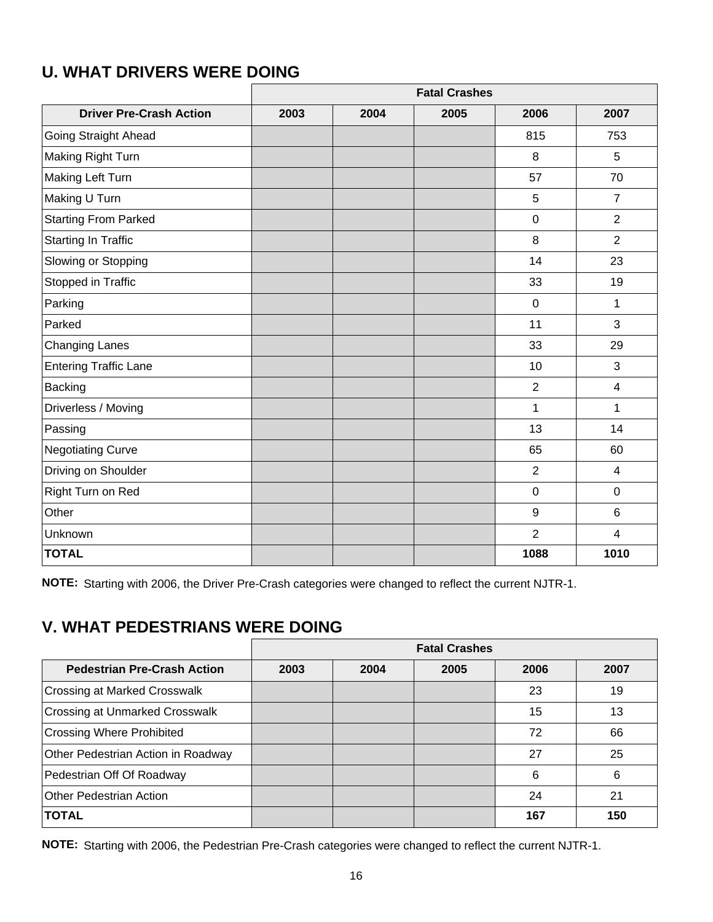## U. WHAT DRIVERS WERE DOING

| | Fatal Crashes | | | | |
|---|---|---|---|---|---|
| **Driver Pre-Crash Action** | **2003** | **2004** | **2005** | **2006** | **2007** |
| Going Straight Ahead | | | | 815 | 753 |
| Making Right Turn | | | | 8 | 5 |
| Making Left Turn | | | | 57 | 70 |
| Making U Turn | | | | 5 | 7 |
| Starting From Parked | | | | 0 | 2 |
| Starting In Traffic | | | | 8 | 2 |
| Slowing or Stopping | | | | 14 | 23 |
| Stopped in Traffic | | | | 33 | 19 |
| Parking | | | | 0 | 1 |
| Parked | | | | 11 | 3 |
| Changing Lanes | | | | 33 | 29 |
| Entering Traffic Lane | | | | 10 | 3 |
| Backing | | | | 2 | 4 |
| Driverless / Moving | | | | 1 | 1 |
| Passing | | | | 13 | 14 |
| Negotiating Curve | | | | 65 | 60 |
| Driving on Shoulder | | | | 2 | 4 |
| Right Turn on Red | | | | 0 | 0 |
| Other | | | | 9 | 6 |
| Unknown | | | | 2 | 4 |
| **TOTAL** | | | | **1088** | **1010** |

**NOTE:** Starting with 2006, the Driver Pre-Crash categories were changed to reflect the current NJTR-1.

## V. WHAT PEDESTRIANS WERE DOING

| | Fatal Crashes | | | | |
|---|---|---|---|---|---|
| **Pedestrian Pre-Crash Action** | **2003** | **2004** | **2005** | **2006** | **2007** |
| Crossing at Marked Crosswalk | | | | 23 | 19 |
| Crossing at Unmarked Crosswalk | | | | 15 | 13 |
| Crossing Where Prohibited | | | | 72 | 66 |
| Other Pedestrian Action in Roadway | | | | 27 | 25 |
| Pedestrian Off Of Roadway | | | | 6 | 6 |
| Other Pedestrian Action | | | | 24 | 21 |
| **TOTAL** | | | | **167** | **150** |

**NOTE:** Starting with 2006, the Pedestrian Pre-Crash categories were changed to reflect the current NJTR-1.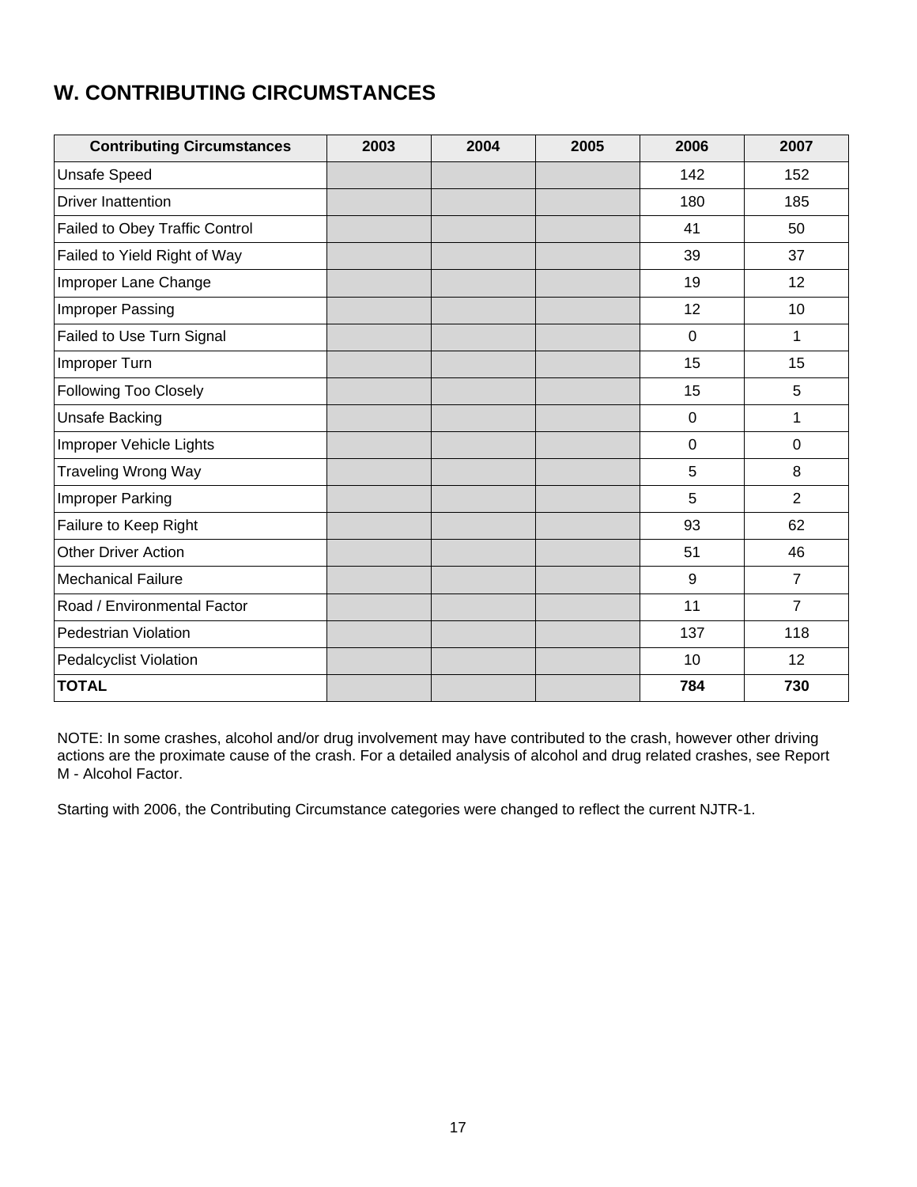## W. CONTRIBUTING CIRCUMSTANCES

| Contributing Circumstances | 2003 | 2004 | 2005 | 2006 | 2007 |
|---|---|---|---|---|---|
| Unsafe Speed | | | | 142 | 152 |
| Driver Inattention | | | | 180 | 185 |
| Failed to Obey Traffic Control | | | | 41 | 50 |
| Failed to Yield Right of Way | | | | 39 | 37 |
| Improper Lane Change | | | | 19 | 12 |
| Improper Passing | | | | 12 | 10 |
| Failed to Use Turn Signal | | | | 0 | 1 |
| Improper Turn | | | | 15 | 15 |
| Following Too Closely | | | | 15 | 5 |
| Unsafe Backing | | | | 0 | 1 |
| Improper Vehicle Lights | | | | 0 | 0 |
| Traveling Wrong Way | | | | 5 | 8 |
| Improper Parking | | | | 5 | 2 |
| Failure to Keep Right | | | | 93 | 62 |
| Other Driver Action | | | | 51 | 46 |
| Mechanical Failure | | | | 9 | 7 |
| Road / Environmental Factor | | | | 11 | 7 |
| Pedestrian Violation | | | | 137 | 118 |
| Pedalcyclist Violation | | | | 10 | 12 |
| **TOTAL** | | | | **784** | **730** |

NOTE: In some crashes, alcohol and/or drug involvement may have contributed to the crash, however other driving actions are the proximate cause of the crash. For a detailed analysis of alcohol and drug related crashes, see Report M - Alcohol Factor.

Starting with 2006, the Contributing Circumstance categories were changed to reflect the current NJTR-1.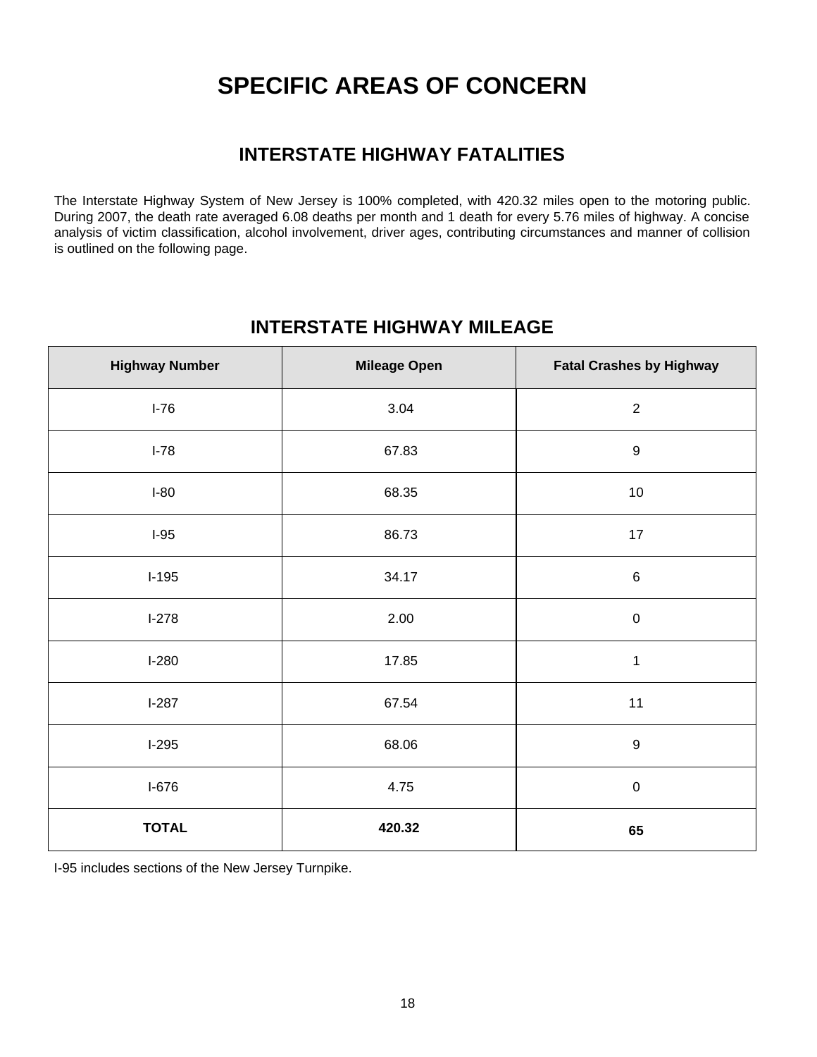# SPECIFIC AREAS OF CONCERN

## INTERSTATE HIGHWAY FATALITIES

The Interstate Highway System of New Jersey is 100% completed, with 420.32 miles open to the motoring public. During 2007, the death rate averaged 6.08 deaths per month and 1 death for every 5.76 miles of highway. A concise analysis of victim classification, alcohol involvement, driver ages, contributing circumstances and manner of collision is outlined on the following page.

## INTERSTATE HIGHWAY MILEAGE

| Highway Number | Mileage Open | Fatal Crashes by Highway |
|---|---|---|
| I-76 | 3.04 | 2 |
| I-78 | 67.83 | 9 |
| I-80 | 68.35 | 10 |
| I-95 | 86.73 | 17 |
| I-195 | 34.17 | 6 |
| I-278 | 2.00 | 0 |
| I-280 | 17.85 | 1 |
| I-287 | 67.54 | 11 |
| I-295 | 68.06 | 9 |
| I-676 | 4.75 | 0 |
| **TOTAL** | **420.32** | **65** |

I-95 includes sections of the New Jersey Turnpike.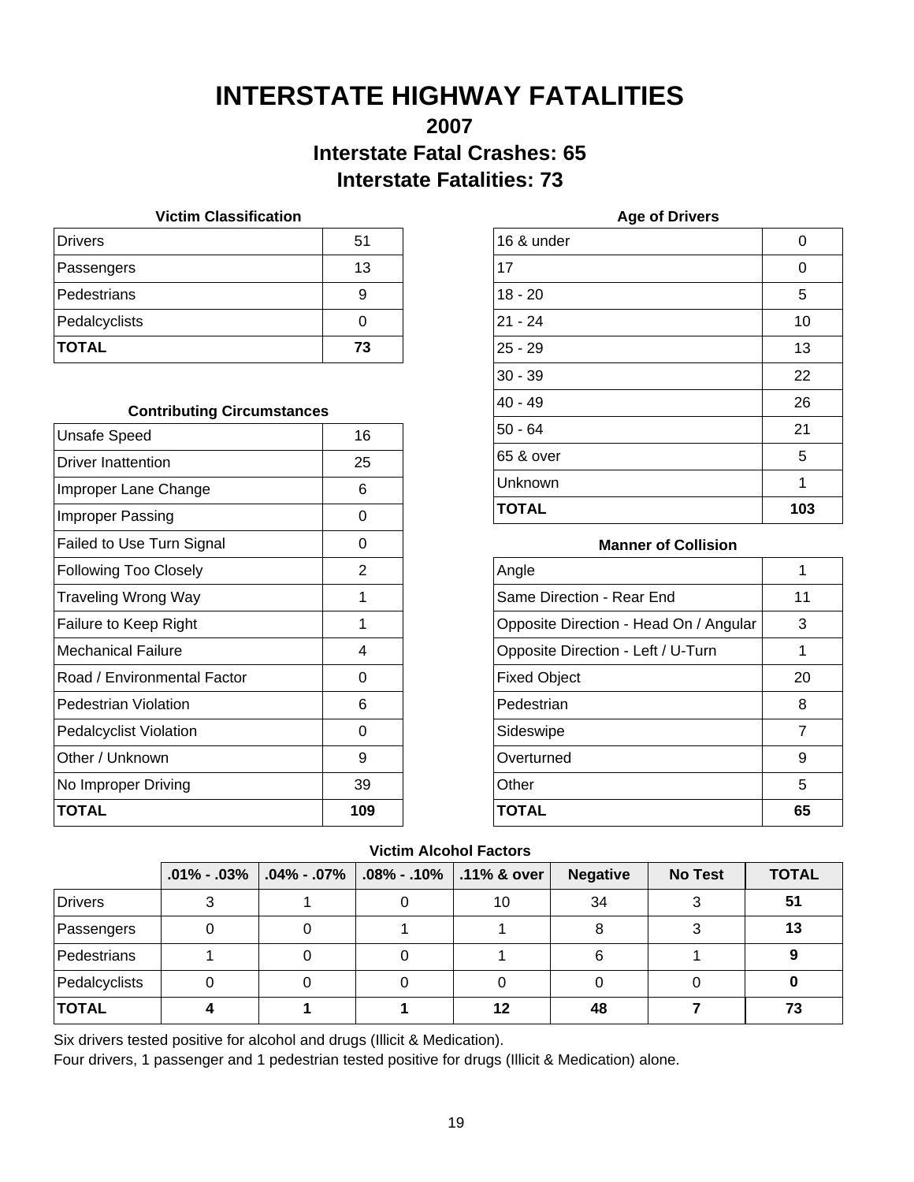# INTERSTATE HIGHWAY FATALITIES

## 2007

## Interstate Fatal Crashes: 65

## Interstate Fatalities: 73

**Victim Classification**

| | |
|---|---|
| Drivers | 51 |
| Passengers | 13 |
| Pedestrians | 9 |
| Pedalcyclists | 0 |
| **TOTAL** | **73** |

**Contributing Circumstances**

| | |
|---|---|
| Unsafe Speed | 16 |
| Driver Inattention | 25 |
| Improper Lane Change | 6 |
| Improper Passing | 0 |
| Failed to Use Turn Signal | 0 |
| Following Too Closely | 2 |
| Traveling Wrong Way | 1 |
| Failure to Keep Right | 1 |
| Mechanical Failure | 4 |
| Road / Environmental Factor | 0 |
| Pedestrian Violation | 6 |
| Pedalcyclist Violation | 0 |
| Other / Unknown | 9 |
| No Improper Driving | 39 |
| **TOTAL** | **109** |

**Age of Drivers**

| | |
|---|---|
| 16 & under | 0 |
| 17 | 0 |
| 18 - 20 | 5 |
| 21 - 24 | 10 |
| 25 - 29 | 13 |
| 30 - 39 | 22 |
| 40 - 49 | 26 |
| 50 - 64 | 21 |
| 65 & over | 5 |
| Unknown | 1 |
| **TOTAL** | **103** |

**Manner of Collision**

| | |
|---|---|
| Angle | 1 |
| Same Direction - Rear End | 11 |
| Opposite Direction - Head On / Angular | 3 |
| Opposite Direction - Left / U-Turn | 1 |
| Fixed Object | 20 |
| Pedestrian | 8 |
| Sideswipe | 7 |
| Overturned | 9 |
| Other | 5 |
| **TOTAL** | **65** |

**Victim Alcohol Factors**

| | .01% - .03% | .04% - .07% | .08% - .10% | .11% & over | Negative | No Test | TOTAL |
|---|---|---|---|---|---|---|---|
| Drivers | 3 | 1 | 0 | 10 | 34 | 3 | **51** |
| Passengers | 0 | 0 | 1 | 1 | 8 | 3 | **13** |
| Pedestrians | 1 | 0 | 0 | 1 | 6 | 1 | **9** |
| Pedalcyclists | 0 | 0 | 0 | 0 | 0 | 0 | **0** |
| **TOTAL** | **4** | **1** | **1** | **12** | **48** | **7** | **73** |

Six drivers tested positive for alcohol and drugs (Illicit & Medication).
Four drivers, 1 passenger and 1 pedestrian tested positive for drugs (Illicit & Medication) alone.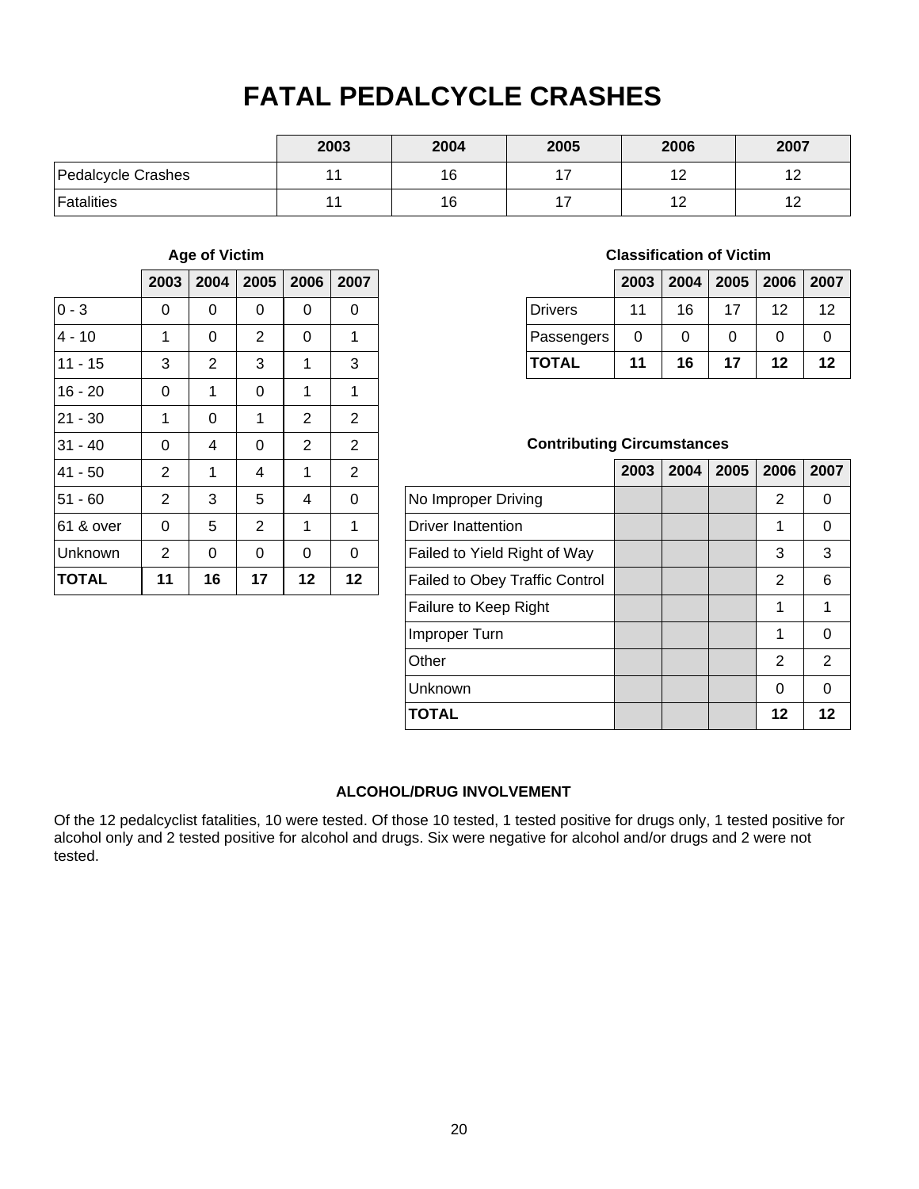# FATAL PEDALCYCLE CRASHES

| | 2003 | 2004 | 2005 | 2006 | 2007 |
|---|---|---|---|---|---|
| Pedalcycle Crashes | 11 | 16 | 17 | 12 | 12 |
| Fatalities | 11 | 16 | 17 | 12 | 12 |

### Age of Victim

| | 2003 | 2004 | 2005 | 2006 | 2007 |
|---|---|---|---|---|---|
| 0 - 3 | 0 | 0 | 0 | 0 | 0 |
| 4 - 10 | 1 | 0 | 2 | 0 | 1 |
| 11 - 15 | 3 | 2 | 3 | 1 | 3 |
| 16 - 20 | 0 | 1 | 0 | 1 | 1 |
| 21 - 30 | 1 | 0 | 1 | 2 | 2 |
| 31 - 40 | 0 | 4 | 0 | 2 | 2 |
| 41 - 50 | 2 | 1 | 4 | 1 | 2 |
| 51 - 60 | 2 | 3 | 5 | 4 | 0 |
| 61 & over | 0 | 5 | 2 | 1 | 1 |
| Unknown | 2 | 0 | 0 | 0 | 0 |
| **TOTAL** | **11** | **16** | **17** | **12** | **12** |

### Classification of Victim

| | 2003 | 2004 | 2005 | 2006 | 2007 |
|---|---|---|---|---|---|
| Drivers | 11 | 16 | 17 | 12 | 12 |
| Passengers | 0 | 0 | 0 | 0 | 0 |
| **TOTAL** | **11** | **16** | **17** | **12** | **12** |

### Contributing Circumstances

| | 2003 | 2004 | 2005 | 2006 | 2007 |
|---|---|---|---|---|---|
| No Improper Driving | | | | 2 | 0 |
| Driver Inattention | | | | 1 | 0 |
| Failed to Yield Right of Way | | | | 3 | 3 |
| Failed to Obey Traffic Control | | | | 2 | 6 |
| Failure to Keep Right | | | | 1 | 1 |
| Improper Turn | | | | 1 | 0 |
| Other | | | | 2 | 2 |
| Unknown | | | | 0 | 0 |
| **TOTAL** | | | | **12** | **12** |

### ALCOHOL/DRUG INVOLVEMENT

Of the 12 pedalcyclist fatalities, 10 were tested. Of those 10 tested, 1 tested positive for drugs only, 1 tested positive for alcohol only and 2 tested positive for alcohol and drugs. Six were negative for alcohol and/or drugs and 2 were not tested.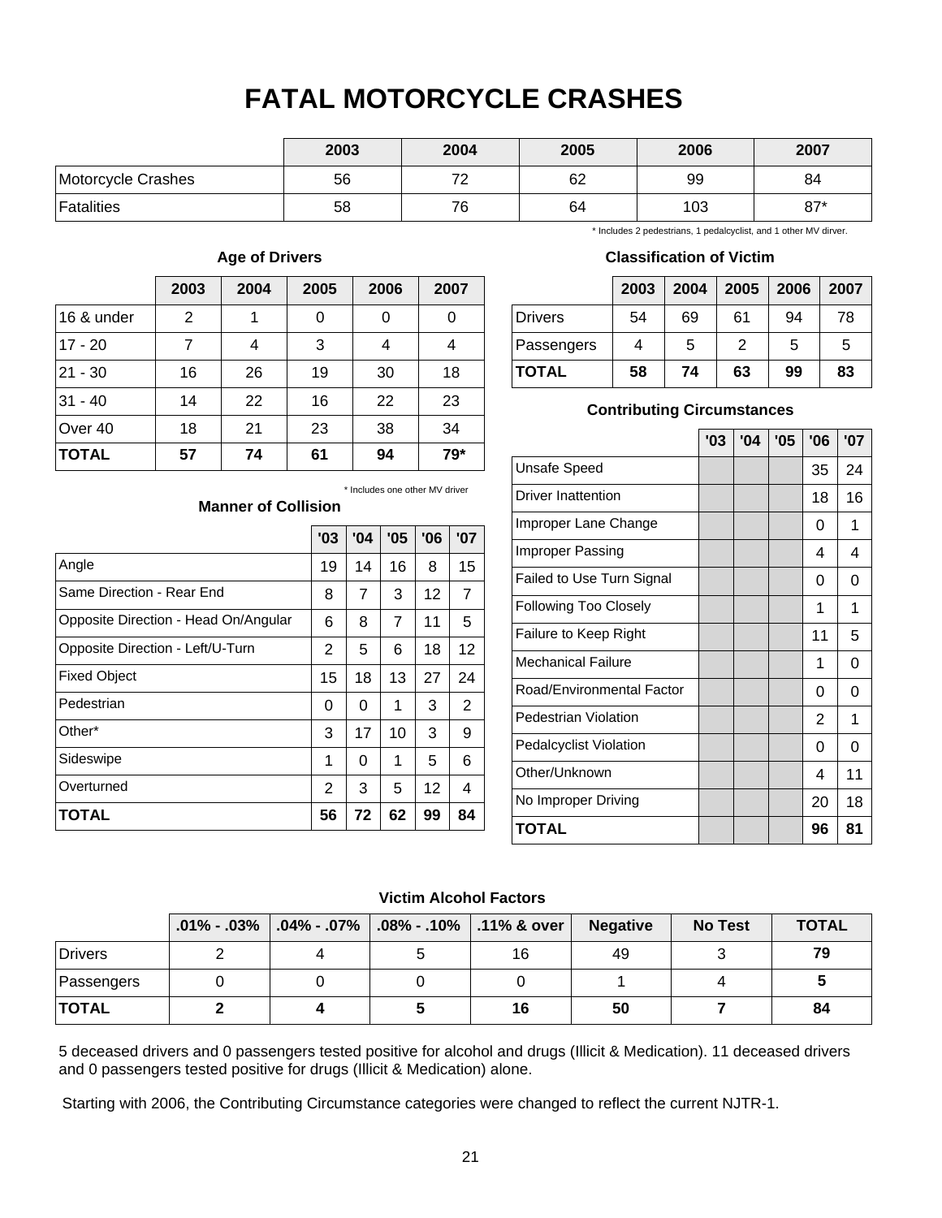# FATAL MOTORCYCLE CRASHES

| | 2003 | 2004 | 2005 | 2006 | 2007 |
|---|---|---|---|---|---|
| Motorcycle Crashes | 56 | 72 | 62 | 99 | 84 |
| Fatalities | 58 | 76 | 64 | 103 | 87* |

\* Includes 2 pedestrians, 1 pedalcyclist, and 1 other MV dirver.

### Age of Drivers

| | 2003 | 2004 | 2005 | 2006 | 2007 |
|---|---|---|---|---|---|
| 16 & under | 2 | 1 | 0 | 0 | 0 |
| 17 - 20 | 7 | 4 | 3 | 4 | 4 |
| 21 - 30 | 16 | 26 | 19 | 30 | 18 |
| 31 - 40 | 14 | 22 | 16 | 22 | 23 |
| Over 40 | 18 | 21 | 23 | 38 | 34 |
| **TOTAL** | **57** | **74** | **61** | **94** | **79*** |

\* Includes one other MV driver

### Classification of Victim

| | 2003 | 2004 | 2005 | 2006 | 2007 |
|---|---|---|---|---|---|
| Drivers | 54 | 69 | 61 | 94 | 78 |
| Passengers | 4 | 5 | 2 | 5 | 5 |
| **TOTAL** | **58** | **74** | **63** | **99** | **83** |

### Manner of Collision

| | '03 | '04 | '05 | '06 | '07 |
|---|---|---|---|---|---|
| Angle | 19 | 14 | 16 | 8 | 15 |
| Same Direction - Rear End | 8 | 7 | 3 | 12 | 7 |
| Opposite Direction - Head On/Angular | 6 | 8 | 7 | 11 | 5 |
| Opposite Direction - Left/U-Turn | 2 | 5 | 6 | 18 | 12 |
| Fixed Object | 15 | 18 | 13 | 27 | 24 |
| Pedestrian | 0 | 0 | 1 | 3 | 2 |
| Other* | 3 | 17 | 10 | 3 | 9 |
| Sideswipe | 1 | 0 | 1 | 5 | 6 |
| Overturned | 2 | 3 | 5 | 12 | 4 |
| **TOTAL** | **56** | **72** | **62** | **99** | **84** |

### Contributing Circumstances

| | '03 | '04 | '05 | '06 | '07 |
|---|---|---|---|---|---|
| Unsafe Speed | | | | 35 | 24 |
| Driver Inattention | | | | 18 | 16 |
| Improper Lane Change | | | | 0 | 1 |
| Improper Passing | | | | 4 | 4 |
| Failed to Use Turn Signal | | | | 0 | 0 |
| Following Too Closely | | | | 1 | 1 |
| Failure to Keep Right | | | | 11 | 5 |
| Mechanical Failure | | | | 1 | 0 |
| Road/Environmental Factor | | | | 0 | 0 |
| Pedestrian Violation | | | | 2 | 1 |
| Pedalcyclist Violation | | | | 0 | 0 |
| Other/Unknown | | | | 4 | 11 |
| No Improper Driving | | | | 20 | 18 |
| **TOTAL** | | | | **96** | **81** |

### Victim Alcohol Factors

| | .01% - .03% | .04% - .07% | .08% - .10% | .11% & over | Negative | No Test | TOTAL |
|---|---|---|---|---|---|---|---|
| Drivers | 2 | 4 | 5 | 16 | 49 | 3 | **79** |
| Passengers | 0 | 0 | 0 | 0 | 1 | 4 | **5** |
| **TOTAL** | **2** | **4** | **5** | **16** | **50** | **7** | **84** |

5 deceased drivers and 0 passengers tested positive for alcohol and drugs (Illicit & Medication). 11 deceased drivers and 0 passengers tested positive for drugs (Illicit & Medication) alone.

Starting with 2006, the Contributing Circumstance categories were changed to reflect the current NJTR-1.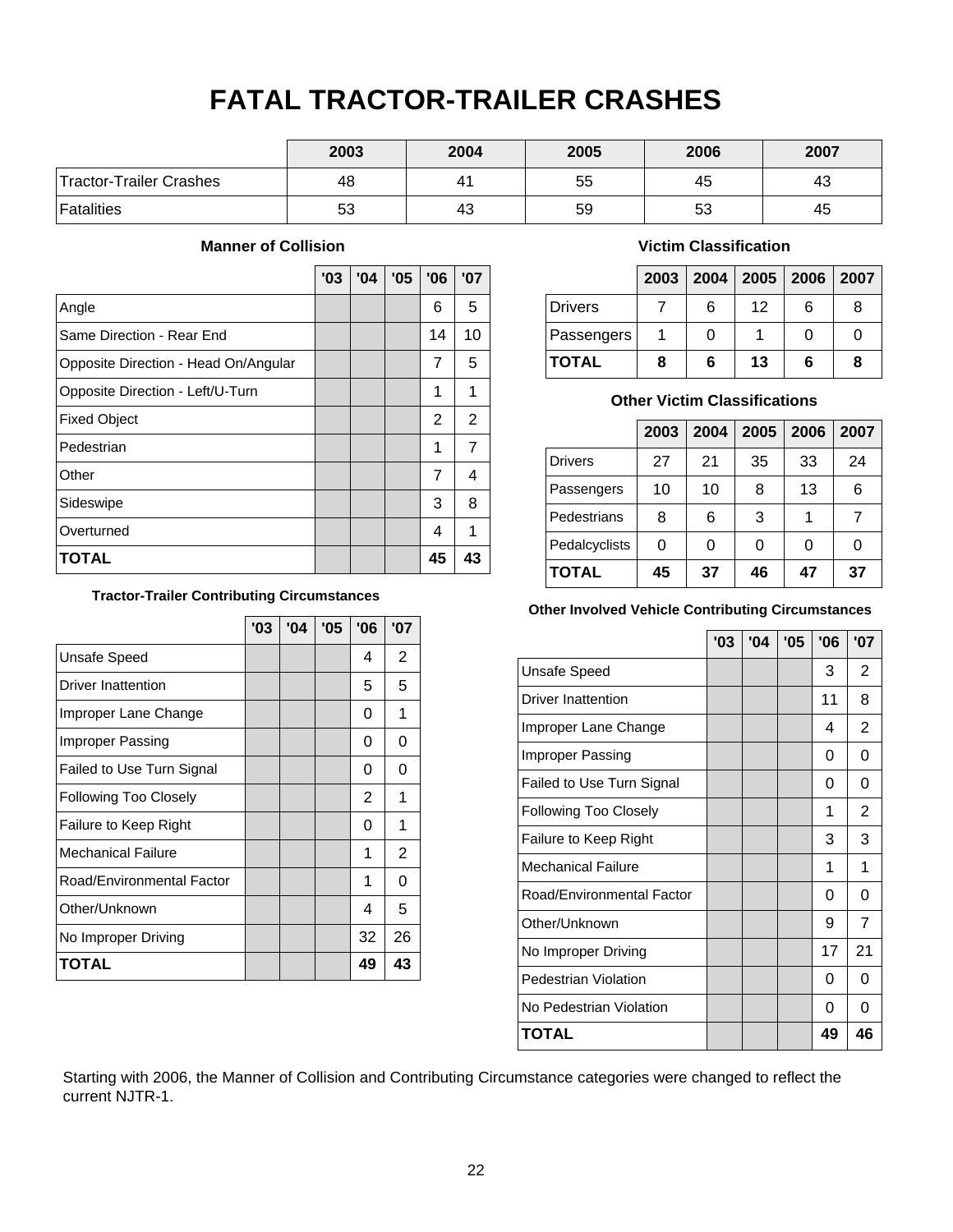# FATAL TRACTOR-TRAILER CRASHES

| | 2003 | 2004 | 2005 | 2006 | 2007 |
|---|---|---|---|---|---|
| Tractor-Trailer Crashes | 48 | 41 | 55 | 45 | 43 |
| Fatalities | 53 | 43 | 59 | 53 | 45 |

### Manner of Collision

| | '03 | '04 | '05 | '06 | '07 |
|---|---|---|---|---|---|
| Angle | | | | 6 | 5 |
| Same Direction - Rear End | | | | 14 | 10 |
| Opposite Direction - Head On/Angular | | | | 7 | 5 |
| Opposite Direction - Left/U-Turn | | | | 1 | 1 |
| Fixed Object | | | | 2 | 2 |
| Pedestrian | | | | 1 | 7 |
| Other | | | | 7 | 4 |
| Sideswipe | | | | 3 | 8 |
| Overturned | | | | 4 | 1 |
| **TOTAL** | | | | **45** | **43** |

### Victim Classification

| | 2003 | 2004 | 2005 | 2006 | 2007 |
|---|---|---|---|---|---|
| Drivers | 7 | 6 | 12 | 6 | 8 |
| Passengers | 1 | 0 | 1 | 0 | 0 |
| **TOTAL** | **8** | **6** | **13** | **6** | **8** |

### Other Victim Classifications

| | 2003 | 2004 | 2005 | 2006 | 2007 |
|---|---|---|---|---|---|
| Drivers | 27 | 21 | 35 | 33 | 24 |
| Passengers | 10 | 10 | 8 | 13 | 6 |
| Pedestrians | 8 | 6 | 3 | 1 | 7 |
| Pedalcyclists | 0 | 0 | 0 | 0 | 0 |
| **TOTAL** | **45** | **37** | **46** | **47** | **37** |

### Tractor-Trailer Contributing Circumstances

| | '03 | '04 | '05 | '06 | '07 |
|---|---|---|---|---|---|
| Unsafe Speed | | | | 4 | 2 |
| Driver Inattention | | | | 5 | 5 |
| Improper Lane Change | | | | 0 | 1 |
| Improper Passing | | | | 0 | 0 |
| Failed to Use Turn Signal | | | | 0 | 0 |
| Following Too Closely | | | | 2 | 1 |
| Failure to Keep Right | | | | 0 | 1 |
| Mechanical Failure | | | | 1 | 2 |
| Road/Environmental Factor | | | | 1 | 0 |
| Other/Unknown | | | | 4 | 5 |
| No Improper Driving | | | | 32 | 26 |
| **TOTAL** | | | | **49** | **43** |

### Other Involved Vehicle Contributing Circumstances

| | '03 | '04 | '05 | '06 | '07 |
|---|---|---|---|---|---|
| Unsafe Speed | | | | 3 | 2 |
| Driver Inattention | | | | 11 | 8 |
| Improper Lane Change | | | | 4 | 2 |
| Improper Passing | | | | 0 | 0 |
| Failed to Use Turn Signal | | | | 0 | 0 |
| Following Too Closely | | | | 1 | 2 |
| Failure to Keep Right | | | | 3 | 3 |
| Mechanical Failure | | | | 1 | 1 |
| Road/Environmental Factor | | | | 0 | 0 |
| Other/Unknown | | | | 9 | 7 |
| No Improper Driving | | | | 17 | 21 |
| Pedestrian Violation | | | | 0 | 0 |
| No Pedestrian Violation | | | | 0 | 0 |
| **TOTAL** | | | | **49** | **46** |

Starting with 2006, the Manner of Collision and Contributing Circumstance categories were changed to reflect the current NJTR-1.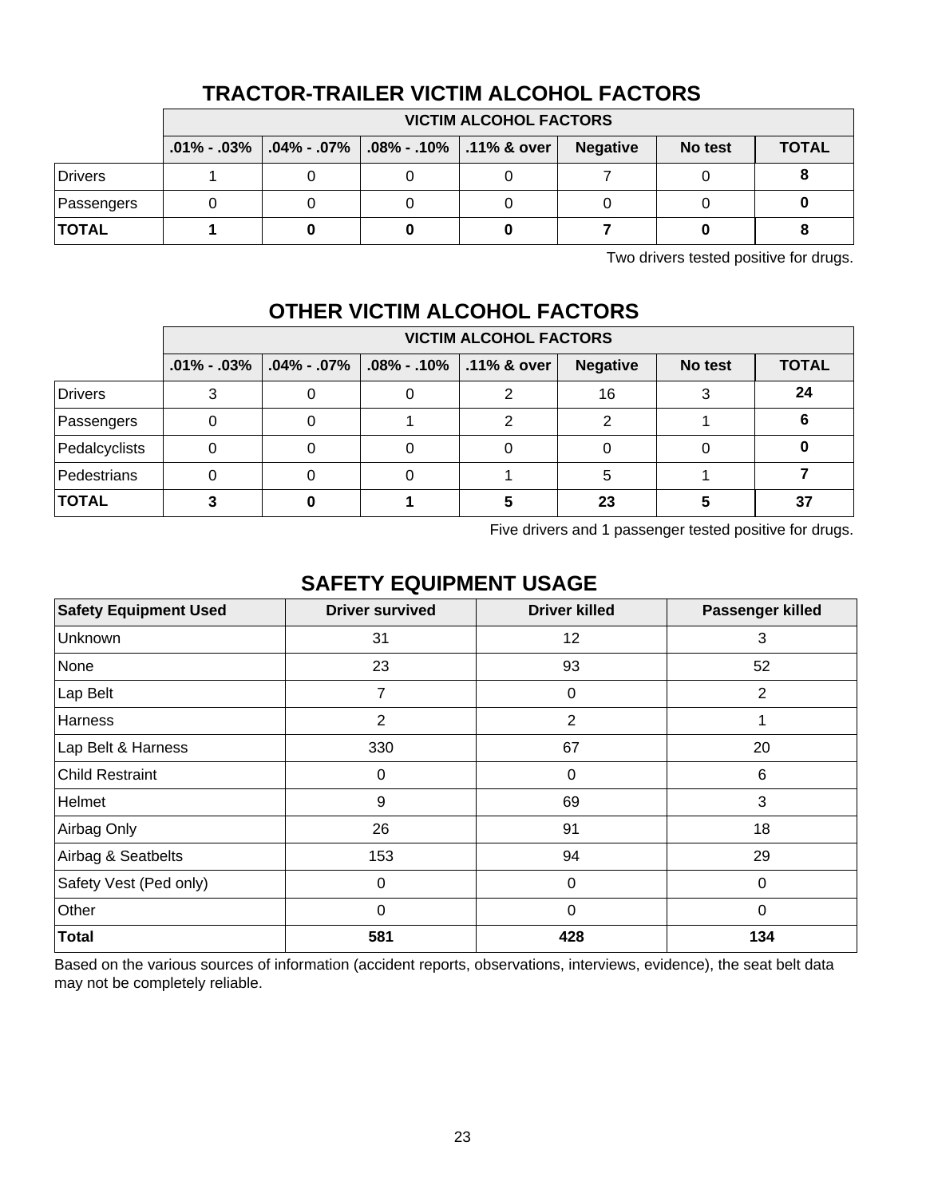## TRACTOR-TRAILER VICTIM ALCOHOL FACTORS

| | VICTIM ALCOHOL FACTORS | | | | | | |
|---|---|---|---|---|---|---|---|
| | .01% - .03% | .04% - .07% | .08% - .10% | .11% & over | Negative | No test | TOTAL |
| Drivers | 1 | 0 | 0 | 0 | 7 | 0 | **8** |
| Passengers | 0 | 0 | 0 | 0 | 0 | 0 | **0** |
| **TOTAL** | **1** | **0** | **0** | **0** | **7** | **0** | **8** |

Two drivers tested positive for drugs.

## OTHER VICTIM ALCOHOL FACTORS

| | VICTIM ALCOHOL FACTORS | | | | | | |
|---|---|---|---|---|---|---|---|
| | .01% - .03% | .04% - .07% | .08% - .10% | .11% & over | Negative | No test | TOTAL |
| Drivers | 3 | 0 | 0 | 2 | 16 | 3 | **24** |
| Passengers | 0 | 0 | 1 | 2 | 2 | 1 | **6** |
| Pedalcyclists | 0 | 0 | 0 | 0 | 0 | 0 | **0** |
| Pedestrians | 0 | 0 | 0 | 1 | 5 | 1 | **7** |
| **TOTAL** | **3** | **0** | **1** | **5** | **23** | **5** | **37** |

Five drivers and 1 passenger tested positive for drugs.

## SAFETY EQUIPMENT USAGE

| Safety Equipment Used | Driver survived | Driver killed | Passenger killed |
|---|---|---|---|
| Unknown | 31 | 12 | 3 |
| None | 23 | 93 | 52 |
| Lap Belt | 7 | 0 | 2 |
| Harness | 2 | 2 | 1 |
| Lap Belt & Harness | 330 | 67 | 20 |
| Child Restraint | 0 | 0 | 6 |
| Helmet | 9 | 69 | 3 |
| Airbag Only | 26 | 91 | 18 |
| Airbag & Seatbelts | 153 | 94 | 29 |
| Safety Vest (Ped only) | 0 | 0 | 0 |
| Other | 0 | 0 | 0 |
| **Total** | **581** | **428** | **134** |

Based on the various sources of information (accident reports, observations, interviews, evidence), the seat belt data may not be completely reliable.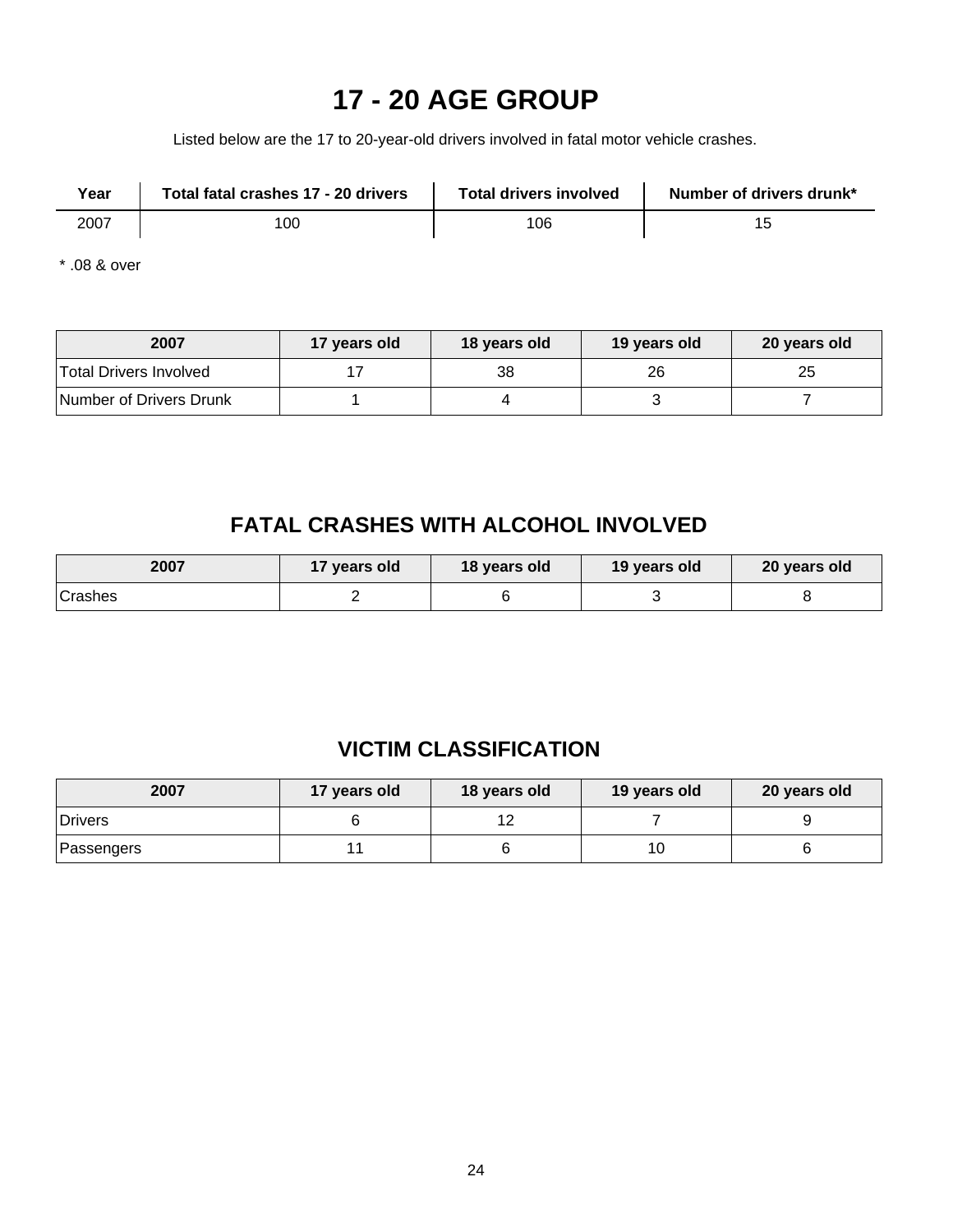# 17 - 20 AGE GROUP

Listed below are the 17 to 20-year-old drivers involved in fatal motor vehicle crashes.

| Year | Total fatal crashes 17 - 20 drivers | Total drivers involved | Number of drivers drunk* |
|---|---|---|---|
| 2007 | 100 | 106 | 15 |

* .08 & over

| 2007 | 17 years old | 18 years old | 19 years old | 20 years old |
|---|---|---|---|---|
| Total Drivers Involved | 17 | 38 | 26 | 25 |
| Number of Drivers Drunk | 1 | 4 | 3 | 7 |

## FATAL CRASHES WITH ALCOHOL INVOLVED

| 2007 | 17 years old | 18 years old | 19 years old | 20 years old |
|---|---|---|---|---|
| Crashes | 2 | 6 | 3 | 8 |

## VICTIM CLASSIFICATION

| 2007 | 17 years old | 18 years old | 19 years old | 20 years old |
|---|---|---|---|---|
| Drivers | 6 | 12 | 7 | 9 |
| Passengers | 11 | 6 | 10 | 6 |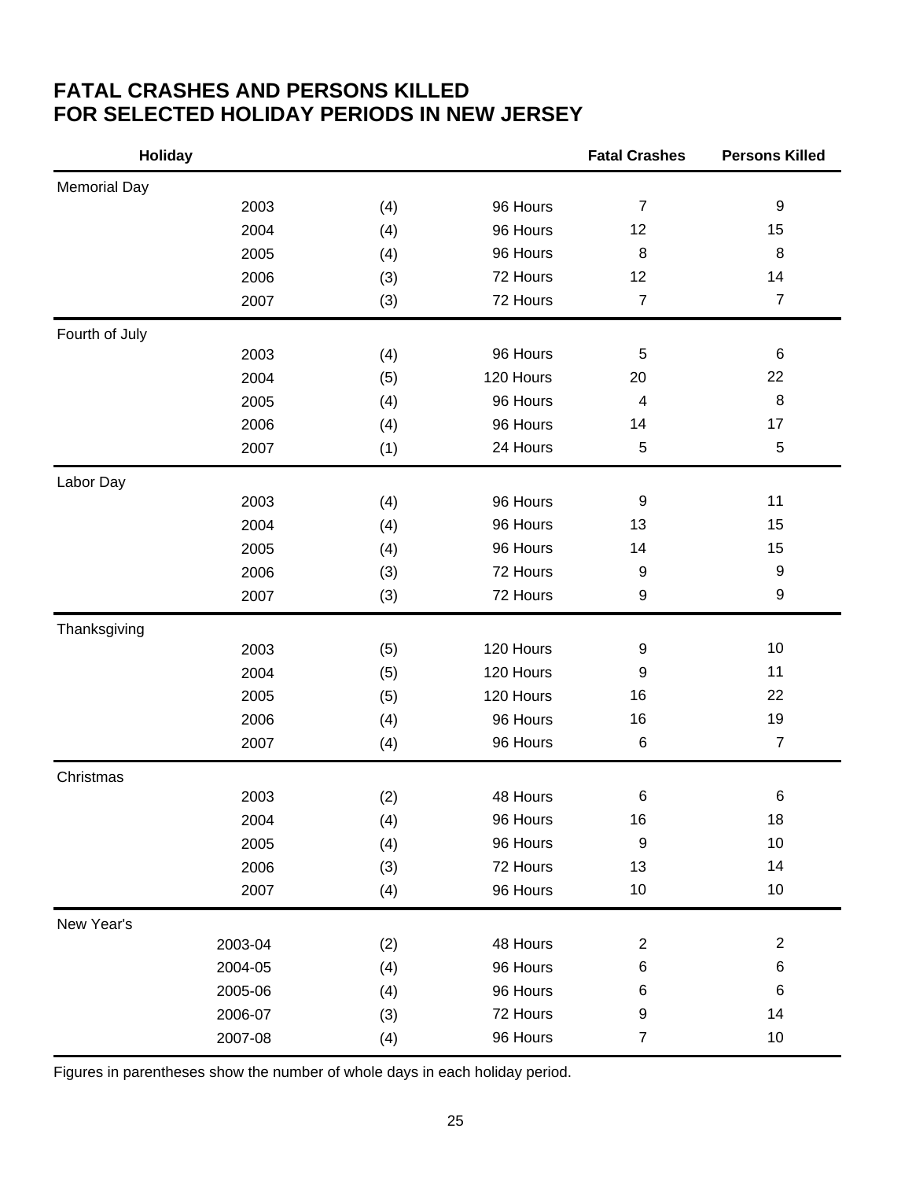# FATAL CRASHES AND PERSONS KILLED FOR SELECTED HOLIDAY PERIODS IN NEW JERSEY

| Holiday | | | | Fatal Crashes | Persons Killed |
|---|---|---|---|---|---|
| Memorial Day | | | | | |
| | 2003 | (4) | 96 Hours | 7 | 9 |
| | 2004 | (4) | 96 Hours | 12 | 15 |
| | 2005 | (4) | 96 Hours | 8 | 8 |
| | 2006 | (3) | 72 Hours | 12 | 14 |
| | 2007 | (3) | 72 Hours | 7 | 7 |
| Fourth of July | | | | | |
| | 2003 | (4) | 96 Hours | 5 | 6 |
| | 2004 | (5) | 120 Hours | 20 | 22 |
| | 2005 | (4) | 96 Hours | 4 | 8 |
| | 2006 | (4) | 96 Hours | 14 | 17 |
| | 2007 | (1) | 24 Hours | 5 | 5 |
| Labor Day | | | | | |
| | 2003 | (4) | 96 Hours | 9 | 11 |
| | 2004 | (4) | 96 Hours | 13 | 15 |
| | 2005 | (4) | 96 Hours | 14 | 15 |
| | 2006 | (3) | 72 Hours | 9 | 9 |
| | 2007 | (3) | 72 Hours | 9 | 9 |
| Thanksgiving | | | | | |
| | 2003 | (5) | 120 Hours | 9 | 10 |
| | 2004 | (5) | 120 Hours | 9 | 11 |
| | 2005 | (5) | 120 Hours | 16 | 22 |
| | 2006 | (4) | 96 Hours | 16 | 19 |
| | 2007 | (4) | 96 Hours | 6 | 7 |
| Christmas | | | | | |
| | 2003 | (2) | 48 Hours | 6 | 6 |
| | 2004 | (4) | 96 Hours | 16 | 18 |
| | 2005 | (4) | 96 Hours | 9 | 10 |
| | 2006 | (3) | 72 Hours | 13 | 14 |
| | 2007 | (4) | 96 Hours | 10 | 10 |
| New Year's | | | | | |
| | 2003-04 | (2) | 48 Hours | 2 | 2 |
| | 2004-05 | (4) | 96 Hours | 6 | 6 |
| | 2005-06 | (4) | 96 Hours | 6 | 6 |
| | 2006-07 | (3) | 72 Hours | 9 | 14 |
| | 2007-08 | (4) | 96 Hours | 7 | 10 |

Figures in parentheses show the number of whole days in each holiday period.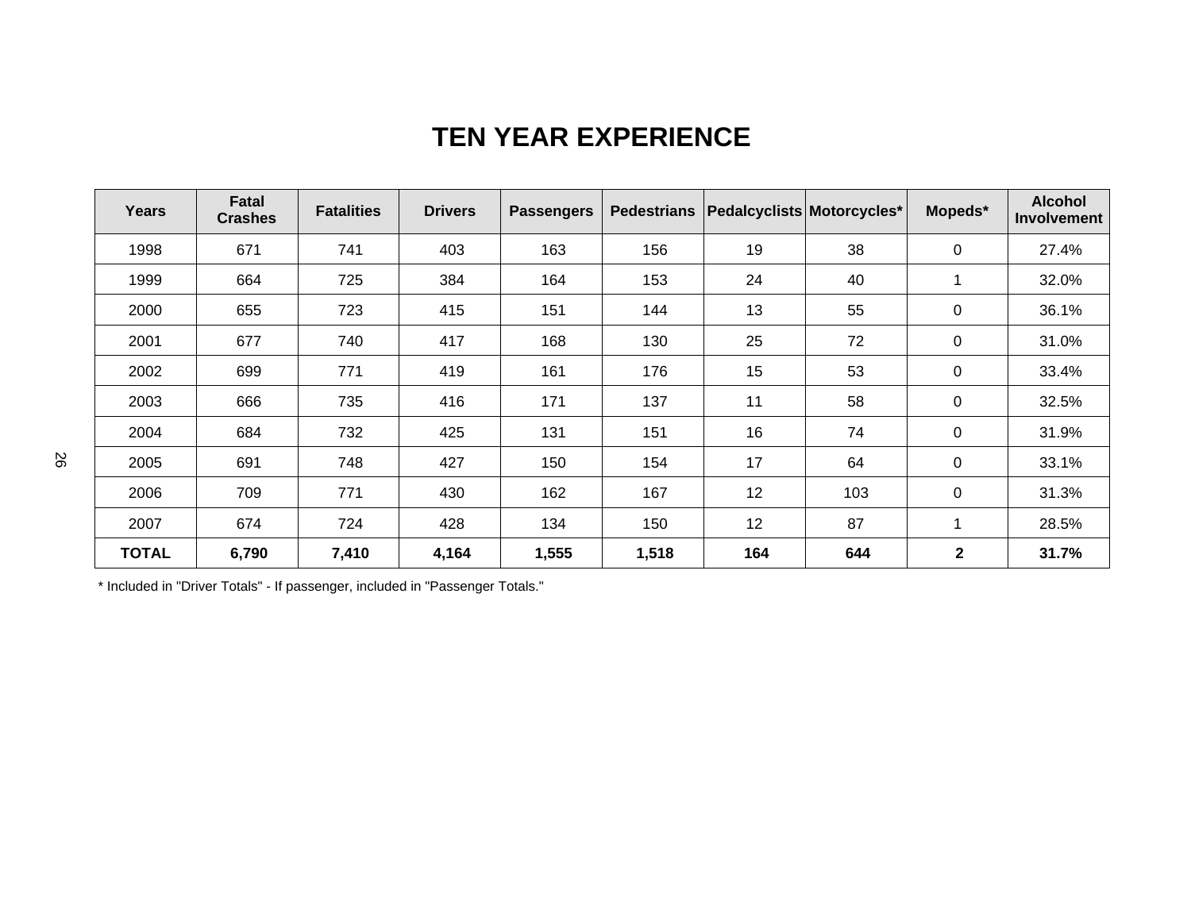# TEN YEAR EXPERIENCE

| Years | Fatal Crashes | Fatalities | Drivers | Passengers | Pedestrians | Pedalcyclists | Motorcycles* | Mopeds* | Alcohol Involvement |
|---|---|---|---|---|---|---|---|---|---|
| 1998 | 671 | 741 | 403 | 163 | 156 | 19 | 38 | 0 | 27.4% |
| 1999 | 664 | 725 | 384 | 164 | 153 | 24 | 40 | 1 | 32.0% |
| 2000 | 655 | 723 | 415 | 151 | 144 | 13 | 55 | 0 | 36.1% |
| 2001 | 677 | 740 | 417 | 168 | 130 | 25 | 72 | 0 | 31.0% |
| 2002 | 699 | 771 | 419 | 161 | 176 | 15 | 53 | 0 | 33.4% |
| 2003 | 666 | 735 | 416 | 171 | 137 | 11 | 58 | 0 | 32.5% |
| 2004 | 684 | 732 | 425 | 131 | 151 | 16 | 74 | 0 | 31.9% |
| 2005 | 691 | 748 | 427 | 150 | 154 | 17 | 64 | 0 | 33.1% |
| 2006 | 709 | 771 | 430 | 162 | 167 | 12 | 103 | 0 | 31.3% |
| 2007 | 674 | 724 | 428 | 134 | 150 | 12 | 87 | 1 | 28.5% |
| **TOTAL** | **6,790** | **7,410** | **4,164** | **1,555** | **1,518** | **164** | **644** | **2** | **31.7%** |

* Included in "Driver Totals" - If passenger, included in "Passenger Totals."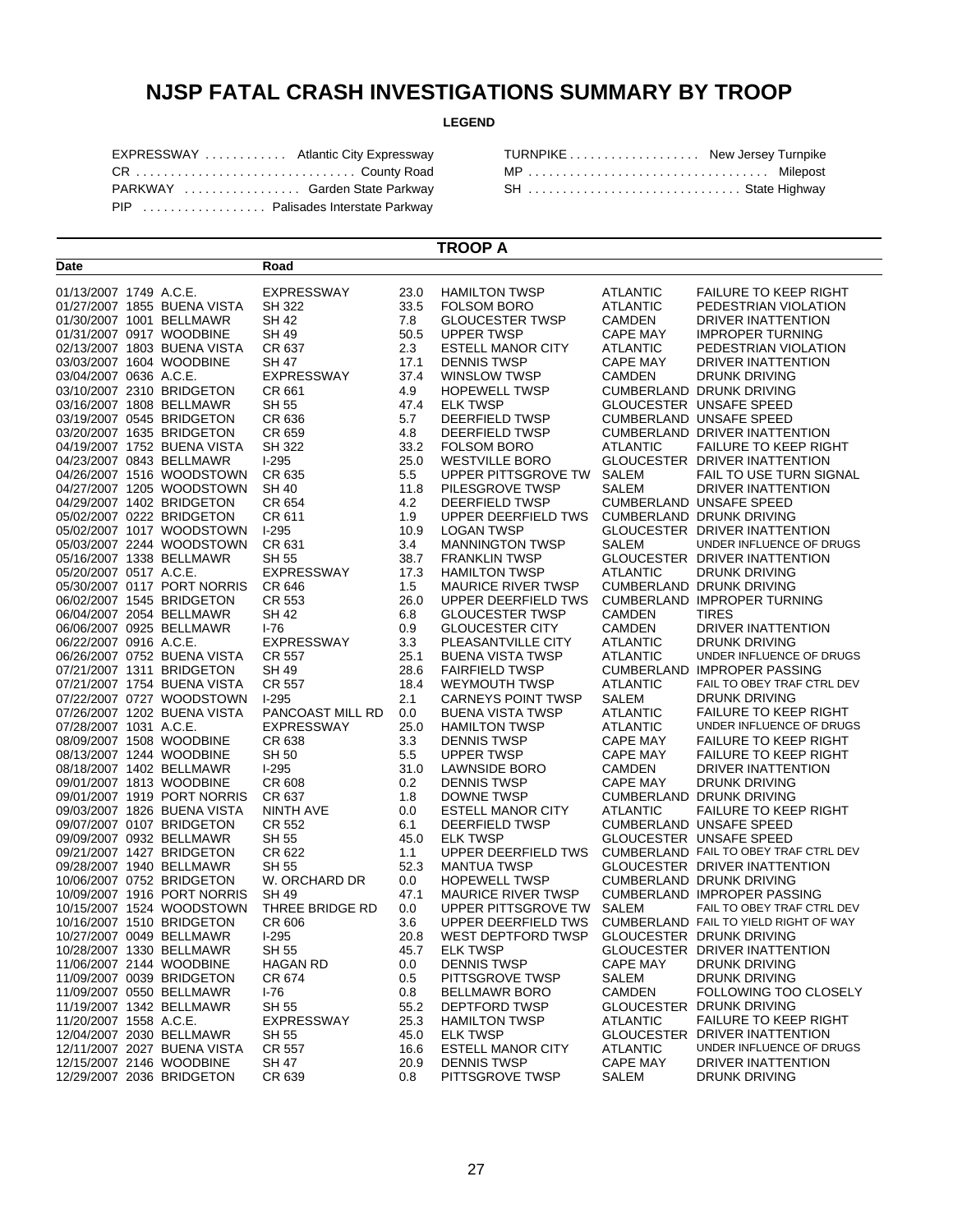# NJSP FATAL CRASH INVESTIGATIONS SUMMARY BY TROOP

**LEGEND**

| | | | |
|---|---|---|---|
| EXPRESSWAY | Atlantic City Expressway | TURNPIKE | New Jersey Turnpike |
| CR | County Road | MP | Milepost |
| PARKWAY | Garden State Parkway | SH | State Highway |
| PIP | Palisades Interstate Parkway | | |

## TROOP A

| Date | | | Road | | | | |
|---|---|---|---|---|---|---|---|
| 01/13/2007 | 1749 | A.C.E. | EXPRESSWAY | 23.0 | HAMILTON TWSP | ATLANTIC | FAILURE TO KEEP RIGHT |
| 01/27/2007 | 1855 | BUENA VISTA | SH 322 | 33.5 | FOLSOM BORO | ATLANTIC | PEDESTRIAN VIOLATION |
| 01/30/2007 | 1001 | BELLMAWR | SH 42 | 7.8 | GLOUCESTER TWSP | CAMDEN | DRIVER INATTENTION |
| 01/31/2007 | 0917 | WOODBINE | SH 49 | 50.5 | UPPER TWSP | CAPE MAY | IMPROPER TURNING |
| 02/13/2007 | 1803 | BUENA VISTA | CR 637 | 2.3 | ESTELL MANOR CITY | ATLANTIC | PEDESTRIAN VIOLATION |
| 03/03/2007 | 1604 | WOODBINE | SH 47 | 17.1 | DENNIS TWSP | CAPE MAY | DRIVER INATTENTION |
| 03/04/2007 | 0636 | A.C.E. | EXPRESSWAY | 37.4 | WINSLOW TWSP | CAMDEN | DRUNK DRIVING |
| 03/10/2007 | 2310 | BRIDGETON | CR 661 | 4.9 | HOPEWELL TWSP | CUMBERLAND | DRUNK DRIVING |
| 03/16/2007 | 1808 | BELLMAWR | SH 55 | 47.4 | ELK TWSP | GLOUCESTER | UNSAFE SPEED |
| 03/19/2007 | 0545 | BRIDGETON | CR 636 | 5.7 | DEERFIELD TWSP | CUMBERLAND | UNSAFE SPEED |
| 03/20/2007 | 1635 | BRIDGETON | CR 659 | 4.8 | DEERFIELD TWSP | CUMBERLAND | DRIVER INATTENTION |
| 04/19/2007 | 1752 | BUENA VISTA | SH 322 | 33.2 | FOLSOM BORO | ATLANTIC | FAILURE TO KEEP RIGHT |
| 04/23/2007 | 0843 | BELLMAWR | I-295 | 25.0 | WESTVILLE BORO | GLOUCESTER | DRIVER INATTENTION |
| 04/26/2007 | 1516 | WOODSTOWN | CR 635 | 5.5 | UPPER PITTSGROVE TW | SALEM | FAIL TO USE TURN SIGNAL |
| 04/27/2007 | 1205 | WOODSTOWN | SH 40 | 11.8 | PILESGROVE TWSP | SALEM | DRIVER INATTENTION |
| 04/29/2007 | 1402 | BRIDGETON | CR 654 | 4.2 | DEERFIELD TWSP | CUMBERLAND | UNSAFE SPEED |
| 05/02/2007 | 0222 | BRIDGETON | CR 611 | 1.9 | UPPER DEERFIELD TWS | CUMBERLAND | DRUNK DRIVING |
| 05/02/2007 | 1017 | WOODSTOWN | I-295 | 10.9 | LOGAN TWSP | GLOUCESTER | DRIVER INATTENTION |
| 05/03/2007 | 2244 | WOODSTOWN | CR 631 | 3.4 | MANNINGTON TWSP | SALEM | UNDER INFLUENCE OF DRUGS |
| 05/16/2007 | 1338 | BELLMAWR | SH 55 | 38.7 | FRANKLIN TWSP | GLOUCESTER | DRIVER INATTENTION |
| 05/20/2007 | 0517 | A.C.E. | EXPRESSWAY | 17.3 | HAMILTON TWSP | ATLANTIC | DRUNK DRIVING |
| 05/30/2007 | 0117 | PORT NORRIS | CR 646 | 1.5 | MAURICE RIVER TWSP | CUMBERLAND | DRUNK DRIVING |
| 06/02/2007 | 1545 | BRIDGETON | CR 553 | 26.0 | UPPER DEERFIELD TWS | CUMBERLAND | IMPROPER TURNING |
| 06/04/2007 | 2054 | BELLMAWR | SH 42 | 6.8 | GLOUCESTER TWSP | CAMDEN | TIRES |
| 06/06/2007 | 0925 | BELLMAWR | I-76 | 0.9 | GLOUCESTER CITY | CAMDEN | DRIVER INATTENTION |
| 06/22/2007 | 0916 | A.C.E. | EXPRESSWAY | 3.3 | PLEASANTVILLE CITY | ATLANTIC | DRUNK DRIVING |
| 06/26/2007 | 0752 | BUENA VISTA | CR 557 | 25.1 | BUENA VISTA TWSP | ATLANTIC | UNDER INFLUENCE OF DRUGS |
| 07/21/2007 | 1311 | BRIDGETON | SH 49 | 28.6 | FAIRFIELD TWSP | CUMBERLAND | IMPROPER PASSING |
| 07/21/2007 | 1754 | BUENA VISTA | CR 557 | 18.4 | WEYMOUTH TWSP | ATLANTIC | FAIL TO OBEY TRAF CTRL DEV |
| 07/22/2007 | 0727 | WOODSTOWN | I-295 | 2.1 | CARNEYS POINT TWSP | SALEM | DRUNK DRIVING |
| 07/26/2007 | 1202 | BUENA VISTA | PANCOAST MILL RD | 0.0 | BUENA VISTA TWSP | ATLANTIC | FAILURE TO KEEP RIGHT |
| 07/28/2007 | 1031 | A.C.E. | EXPRESSWAY | 25.0 | HAMILTON TWSP | ATLANTIC | UNDER INFLUENCE OF DRUGS |
| 08/09/2007 | 1508 | WOODBINE | CR 638 | 3.3 | DENNIS TWSP | CAPE MAY | FAILURE TO KEEP RIGHT |
| 08/13/2007 | 1244 | WOODBINE | SH 50 | 5.5 | UPPER TWSP | CAPE MAY | FAILURE TO KEEP RIGHT |
| 08/18/2007 | 1402 | BELLMAWR | I-295 | 31.0 | LAWNSIDE BORO | CAMDEN | DRIVER INATTENTION |
| 09/01/2007 | 1813 | WOODBINE | CR 608 | 0.2 | DENNIS TWSP | CAPE MAY | DRUNK DRIVING |
| 09/01/2007 | 1919 | PORT NORRIS | CR 637 | 1.8 | DOWNE TWSP | CUMBERLAND | DRUNK DRIVING |
| 09/03/2007 | 1826 | BUENA VISTA | NINTH AVE | 0.0 | ESTELL MANOR CITY | ATLANTIC | FAILURE TO KEEP RIGHT |
| 09/07/2007 | 0107 | BRIDGETON | CR 552 | 6.1 | DEERFIELD TWSP | CUMBERLAND | UNSAFE SPEED |
| 09/09/2007 | 0932 | BELLMAWR | SH 55 | 45.0 | ELK TWSP | GLOUCESTER | UNSAFE SPEED |
| 09/21/2007 | 1427 | BRIDGETON | CR 622 | 1.1 | UPPER DEERFIELD TWS | CUMBERLAND | FAIL TO OBEY TRAF CTRL DEV |
| 09/28/2007 | 1940 | BELLMAWR | SH 55 | 52.3 | MANTUA TWSP | GLOUCESTER | DRIVER INATTENTION |
| 10/06/2007 | 0752 | BRIDGETON | W. ORCHARD DR | 0.0 | HOPEWELL TWSP | CUMBERLAND | DRUNK DRIVING |
| 10/09/2007 | 1916 | PORT NORRIS | SH 49 | 47.1 | MAURICE RIVER TWSP | CUMBERLAND | IMPROPER PASSING |
| 10/15/2007 | 1524 | WOODSTOWN | THREE BRIDGE RD | 0.0 | UPPER PITTSGROVE TW | SALEM | FAIL TO OBEY TRAF CTRL DEV |
| 10/16/2007 | 1510 | BRIDGETON | CR 606 | 3.6 | UPPER DEERFIELD TWS | CUMBERLAND | FAIL TO YIELD RIGHT OF WAY |
| 10/27/2007 | 0049 | BELLMAWR | I-295 | 20.8 | WEST DEPTFORD TWSP | GLOUCESTER | DRUNK DRIVING |
| 10/28/2007 | 1330 | BELLMAWR | SH 55 | 45.7 | ELK TWSP | GLOUCESTER | DRIVER INATTENTION |
| 11/06/2007 | 2144 | WOODBINE | HAGAN RD | 0.0 | DENNIS TWSP | CAPE MAY | DRUNK DRIVING |
| 11/09/2007 | 0039 | BRIDGETON | CR 674 | 0.5 | PITTSGROVE TWSP | SALEM | DRUNK DRIVING |
| 11/09/2007 | 0550 | BELLMAWR | I-76 | 0.8 | BELLMAWR BORO | CAMDEN | FOLLOWING TOO CLOSELY |
| 11/19/2007 | 1342 | BELLMAWR | SH 55 | 55.2 | DEPTFORD TWSP | GLOUCESTER | DRUNK DRIVING |
| 11/20/2007 | 1558 | A.C.E. | EXPRESSWAY | 25.3 | HAMILTON TWSP | ATLANTIC | FAILURE TO KEEP RIGHT |
| 12/04/2007 | 2030 | BELLMAWR | SH 55 | 45.0 | ELK TWSP | GLOUCESTER | DRIVER INATTENTION |
| 12/11/2007 | 2027 | BUENA VISTA | CR 557 | 16.6 | ESTELL MANOR CITY | ATLANTIC | UNDER INFLUENCE OF DRUGS |
| 12/15/2007 | 2146 | WOODBINE | SH 47 | 20.9 | DENNIS TWSP | CAPE MAY | DRIVER INATTENTION |
| 12/29/2007 | 2036 | BRIDGETON | CR 639 | 0.8 | PITTSGROVE TWSP | SALEM | DRUNK DRIVING |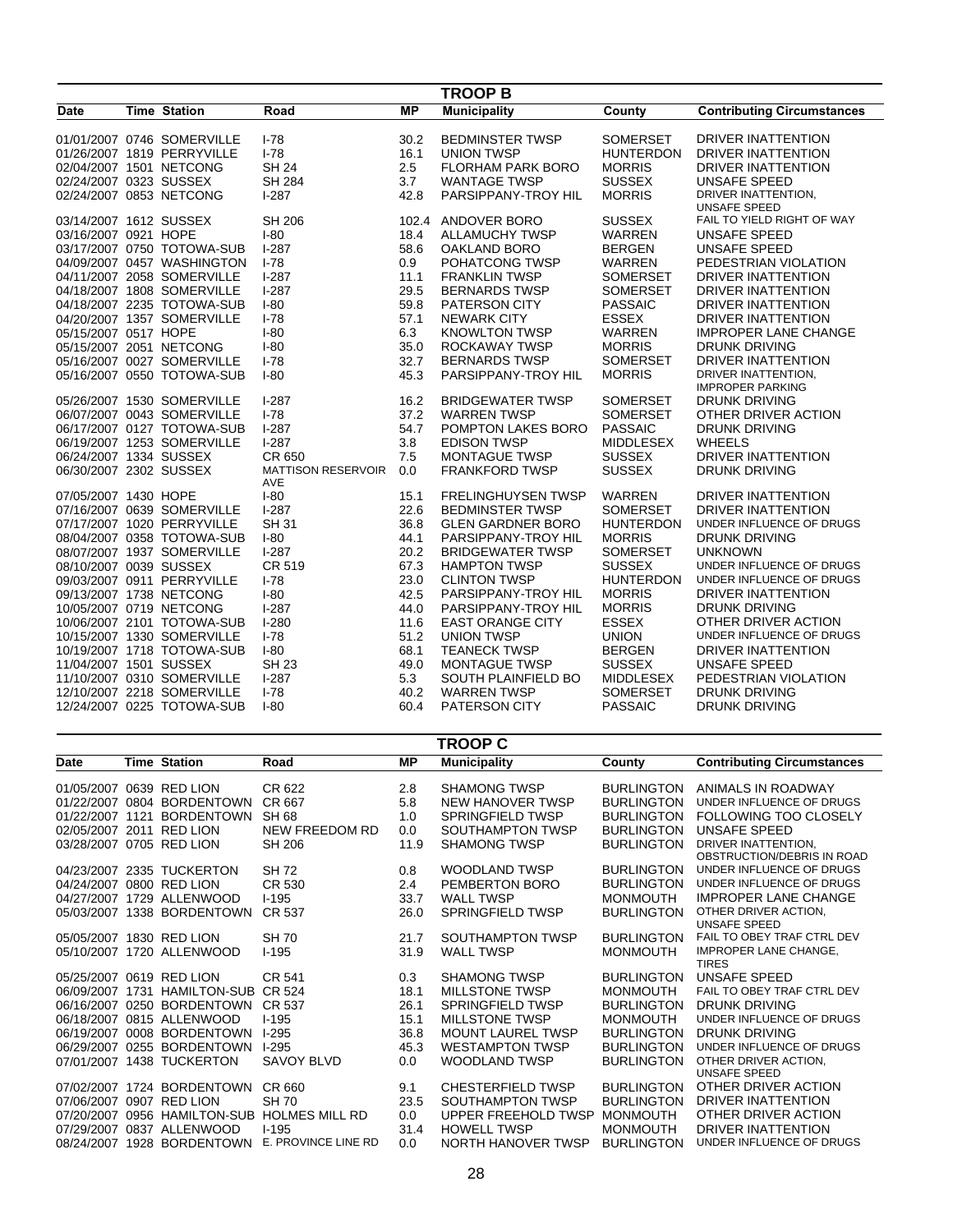## TROOP B

| Date | Time | Station | Road | MP | Municipality | County | Contributing Circumstances |
|---|---|---|---|---|---|---|---|
| 01/01/2007 | 0746 | SOMERVILLE | I-78 | 30.2 | BEDMINSTER TWSP | SOMERSET | DRIVER INATTENTION |
| 01/26/2007 | 1819 | PERRYVILLE | I-78 | 16.1 | UNION TWSP | HUNTERDON | DRIVER INATTENTION |
| 02/04/2007 | 1501 | NETCONG | SH 24 | 2.5 | FLORHAM PARK BORO | MORRIS | DRIVER INATTENTION |
| 02/24/2007 | 0323 | SUSSEX | SH 284 | 3.7 | WANTAGE TWSP | SUSSEX | UNSAFE SPEED |
| 02/24/2007 | 0853 | NETCONG | I-287 | 42.8 | PARSIPPANY-TROY HIL | MORRIS | DRIVER INATTENTION, UNSAFE SPEED |
| 03/14/2007 | 1612 | SUSSEX | SH 206 | 102.4 | ANDOVER BORO | SUSSEX | FAIL TO YIELD RIGHT OF WAY |
| 03/16/2007 | 0921 | HOPE | I-80 | 18.4 | ALLAMUCHY TWSP | WARREN | UNSAFE SPEED |
| 03/17/2007 | 0750 | TOTOWA-SUB | I-287 | 58.6 | OAKLAND BORO | BERGEN | UNSAFE SPEED |
| 04/09/2007 | 0457 | WASHINGTON | I-78 | 0.9 | POHATCONG TWSP | WARREN | PEDESTRIAN VIOLATION |
| 04/11/2007 | 2058 | SOMERVILLE | I-287 | 11.1 | FRANKLIN TWSP | SOMERSET | DRIVER INATTENTION |
| 04/18/2007 | 1808 | SOMERVILLE | I-287 | 29.5 | BERNARDS TWSP | SOMERSET | DRIVER INATTENTION |
| 04/18/2007 | 2235 | TOTOWA-SUB | I-80 | 59.8 | PATERSON CITY | PASSAIC | DRIVER INATTENTION |
| 04/20/2007 | 1357 | SOMERVILLE | I-78 | 57.1 | NEWARK CITY | ESSEX | DRIVER INATTENTION |
| 05/15/2007 | 0517 | HOPE | I-80 | 6.3 | KNOWLTON TWSP | WARREN | IMPROPER LANE CHANGE |
| 05/15/2007 | 2051 | NETCONG | I-80 | 35.0 | ROCKAWAY TWSP | MORRIS | DRUNK DRIVING |
| 05/16/2007 | 0027 | SOMERVILLE | I-78 | 32.7 | BERNARDS TWSP | SOMERSET | DRIVER INATTENTION |
| 05/16/2007 | 0550 | TOTOWA-SUB | I-80 | 45.3 | PARSIPPANY-TROY HIL | MORRIS | DRIVER INATTENTION, IMPROPER PARKING |
| 05/26/2007 | 1530 | SOMERVILLE | I-287 | 16.2 | BRIDGEWATER TWSP | SOMERSET | DRUNK DRIVING |
| 06/07/2007 | 0043 | SOMERVILLE | I-78 | 37.2 | WARREN TWSP | SOMERSET | OTHER DRIVER ACTION |
| 06/17/2007 | 0127 | TOTOWA-SUB | I-287 | 54.7 | POMPTON LAKES BORO | PASSAIC | DRUNK DRIVING |
| 06/19/2007 | 1253 | SOMERVILLE | I-287 | 3.8 | EDISON TWSP | MIDDLESEX | WHEELS |
| 06/24/2007 | 1334 | SUSSEX | CR 650 | 7.5 | MONTAGUE TWSP | SUSSEX | DRIVER INATTENTION |
| 06/30/2007 | 2302 | SUSSEX | MATTISON RESERVOIR AVE | 0.0 | FRANKFORD TWSP | SUSSEX | DRUNK DRIVING |
| 07/05/2007 | 1430 | HOPE | I-80 | 15.1 | FRELINGHUYSEN TWSP | WARREN | DRIVER INATTENTION |
| 07/16/2007 | 0639 | SOMERVILLE | I-287 | 22.6 | BEDMINSTER TWSP | SOMERSET | DRIVER INATTENTION |
| 07/17/2007 | 1020 | PERRYVILLE | SH 31 | 36.8 | GLEN GARDNER BORO | HUNTERDON | UNDER INFLUENCE OF DRUGS |
| 08/04/2007 | 0358 | TOTOWA-SUB | I-80 | 44.1 | PARSIPPANY-TROY HIL | MORRIS | DRUNK DRIVING |
| 08/07/2007 | 1937 | SOMERVILLE | I-287 | 20.2 | BRIDGEWATER TWSP | SOMERSET | UNKNOWN |
| 08/10/2007 | 0039 | SUSSEX | CR 519 | 67.3 | HAMPTON TWSP | SUSSEX | UNDER INFLUENCE OF DRUGS |
| 09/03/2007 | 0911 | PERRYVILLE | I-78 | 23.0 | CLINTON TWSP | HUNTERDON | UNDER INFLUENCE OF DRUGS |
| 09/13/2007 | 1738 | NETCONG | I-80 | 42.5 | PARSIPPANY-TROY HIL | MORRIS | DRIVER INATTENTION |
| 10/05/2007 | 0719 | NETCONG | I-287 | 44.0 | PARSIPPANY-TROY HIL | MORRIS | DRUNK DRIVING |
| 10/06/2007 | 2101 | TOTOWA-SUB | I-280 | 11.6 | EAST ORANGE CITY | ESSEX | OTHER DRIVER ACTION |
| 10/15/2007 | 1330 | SOMERVILLE | I-78 | 51.2 | UNION TWSP | UNION | UNDER INFLUENCE OF DRUGS |
| 10/19/2007 | 1718 | TOTOWA-SUB | I-80 | 68.1 | TEANECK TWSP | BERGEN | DRIVER INATTENTION |
| 11/04/2007 | 1501 | SUSSEX | SH 23 | 49.0 | MONTAGUE TWSP | SUSSEX | UNSAFE SPEED |
| 11/10/2007 | 0310 | SOMERVILLE | I-287 | 5.3 | SOUTH PLAINFIELD BO | MIDDLESEX | PEDESTRIAN VIOLATION |
| 12/10/2007 | 2218 | SOMERVILLE | I-78 | 40.2 | WARREN TWSP | SOMERSET | DRUNK DRIVING |
| 12/24/2007 | 0225 | TOTOWA-SUB | I-80 | 60.4 | PATERSON CITY | PASSAIC | DRUNK DRIVING |

## TROOP C

| Date | Time | Station | Road | MP | Municipality | County | Contributing Circumstances |
|---|---|---|---|---|---|---|---|
| 01/05/2007 | 0639 | RED LION | CR 622 | 2.8 | SHAMONG TWSP | BURLINGTON | ANIMALS IN ROADWAY |
| 01/22/2007 | 0804 | BORDENTOWN | CR 667 | 5.8 | NEW HANOVER TWSP | BURLINGTON | UNDER INFLUENCE OF DRUGS |
| 01/22/2007 | 1121 | BORDENTOWN | SH 68 | 1.0 | SPRINGFIELD TWSP | BURLINGTON | FOLLOWING TOO CLOSELY |
| 02/05/2007 | 2011 | RED LION | NEW FREEDOM RD | 0.0 | SOUTHAMPTON TWSP | BURLINGTON | UNSAFE SPEED |
| 03/28/2007 | 0705 | RED LION | SH 206 | 11.9 | SHAMONG TWSP | BURLINGTON | DRIVER INATTENTION, OBSTRUCTION/DEBRIS IN ROAD |
| 04/23/2007 | 2335 | TUCKERTON | SH 72 | 0.8 | WOODLAND TWSP | BURLINGTON | UNDER INFLUENCE OF DRUGS |
| 04/24/2007 | 0800 | RED LION | CR 530 | 2.4 | PEMBERTON BORO | BURLINGTON | UNDER INFLUENCE OF DRUGS |
| 04/27/2007 | 1729 | ALLENWOOD | I-195 | 33.7 | WALL TWSP | MONMOUTH | IMPROPER LANE CHANGE |
| 05/03/2007 | 1338 | BORDENTOWN | CR 537 | 26.0 | SPRINGFIELD TWSP | BURLINGTON | OTHER DRIVER ACTION, UNSAFE SPEED |
| 05/05/2007 | 1830 | RED LION | SH 70 | 21.7 | SOUTHAMPTON TWSP | BURLINGTON | FAIL TO OBEY TRAF CTRL DEV |
| 05/10/2007 | 1720 | ALLENWOOD | I-195 | 31.9 | WALL TWSP | MONMOUTH | IMPROPER LANE CHANGE, TIRES |
| 05/25/2007 | 0619 | RED LION | CR 541 | 0.3 | SHAMONG TWSP | BURLINGTON | UNSAFE SPEED |
| 06/09/2007 | 1731 | HAMILTON-SUB | CR 524 | 18.1 | MILLSTONE TWSP | MONMOUTH | FAIL TO OBEY TRAF CTRL DEV |
| 06/16/2007 | 0250 | BORDENTOWN | CR 537 | 26.1 | SPRINGFIELD TWSP | BURLINGTON | DRUNK DRIVING |
| 06/18/2007 | 0815 | ALLENWOOD | I-195 | 15.1 | MILLSTONE TWSP | MONMOUTH | UNDER INFLUENCE OF DRUGS |
| 06/19/2007 | 0008 | BORDENTOWN | I-295 | 36.8 | MOUNT LAUREL TWSP | BURLINGTON | DRUNK DRIVING |
| 06/29/2007 | 0255 | BORDENTOWN | I-295 | 45.3 | WESTAMPTON TWSP | BURLINGTON | UNDER INFLUENCE OF DRUGS |
| 07/01/2007 | 1438 | TUCKERTON | SAVOY BLVD | 0.0 | WOODLAND TWSP | BURLINGTON | OTHER DRIVER ACTION, UNSAFE SPEED |
| 07/02/2007 | 1724 | BORDENTOWN | CR 660 | 9.1 | CHESTERFIELD TWSP | BURLINGTON | OTHER DRIVER ACTION |
| 07/06/2007 | 0907 | RED LION | SH 70 | 23.5 | SOUTHAMPTON TWSP | BURLINGTON | DRIVER INATTENTION |
| 07/20/2007 | 0956 | HAMILTON-SUB | HOLMES MILL RD | 0.0 | UPPER FREEHOLD TWSP | MONMOUTH | OTHER DRIVER ACTION |
| 07/29/2007 | 0837 | ALLENWOOD | I-195 | 31.4 | HOWELL TWSP | MONMOUTH | DRIVER INATTENTION |
| 08/24/2007 | 1928 | BORDENTOWN | E. PROVINCE LINE RD | 0.0 | NORTH HANOVER TWSP | BURLINGTON | UNDER INFLUENCE OF DRUGS |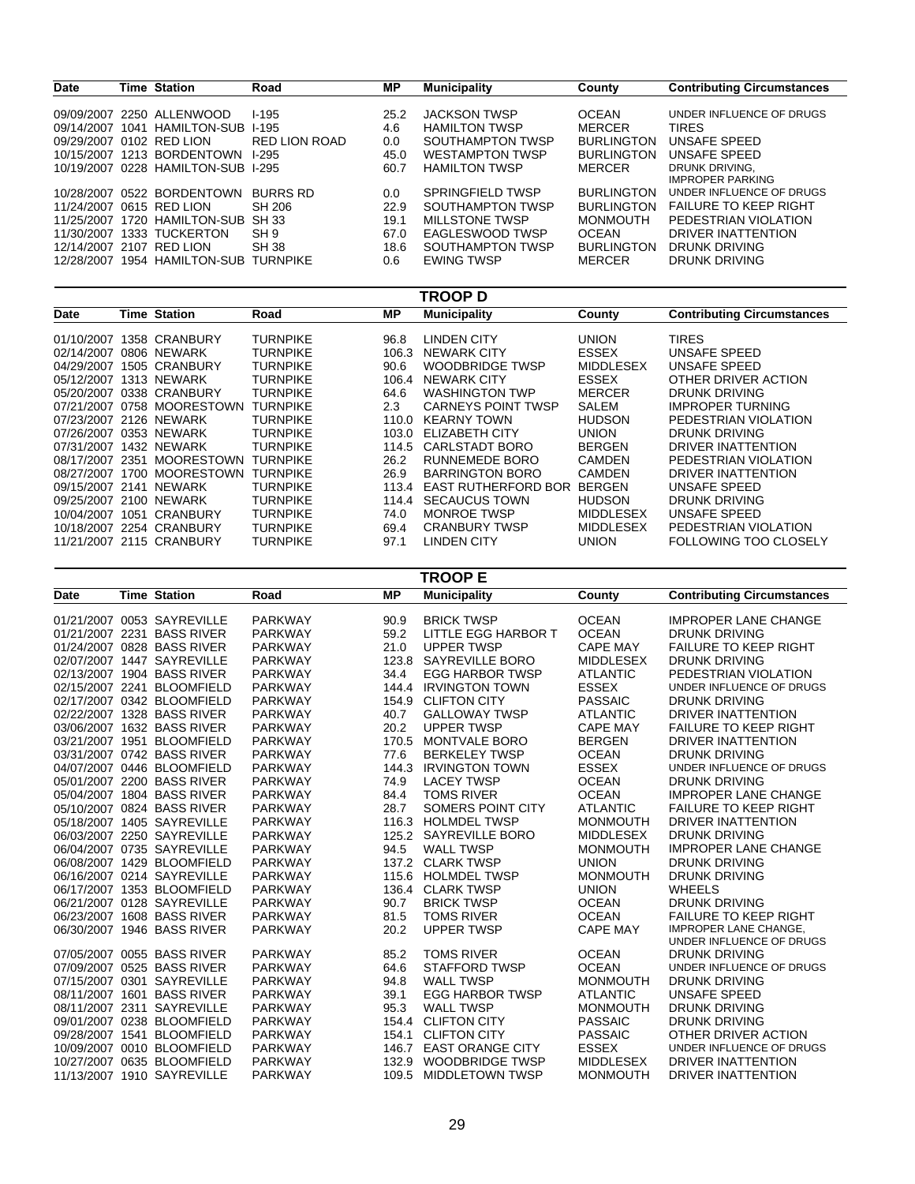| Date | Time | Station | Road | MP | Municipality | County | Contributing Circumstances |
|---|---|---|---|---|---|---|---|
| 09/09/2007 | 2250 | ALLENWOOD | I-195 | 25.2 | JACKSON TWSP | OCEAN | UNDER INFLUENCE OF DRUGS |
| 09/14/2007 | 1041 | HAMILTON-SUB | I-195 | 4.6 | HAMILTON TWSP | MERCER | TIRES |
| 09/29/2007 | 0102 | RED LION | RED LION ROAD | 0.0 | SOUTHAMPTON TWSP | BURLINGTON | UNSAFE SPEED |
| 10/15/2007 | 1213 | BORDENTOWN | I-295 | 45.0 | WESTAMPTON TWSP | BURLINGTON | UNSAFE SPEED |
| 10/19/2007 | 0228 | HAMILTON-SUB | I-295 | 60.7 | HAMILTON TWSP | MERCER | DRUNK DRIVING, IMPROPER PARKING |
| 10/28/2007 | 0522 | BORDENTOWN | BURRS RD | 0.0 | SPRINGFIELD TWSP | BURLINGTON | UNDER INFLUENCE OF DRUGS |
| 11/24/2007 | 0615 | RED LION | SH 206 | 22.9 | SOUTHAMPTON TWSP | BURLINGTON | FAILURE TO KEEP RIGHT |
| 11/25/2007 | 1720 | HAMILTON-SUB | SH 33 | 19.1 | MILLSTONE TWSP | MONMOUTH | PEDESTRIAN VIOLATION |
| 11/30/2007 | 1333 | TUCKERTON | SH 9 | 67.0 | EAGLESWOOD TWSP | OCEAN | DRIVER INATTENTION |
| 12/14/2007 | 2107 | RED LION | SH 38 | 18.6 | SOUTHAMPTON TWSP | BURLINGTON | DRUNK DRIVING |
| 12/28/2007 | 1954 | HAMILTON-SUB | TURNPIKE | 0.6 | EWING TWSP | MERCER | DRUNK DRIVING |

## TROOP D

| Date | Time | Station | Road | MP | Municipality | County | Contributing Circumstances |
|---|---|---|---|---|---|---|---|
| 01/10/2007 | 1358 | CRANBURY | TURNPIKE | 96.8 | LINDEN CITY | UNION | TIRES |
| 02/14/2007 | 0806 | NEWARK | TURNPIKE | 106.3 | NEWARK CITY | ESSEX | UNSAFE SPEED |
| 04/29/2007 | 1505 | CRANBURY | TURNPIKE | 90.6 | WOODBRIDGE TWSP | MIDDLESEX | UNSAFE SPEED |
| 05/12/2007 | 1313 | NEWARK | TURNPIKE | 106.4 | NEWARK CITY | ESSEX | OTHER DRIVER ACTION |
| 05/20/2007 | 0338 | CRANBURY | TURNPIKE | 64.6 | WASHINGTON TWP | MERCER | DRUNK DRIVING |
| 07/21/2007 | 0758 | MOORESTOWN | TURNPIKE | 2.3 | CARNEYS POINT TWSP | SALEM | IMPROPER TURNING |
| 07/23/2007 | 2126 | NEWARK | TURNPIKE | 110.0 | KEARNY TOWN | HUDSON | PEDESTRIAN VIOLATION |
| 07/26/2007 | 0353 | NEWARK | TURNPIKE | 103.0 | ELIZABETH CITY | UNION | DRUNK DRIVING |
| 07/31/2007 | 1432 | NEWARK | TURNPIKE | 114.5 | CARLSTADT BORO | BERGEN | DRIVER INATTENTION |
| 08/17/2007 | 2351 | MOORESTOWN | TURNPIKE | 26.2 | RUNNEMEDE BORO | CAMDEN | PEDESTRIAN VIOLATION |
| 08/27/2007 | 1700 | MOORESTOWN | TURNPIKE | 26.9 | BARRINGTON BORO | CAMDEN | DRIVER INATTENTION |
| 09/15/2007 | 2141 | NEWARK | TURNPIKE | 113.4 | EAST RUTHERFORD BOR | BERGEN | UNSAFE SPEED |
| 09/25/2007 | 2100 | NEWARK | TURNPIKE | 114.4 | SECAUCUS TOWN | HUDSON | DRUNK DRIVING |
| 10/04/2007 | 1051 | CRANBURY | TURNPIKE | 74.0 | MONROE TWSP | MIDDLESEX | UNSAFE SPEED |
| 10/18/2007 | 2254 | CRANBURY | TURNPIKE | 69.4 | CRANBURY TWSP | MIDDLESEX | PEDESTRIAN VIOLATION |
| 11/21/2007 | 2115 | CRANBURY | TURNPIKE | 97.1 | LINDEN CITY | UNION | FOLLOWING TOO CLOSELY |

## TROOP E

| Date | Time | Station | Road | MP | Municipality | County | Contributing Circumstances |
|---|---|---|---|---|---|---|---|
| 01/21/2007 | 0053 | SAYREVILLE | PARKWAY | 90.9 | BRICK TWSP | OCEAN | IMPROPER LANE CHANGE |
| 01/21/2007 | 2231 | BASS RIVER | PARKWAY | 59.2 | LITTLE EGG HARBOR T | OCEAN | DRUNK DRIVING |
| 01/24/2007 | 0828 | BASS RIVER | PARKWAY | 21.0 | UPPER TWSP | CAPE MAY | FAILURE TO KEEP RIGHT |
| 02/07/2007 | 1447 | SAYREVILLE | PARKWAY | 123.8 | SAYREVILLE BORO | MIDDLESEX | DRUNK DRIVING |
| 02/13/2007 | 1904 | BASS RIVER | PARKWAY | 34.4 | EGG HARBOR TWSP | ATLANTIC | PEDESTRIAN VIOLATION |
| 02/15/2007 | 2241 | BLOOMFIELD | PARKWAY | 144.4 | IRVINGTON TOWN | ESSEX | UNDER INFLUENCE OF DRUGS |
| 02/17/2007 | 0342 | BLOOMFIELD | PARKWAY | 154.9 | CLIFTON CITY | PASSAIC | DRUNK DRIVING |
| 02/22/2007 | 1328 | BASS RIVER | PARKWAY | 40.7 | GALLOWAY TWSP | ATLANTIC | DRIVER INATTENTION |
| 03/06/2007 | 1632 | BASS RIVER | PARKWAY | 20.2 | UPPER TWSP | CAPE MAY | FAILURE TO KEEP RIGHT |
| 03/21/2007 | 1951 | BLOOMFIELD | PARKWAY | 170.5 | MONTVALE BORO | BERGEN | DRIVER INATTENTION |
| 03/31/2007 | 0742 | BASS RIVER | PARKWAY | 77.6 | BERKELEY TWSP | OCEAN | DRUNK DRIVING |
| 04/07/2007 | 0446 | BLOOMFIELD | PARKWAY | 144.3 | IRVINGTON TOWN | ESSEX | UNDER INFLUENCE OF DRUGS |
| 05/01/2007 | 2200 | BASS RIVER | PARKWAY | 74.9 | LACEY TWSP | OCEAN | DRUNK DRIVING |
| 05/04/2007 | 1804 | BASS RIVER | PARKWAY | 84.4 | TOMS RIVER | OCEAN | IMPROPER LANE CHANGE |
| 05/10/2007 | 0824 | BASS RIVER | PARKWAY | 28.7 | SOMERS POINT CITY | ATLANTIC | FAILURE TO KEEP RIGHT |
| 05/18/2007 | 1405 | SAYREVILLE | PARKWAY | 116.3 | HOLMDEL TWSP | MONMOUTH | DRIVER INATTENTION |
| 06/03/2007 | 2250 | SAYREVILLE | PARKWAY | 125.2 | SAYREVILLE BORO | MIDDLESEX | DRUNK DRIVING |
| 06/04/2007 | 0735 | SAYREVILLE | PARKWAY | 94.5 | WALL TWSP | MONMOUTH | IMPROPER LANE CHANGE |
| 06/08/2007 | 1429 | BLOOMFIELD | PARKWAY | 137.2 | CLARK TWSP | UNION | DRUNK DRIVING |
| 06/16/2007 | 0214 | SAYREVILLE | PARKWAY | 115.6 | HOLMDEL TWSP | MONMOUTH | DRUNK DRIVING |
| 06/17/2007 | 1353 | BLOOMFIELD | PARKWAY | 136.4 | CLARK TWSP | UNION | WHEELS |
| 06/21/2007 | 0128 | SAYREVILLE | PARKWAY | 90.7 | BRICK TWSP | OCEAN | DRUNK DRIVING |
| 06/23/2007 | 1608 | BASS RIVER | PARKWAY | 81.5 | TOMS RIVER | OCEAN | FAILURE TO KEEP RIGHT |
| 06/30/2007 | 1946 | BASS RIVER | PARKWAY | 20.2 | UPPER TWSP | CAPE MAY | IMPROPER LANE CHANGE, UNDER INFLUENCE OF DRUGS |
| 07/05/2007 | 0055 | BASS RIVER | PARKWAY | 85.2 | TOMS RIVER | OCEAN | DRUNK DRIVING |
| 07/09/2007 | 0525 | BASS RIVER | PARKWAY | 64.6 | STAFFORD TWSP | OCEAN | UNDER INFLUENCE OF DRUGS |
| 07/15/2007 | 0301 | SAYREVILLE | PARKWAY | 94.8 | WALL TWSP | MONMOUTH | DRUNK DRIVING |
| 08/11/2007 | 1601 | BASS RIVER | PARKWAY | 39.1 | EGG HARBOR TWSP | ATLANTIC | UNSAFE SPEED |
| 08/11/2007 | 2311 | SAYREVILLE | PARKWAY | 95.3 | WALL TWSP | MONMOUTH | DRUNK DRIVING |
| 09/01/2007 | 0238 | BLOOMFIELD | PARKWAY | 154.4 | CLIFTON CITY | PASSAIC | DRUNK DRIVING |
| 09/28/2007 | 1541 | BLOOMFIELD | PARKWAY | 154.1 | CLIFTON CITY | PASSAIC | OTHER DRIVER ACTION |
| 10/09/2007 | 0010 | BLOOMFIELD | PARKWAY | 146.7 | EAST ORANGE CITY | ESSEX | UNDER INFLUENCE OF DRUGS |
| 10/27/2007 | 0635 | BLOOMFIELD | PARKWAY | 132.9 | WOODBRIDGE TWSP | MIDDLESEX | DRIVER INATTENTION |
| 11/13/2007 | 1910 | SAYREVILLE | PARKWAY | 109.5 | MIDDLETOWN TWSP | MONMOUTH | DRIVER INATTENTION |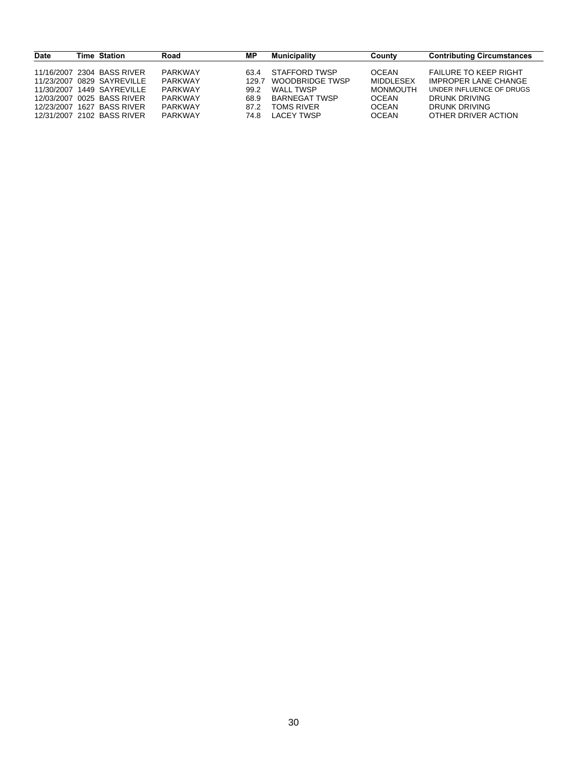| Date | Time | Station | Road | MP | Municipality | County | Contributing Circumstances |
|---|---|---|---|---|---|---|---|
| 11/16/2007 | 2304 | BASS RIVER | PARKWAY | 63.4 | STAFFORD TWSP | OCEAN | FAILURE TO KEEP RIGHT |
| 11/23/2007 | 0829 | SAYREVILLE | PARKWAY | 129.7 | WOODBRIDGE TWSP | MIDDLESEX | IMPROPER LANE CHANGE |
| 11/30/2007 | 1449 | SAYREVILLE | PARKWAY | 99.2 | WALL TWSP | MONMOUTH | UNDER INFLUENCE OF DRUGS |
| 12/03/2007 | 0025 | BASS RIVER | PARKWAY | 68.9 | BARNEGAT TWSP | OCEAN | DRUNK DRIVING |
| 12/23/2007 | 1627 | BASS RIVER | PARKWAY | 87.2 | TOMS RIVER | OCEAN | DRUNK DRIVING |
| 12/31/2007 | 2102 | BASS RIVER | PARKWAY | 74.8 | LACEY TWSP | OCEAN | OTHER DRIVER ACTION |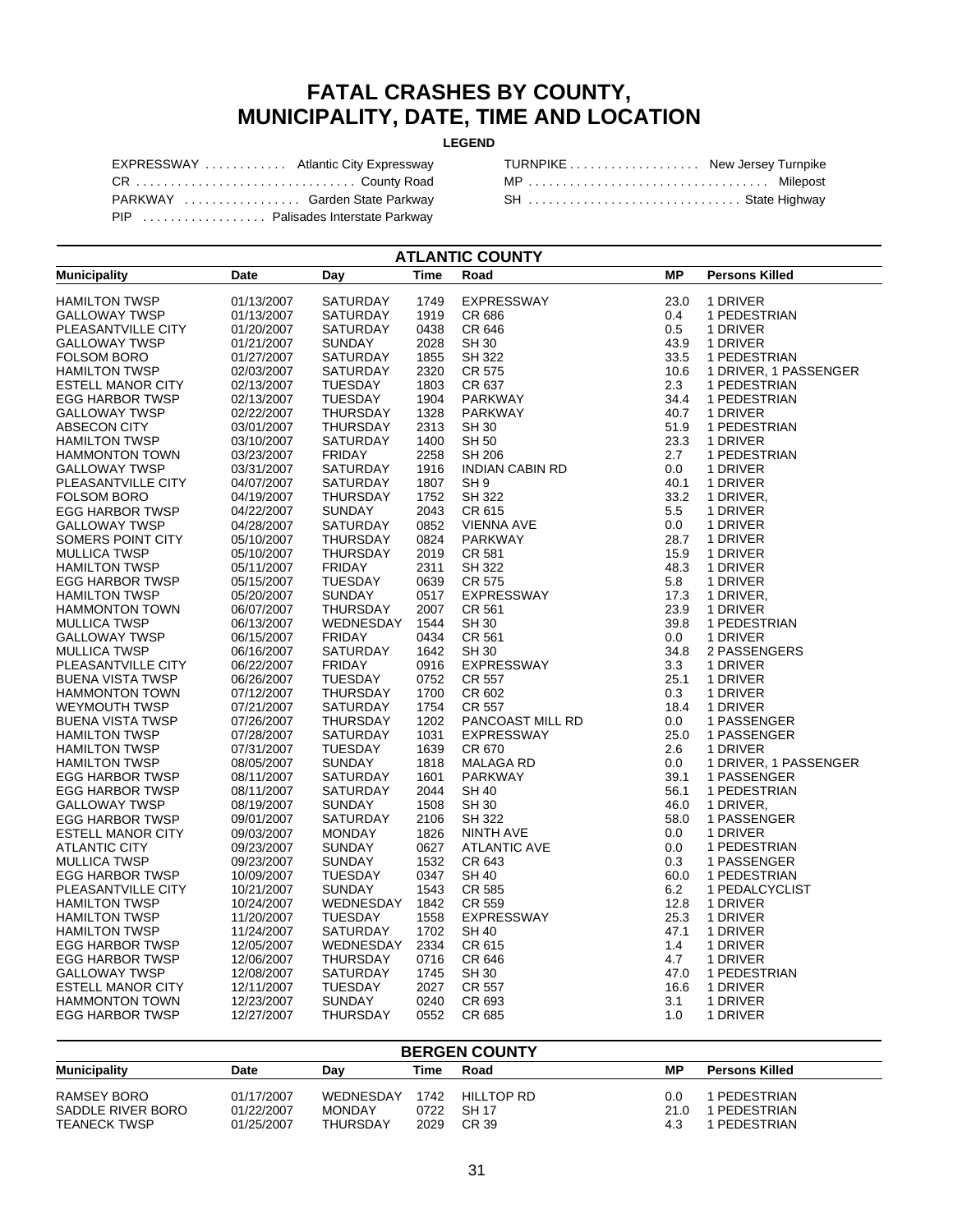# FATAL CRASHES BY COUNTY, MUNICIPALITY, DATE, TIME AND LOCATION

**LEGEND**

| | |
|---|---|
| EXPRESSWAY ............ Atlantic City Expressway | TURNPIKE .................. New Jersey Turnpike |
| CR ................................ County Road | MP .................................. Milepost |
| PARKWAY ................. Garden State Parkway | SH .............................. State Highway |
| PIP .................. Palisades Interstate Parkway | |

## ATLANTIC COUNTY

| Municipality | Date | Day | Time | Road | MP | Persons Killed |
|---|---|---|---|---|---|---|
| HAMILTON TWSP | 01/13/2007 | SATURDAY | 1749 | EXPRESSWAY | 23.0 | 1 DRIVER |
| GALLOWAY TWSP | 01/13/2007 | SATURDAY | 1919 | CR 686 | 0.4 | 1 PEDESTRIAN |
| PLEASANTVILLE CITY | 01/20/2007 | SATURDAY | 0438 | CR 646 | 0.5 | 1 DRIVER |
| GALLOWAY TWSP | 01/21/2007 | SUNDAY | 2028 | SH 30 | 43.9 | 1 DRIVER |
| FOLSOM BORO | 01/27/2007 | SATURDAY | 1855 | SH 322 | 33.5 | 1 PEDESTRIAN |
| HAMILTON TWSP | 02/03/2007 | SATURDAY | 2320 | CR 575 | 10.6 | 1 DRIVER, 1 PASSENGER |
| ESTELL MANOR CITY | 02/13/2007 | TUESDAY | 1803 | CR 637 | 2.3 | 1 PEDESTRIAN |
| EGG HARBOR TWSP | 02/13/2007 | TUESDAY | 1904 | PARKWAY | 34.4 | 1 PEDESTRIAN |
| GALLOWAY TWSP | 02/22/2007 | THURSDAY | 1328 | PARKWAY | 40.7 | 1 DRIVER |
| ABSECON CITY | 03/01/2007 | THURSDAY | 2313 | SH 30 | 51.9 | 1 PEDESTRIAN |
| HAMILTON TWSP | 03/10/2007 | SATURDAY | 1400 | SH 50 | 23.3 | 1 DRIVER |
| HAMMONTON TOWN | 03/23/2007 | FRIDAY | 2258 | SH 206 | 2.7 | 1 PEDESTRIAN |
| GALLOWAY TWSP | 03/31/2007 | SATURDAY | 1916 | INDIAN CABIN RD | 0.0 | 1 DRIVER |
| PLEASANTVILLE CITY | 04/07/2007 | SATURDAY | 1807 | SH 9 | 40.1 | 1 DRIVER |
| FOLSOM BORO | 04/19/2007 | THURSDAY | 1752 | SH 322 | 33.2 | 1 DRIVER, |
| EGG HARBOR TWSP | 04/22/2007 | SUNDAY | 2043 | CR 615 | 5.5 | 1 DRIVER |
| GALLOWAY TWSP | 04/28/2007 | SATURDAY | 0852 | VIENNA AVE | 0.0 | 1 DRIVER |
| SOMERS POINT CITY | 05/10/2007 | THURSDAY | 0824 | PARKWAY | 28.7 | 1 DRIVER |
| MULLICA TWSP | 05/10/2007 | THURSDAY | 2019 | CR 581 | 15.9 | 1 DRIVER |
| HAMILTON TWSP | 05/11/2007 | FRIDAY | 2311 | SH 322 | 48.3 | 1 DRIVER |
| EGG HARBOR TWSP | 05/15/2007 | TUESDAY | 0639 | CR 575 | 5.8 | 1 DRIVER |
| HAMILTON TWSP | 05/20/2007 | SUNDAY | 0517 | EXPRESSWAY | 17.3 | 1 DRIVER, |
| HAMMONTON TOWN | 06/07/2007 | THURSDAY | 2007 | CR 561 | 23.9 | 1 DRIVER |
| MULLICA TWSP | 06/13/2007 | WEDNESDAY | 1544 | SH 30 | 39.8 | 1 PEDESTRIAN |
| GALLOWAY TWSP | 06/15/2007 | FRIDAY | 0434 | CR 561 | 0.0 | 1 DRIVER |
| MULLICA TWSP | 06/16/2007 | SATURDAY | 1642 | SH 30 | 34.8 | 2 PASSENGERS |
| PLEASANTVILLE CITY | 06/22/2007 | FRIDAY | 0916 | EXPRESSWAY | 3.3 | 1 DRIVER |
| BUENA VISTA TWSP | 06/26/2007 | TUESDAY | 0752 | CR 557 | 25.1 | 1 DRIVER |
| HAMMONTON TOWN | 07/12/2007 | THURSDAY | 1700 | CR 602 | 0.3 | 1 DRIVER |
| WEYMOUTH TWSP | 07/21/2007 | SATURDAY | 1754 | CR 557 | 18.4 | 1 DRIVER |
| BUENA VISTA TWSP | 07/26/2007 | THURSDAY | 1202 | PANCOAST MILL RD | 0.0 | 1 PASSENGER |
| HAMILTON TWSP | 07/28/2007 | SATURDAY | 1031 | EXPRESSWAY | 25.0 | 1 PASSENGER |
| HAMILTON TWSP | 07/31/2007 | TUESDAY | 1639 | CR 670 | 2.6 | 1 DRIVER |
| HAMILTON TWSP | 08/05/2007 | SUNDAY | 1818 | MALAGA RD | 0.0 | 1 DRIVER, 1 PASSENGER |
| EGG HARBOR TWSP | 08/11/2007 | SATURDAY | 1601 | PARKWAY | 39.1 | 1 PASSENGER |
| EGG HARBOR TWSP | 08/11/2007 | SATURDAY | 2044 | SH 40 | 56.1 | 1 PEDESTRIAN |
| GALLOWAY TWSP | 08/19/2007 | SUNDAY | 1508 | SH 30 | 46.0 | 1 DRIVER, |
| EGG HARBOR TWSP | 09/01/2007 | SATURDAY | 2106 | SH 322 | 58.0 | 1 PASSENGER |
| ESTELL MANOR CITY | 09/03/2007 | MONDAY | 1826 | NINTH AVE | 0.0 | 1 DRIVER |
| ATLANTIC CITY | 09/23/2007 | SUNDAY | 0627 | ATLANTIC AVE | 0.0 | 1 PEDESTRIAN |
| MULLICA TWSP | 09/23/2007 | SUNDAY | 1532 | CR 643 | 0.3 | 1 PASSENGER |
| EGG HARBOR TWSP | 10/09/2007 | TUESDAY | 0347 | SH 40 | 60.0 | 1 PEDESTRIAN |
| PLEASANTVILLE CITY | 10/21/2007 | SUNDAY | 1543 | CR 585 | 6.2 | 1 PEDALCYCLIST |
| HAMILTON TWSP | 10/24/2007 | WEDNESDAY | 1842 | CR 559 | 12.8 | 1 DRIVER |
| HAMILTON TWSP | 11/20/2007 | TUESDAY | 1558 | EXPRESSWAY | 25.3 | 1 DRIVER |
| HAMILTON TWSP | 11/24/2007 | SATURDAY | 1702 | SH 40 | 47.1 | 1 DRIVER |
| EGG HARBOR TWSP | 12/05/2007 | WEDNESDAY | 2334 | CR 615 | 1.4 | 1 DRIVER |
| EGG HARBOR TWSP | 12/06/2007 | THURSDAY | 0716 | CR 646 | 4.7 | 1 DRIVER |
| GALLOWAY TWSP | 12/08/2007 | SATURDAY | 1745 | SH 30 | 47.0 | 1 PEDESTRIAN |
| ESTELL MANOR CITY | 12/11/2007 | TUESDAY | 2027 | CR 557 | 16.6 | 1 DRIVER |
| HAMMONTON TOWN | 12/23/2007 | SUNDAY | 0240 | CR 693 | 3.1 | 1 DRIVER |
| EGG HARBOR TWSP | 12/27/2007 | THURSDAY | 0552 | CR 685 | 1.0 | 1 DRIVER |

## BERGEN COUNTY

| Municipality | Date | Day | Time | Road | MP | Persons Killed |
|---|---|---|---|---|---|---|
| RAMSEY BORO | 01/17/2007 | WEDNESDAY | 1742 | HILLTOP RD | 0.0 | 1 PEDESTRIAN |
| SADDLE RIVER BORO | 01/22/2007 | MONDAY | 0722 | SH 17 | 21.0 | 1 PEDESTRIAN |
| TEANECK TWSP | 01/25/2007 | THURSDAY | 2029 | CR 39 | 4.3 | 1 PEDESTRIAN |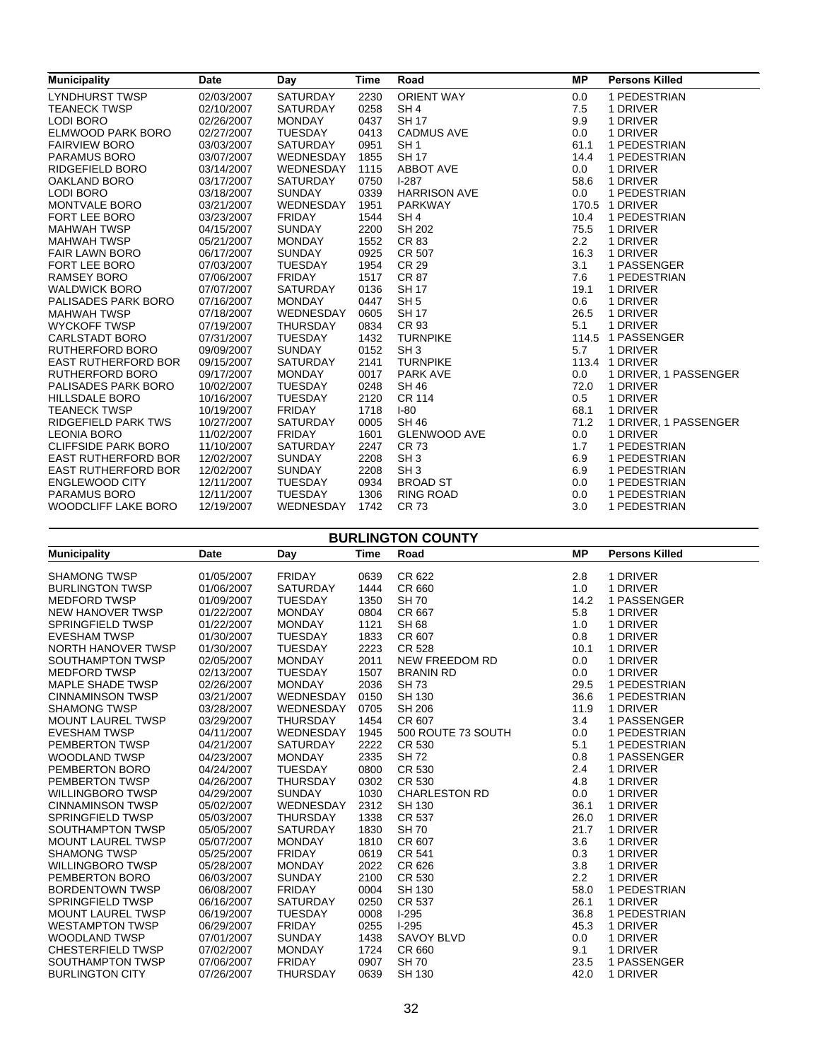| Municipality | Date | Day | Time | Road | MP | Persons Killed |
|---|---|---|---|---|---|---|
| LYNDHURST TWSP | 02/03/2007 | SATURDAY | 2230 | ORIENT WAY | 0.0 | 1 PEDESTRIAN |
| TEANECK TWSP | 02/10/2007 | SATURDAY | 0258 | SH 4 | 7.5 | 1 DRIVER |
| LODI BORO | 02/26/2007 | MONDAY | 0437 | SH 17 | 9.9 | 1 DRIVER |
| ELMWOOD PARK BORO | 02/27/2007 | TUESDAY | 0413 | CADMUS AVE | 0.0 | 1 DRIVER |
| FAIRVIEW BORO | 03/03/2007 | SATURDAY | 0951 | SH 1 | 61.1 | 1 PEDESTRIAN |
| PARAMUS BORO | 03/07/2007 | WEDNESDAY | 1855 | SH 17 | 14.4 | 1 PEDESTRIAN |
| RIDGEFIELD BORO | 03/14/2007 | WEDNESDAY | 1115 | ABBOT AVE | 0.0 | 1 DRIVER |
| OAKLAND BORO | 03/17/2007 | SATURDAY | 0750 | I-287 | 58.6 | 1 DRIVER |
| LODI BORO | 03/18/2007 | SUNDAY | 0339 | HARRISON AVE | 0.0 | 1 PEDESTRIAN |
| MONTVALE BORO | 03/21/2007 | WEDNESDAY | 1951 | PARKWAY | 170.5 | 1 DRIVER |
| FORT LEE BORO | 03/23/2007 | FRIDAY | 1544 | SH 4 | 10.4 | 1 PEDESTRIAN |
| MAHWAH TWSP | 04/15/2007 | SUNDAY | 2200 | SH 202 | 75.5 | 1 DRIVER |
| MAHWAH TWSP | 05/21/2007 | MONDAY | 1552 | CR 83 | 2.2 | 1 DRIVER |
| FAIR LAWN BORO | 06/17/2007 | SUNDAY | 0925 | CR 507 | 16.3 | 1 DRIVER |
| FORT LEE BORO | 07/03/2007 | TUESDAY | 1954 | CR 29 | 3.1 | 1 PASSENGER |
| RAMSEY BORO | 07/06/2007 | FRIDAY | 1517 | CR 87 | 7.6 | 1 PEDESTRIAN |
| WALDWICK BORO | 07/07/2007 | SATURDAY | 0136 | SH 17 | 19.1 | 1 DRIVER |
| PALISADES PARK BORO | 07/16/2007 | MONDAY | 0447 | SH 5 | 0.6 | 1 DRIVER |
| MAHWAH TWSP | 07/18/2007 | WEDNESDAY | 0605 | SH 17 | 26.5 | 1 DRIVER |
| WYCKOFF TWSP | 07/19/2007 | THURSDAY | 0834 | CR 93 | 5.1 | 1 DRIVER |
| CARLSTADT BORO | 07/31/2007 | TUESDAY | 1432 | TURNPIKE | 114.5 | 1 PASSENGER |
| RUTHERFORD BORO | 09/09/2007 | SUNDAY | 0152 | SH 3 | 5.7 | 1 DRIVER |
| EAST RUTHERFORD BOR | 09/15/2007 | SATURDAY | 2141 | TURNPIKE | 113.4 | 1 DRIVER |
| RUTHERFORD BORO | 09/17/2007 | MONDAY | 0017 | PARK AVE | 0.0 | 1 DRIVER, 1 PASSENGER |
| PALISADES PARK BORO | 10/02/2007 | TUESDAY | 0248 | SH 46 | 72.0 | 1 DRIVER |
| HILLSDALE BORO | 10/16/2007 | TUESDAY | 2120 | CR 114 | 0.5 | 1 DRIVER |
| TEANECK TWSP | 10/19/2007 | FRIDAY | 1718 | I-80 | 68.1 | 1 DRIVER |
| RIDGEFIELD PARK TWS | 10/27/2007 | SATURDAY | 0005 | SH 46 | 71.2 | 1 DRIVER, 1 PASSENGER |
| LEONIA BORO | 11/02/2007 | FRIDAY | 1601 | GLENWOOD AVE | 0.0 | 1 DRIVER |
| CLIFFSIDE PARK BORO | 11/10/2007 | SATURDAY | 2247 | CR 73 | 1.7 | 1 PEDESTRIAN |
| EAST RUTHERFORD BOR | 12/02/2007 | SUNDAY | 2208 | SH 3 | 6.9 | 1 PEDESTRIAN |
| EAST RUTHERFORD BOR | 12/02/2007 | SUNDAY | 2208 | SH 3 | 6.9 | 1 PEDESTRIAN |
| ENGLEWOOD CITY | 12/11/2007 | TUESDAY | 0934 | BROAD ST | 0.0 | 1 PEDESTRIAN |
| PARAMUS BORO | 12/11/2007 | TUESDAY | 1306 | RING ROAD | 0.0 | 1 PEDESTRIAN |
| WOODCLIFF LAKE BORO | 12/19/2007 | WEDNESDAY | 1742 | CR 73 | 3.0 | 1 PEDESTRIAN |

## BURLINGTON COUNTY

| Municipality | Date | Day | Time | Road | MP | Persons Killed |
|---|---|---|---|---|---|---|
| SHAMONG TWSP | 01/05/2007 | FRIDAY | 0639 | CR 622 | 2.8 | 1 DRIVER |
| BURLINGTON TWSP | 01/06/2007 | SATURDAY | 1444 | CR 660 | 1.0 | 1 DRIVER |
| MEDFORD TWSP | 01/09/2007 | TUESDAY | 1350 | SH 70 | 14.2 | 1 PASSENGER |
| NEW HANOVER TWSP | 01/22/2007 | MONDAY | 0804 | CR 667 | 5.8 | 1 DRIVER |
| SPRINGFIELD TWSP | 01/22/2007 | MONDAY | 1121 | SH 68 | 1.0 | 1 DRIVER |
| EVESHAM TWSP | 01/30/2007 | TUESDAY | 1833 | CR 607 | 0.8 | 1 DRIVER |
| NORTH HANOVER TWSP | 01/30/2007 | TUESDAY | 2223 | CR 528 | 10.1 | 1 DRIVER |
| SOUTHAMPTON TWSP | 02/05/2007 | MONDAY | 2011 | NEW FREEDOM RD | 0.0 | 1 DRIVER |
| MEDFORD TWSP | 02/13/2007 | TUESDAY | 1507 | BRANIN RD | 0.0 | 1 DRIVER |
| MAPLE SHADE TWSP | 02/26/2007 | MONDAY | 2036 | SH 73 | 29.5 | 1 PEDESTRIAN |
| CINNAMINSON TWSP | 03/21/2007 | WEDNESDAY | 0150 | SH 130 | 36.6 | 1 PEDESTRIAN |
| SHAMONG TWSP | 03/28/2007 | WEDNESDAY | 0705 | SH 206 | 11.9 | 1 DRIVER |
| MOUNT LAUREL TWSP | 03/29/2007 | THURSDAY | 1454 | CR 607 | 3.4 | 1 PASSENGER |
| EVESHAM TWSP | 04/11/2007 | WEDNESDAY | 1945 | 500 ROUTE 73 SOUTH | 0.0 | 1 PEDESTRIAN |
| PEMBERTON TWSP | 04/21/2007 | SATURDAY | 2222 | CR 530 | 5.1 | 1 PEDESTRIAN |
| WOODLAND TWSP | 04/23/2007 | MONDAY | 2335 | SH 72 | 0.8 | 1 PASSENGER |
| PEMBERTON BORO | 04/24/2007 | TUESDAY | 0800 | CR 530 | 2.4 | 1 DRIVER |
| PEMBERTON TWSP | 04/26/2007 | THURSDAY | 0302 | CR 530 | 4.8 | 1 DRIVER |
| WILLINGBORO TWSP | 04/29/2007 | SUNDAY | 1030 | CHARLESTON RD | 0.0 | 1 DRIVER |
| CINNAMINSON TWSP | 05/02/2007 | WEDNESDAY | 2312 | SH 130 | 36.1 | 1 DRIVER |
| SPRINGFIELD TWSP | 05/03/2007 | THURSDAY | 1338 | CR 537 | 26.0 | 1 DRIVER |
| SOUTHAMPTON TWSP | 05/05/2007 | SATURDAY | 1830 | SH 70 | 21.7 | 1 DRIVER |
| MOUNT LAUREL TWSP | 05/07/2007 | MONDAY | 1810 | CR 607 | 3.6 | 1 DRIVER |
| SHAMONG TWSP | 05/25/2007 | FRIDAY | 0619 | CR 541 | 0.3 | 1 DRIVER |
| WILLINGBORO TWSP | 05/28/2007 | MONDAY | 2022 | CR 626 | 3.8 | 1 DRIVER |
| PEMBERTON BORO | 06/03/2007 | SUNDAY | 2100 | CR 530 | 2.2 | 1 DRIVER |
| BORDENTOWN TWSP | 06/08/2007 | FRIDAY | 0004 | SH 130 | 58.0 | 1 PEDESTRIAN |
| SPRINGFIELD TWSP | 06/16/2007 | SATURDAY | 0250 | CR 537 | 26.1 | 1 DRIVER |
| MOUNT LAUREL TWSP | 06/19/2007 | TUESDAY | 0008 | I-295 | 36.8 | 1 PEDESTRIAN |
| WESTAMPTON TWSP | 06/29/2007 | FRIDAY | 0255 | I-295 | 45.3 | 1 DRIVER |
| WOODLAND TWSP | 07/01/2007 | SUNDAY | 1438 | SAVOY BLVD | 0.0 | 1 DRIVER |
| CHESTERFIELD TWSP | 07/02/2007 | MONDAY | 1724 | CR 660 | 9.1 | 1 DRIVER |
| SOUTHAMPTON TWSP | 07/06/2007 | FRIDAY | 0907 | SH 70 | 23.5 | 1 PASSENGER |
| BURLINGTON CITY | 07/26/2007 | THURSDAY | 0639 | SH 130 | 42.0 | 1 DRIVER |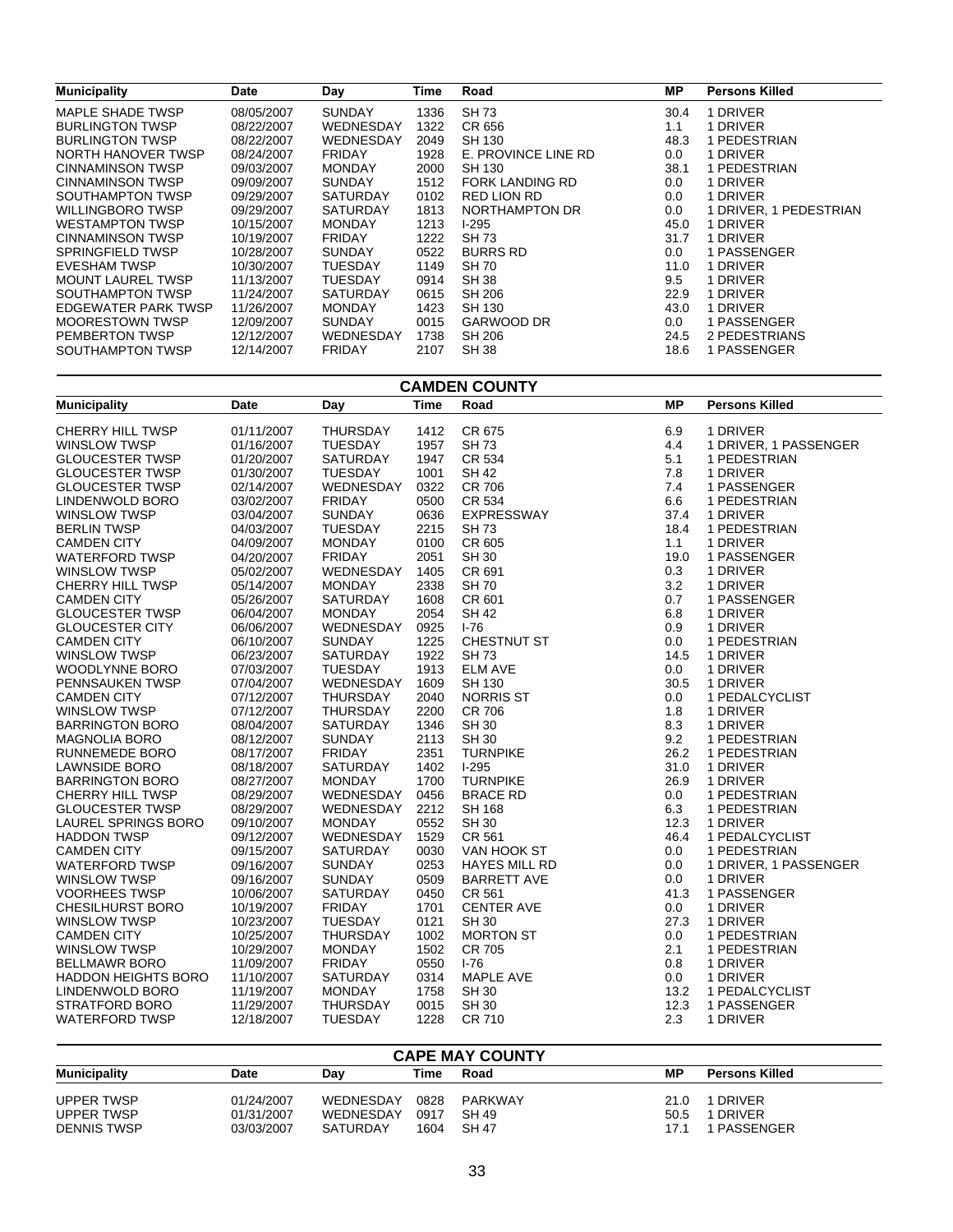| Municipality | Date | Day | Time | Road | MP | Persons Killed |
|---|---|---|---|---|---|---|
| MAPLE SHADE TWSP | 08/05/2007 | SUNDAY | 1336 | SH 73 | 30.4 | 1 DRIVER |
| BURLINGTON TWSP | 08/22/2007 | WEDNESDAY | 1322 | CR 656 | 1.1 | 1 DRIVER |
| BURLINGTON TWSP | 08/22/2007 | WEDNESDAY | 2049 | SH 130 | 48.3 | 1 PEDESTRIAN |
| NORTH HANOVER TWSP | 08/24/2007 | FRIDAY | 1928 | E. PROVINCE LINE RD | 0.0 | 1 DRIVER |
| CINNAMINSON TWSP | 09/03/2007 | MONDAY | 2000 | SH 130 | 38.1 | 1 PEDESTRIAN |
| CINNAMINSON TWSP | 09/09/2007 | SUNDAY | 1512 | FORK LANDING RD | 0.0 | 1 DRIVER |
| SOUTHAMPTON TWSP | 09/29/2007 | SATURDAY | 0102 | RED LION RD | 0.0 | 1 DRIVER |
| WILLINGBORO TWSP | 09/29/2007 | SATURDAY | 1813 | NORTHAMPTON DR | 0.0 | 1 DRIVER, 1 PEDESTRIAN |
| WESTAMPTON TWSP | 10/15/2007 | MONDAY | 1213 | I-295 | 45.0 | 1 DRIVER |
| CINNAMINSON TWSP | 10/19/2007 | FRIDAY | 1222 | SH 73 | 31.7 | 1 DRIVER |
| SPRINGFIELD TWSP | 10/28/2007 | SUNDAY | 0522 | BURRS RD | 0.0 | 1 PASSENGER |
| EVESHAM TWSP | 10/30/2007 | TUESDAY | 1149 | SH 70 | 11.0 | 1 DRIVER |
| MOUNT LAUREL TWSP | 11/13/2007 | TUESDAY | 0914 | SH 38 | 9.5 | 1 DRIVER |
| SOUTHAMPTON TWSP | 11/24/2007 | SATURDAY | 0615 | SH 206 | 22.9 | 1 DRIVER |
| EDGEWATER PARK TWSP | 11/26/2007 | MONDAY | 1423 | SH 130 | 43.0 | 1 DRIVER |
| MOORESTOWN TWSP | 12/09/2007 | SUNDAY | 0015 | GARWOOD DR | 0.0 | 1 PASSENGER |
| PEMBERTON TWSP | 12/12/2007 | WEDNESDAY | 1738 | SH 206 | 24.5 | 2 PEDESTRIANS |
| SOUTHAMPTON TWSP | 12/14/2007 | FRIDAY | 2107 | SH 38 | 18.6 | 1 PASSENGER |

## CAMDEN COUNTY

| Municipality | Date | Day | Time | Road | MP | Persons Killed |
|---|---|---|---|---|---|---|
| CHERRY HILL TWSP | 01/11/2007 | THURSDAY | 1412 | CR 675 | 6.9 | 1 DRIVER |
| WINSLOW TWSP | 01/16/2007 | TUESDAY | 1957 | SH 73 | 4.4 | 1 DRIVER, 1 PASSENGER |
| GLOUCESTER TWSP | 01/20/2007 | SATURDAY | 1947 | CR 534 | 5.1 | 1 PEDESTRIAN |
| GLOUCESTER TWSP | 01/30/2007 | TUESDAY | 1001 | SH 42 | 7.8 | 1 DRIVER |
| GLOUCESTER TWSP | 02/14/2007 | WEDNESDAY | 0322 | CR 706 | 7.4 | 1 PASSENGER |
| LINDENWOLD BORO | 03/02/2007 | FRIDAY | 0500 | CR 534 | 6.6 | 1 PEDESTRIAN |
| WINSLOW TWSP | 03/04/2007 | SUNDAY | 0636 | EXPRESSWAY | 37.4 | 1 DRIVER |
| BERLIN TWSP | 04/03/2007 | TUESDAY | 2215 | SH 73 | 18.4 | 1 PEDESTRIAN |
| CAMDEN CITY | 04/09/2007 | MONDAY | 0100 | CR 605 | 1.1 | 1 DRIVER |
| WATERFORD TWSP | 04/20/2007 | FRIDAY | 2051 | SH 30 | 19.0 | 1 PASSENGER |
| WINSLOW TWSP | 05/02/2007 | WEDNESDAY | 1405 | CR 691 | 0.3 | 1 DRIVER |
| CHERRY HILL TWSP | 05/14/2007 | MONDAY | 2338 | SH 70 | 3.2 | 1 DRIVER |
| CAMDEN CITY | 05/26/2007 | SATURDAY | 1608 | CR 601 | 0.7 | 1 PASSENGER |
| GLOUCESTER TWSP | 06/04/2007 | MONDAY | 2054 | SH 42 | 6.8 | 1 DRIVER |
| GLOUCESTER CITY | 06/06/2007 | WEDNESDAY | 0925 | I-76 | 0.9 | 1 DRIVER |
| CAMDEN CITY | 06/10/2007 | SUNDAY | 1225 | CHESTNUT ST | 0.0 | 1 PEDESTRIAN |
| WINSLOW TWSP | 06/23/2007 | SATURDAY | 1922 | SH 73 | 14.5 | 1 DRIVER |
| WOODLYNNE BORO | 07/03/2007 | TUESDAY | 1913 | ELM AVE | 0.0 | 1 DRIVER |
| PENNSAUKEN TWSP | 07/04/2007 | WEDNESDAY | 1609 | SH 130 | 30.5 | 1 DRIVER |
| CAMDEN CITY | 07/12/2007 | THURSDAY | 2040 | NORRIS ST | 0.0 | 1 PEDALCYCLIST |
| WINSLOW TWSP | 07/12/2007 | THURSDAY | 2200 | CR 706 | 1.8 | 1 DRIVER |
| BARRINGTON BORO | 08/04/2007 | SATURDAY | 1346 | SH 30 | 8.3 | 1 DRIVER |
| MAGNOLIA BORO | 08/12/2007 | SUNDAY | 2113 | SH 30 | 9.2 | 1 PEDESTRIAN |
| RUNNEMEDE BORO | 08/17/2007 | FRIDAY | 2351 | TURNPIKE | 26.2 | 1 PEDESTRIAN |
| LAWNSIDE BORO | 08/18/2007 | SATURDAY | 1402 | I-295 | 31.0 | 1 DRIVER |
| BARRINGTON BORO | 08/27/2007 | MONDAY | 1700 | TURNPIKE | 26.9 | 1 DRIVER |
| CHERRY HILL TWSP | 08/29/2007 | WEDNESDAY | 0456 | BRACE RD | 0.0 | 1 PEDESTRIAN |
| GLOUCESTER TWSP | 08/29/2007 | WEDNESDAY | 2212 | SH 168 | 6.3 | 1 PEDESTRIAN |
| LAUREL SPRINGS BORO | 09/10/2007 | MONDAY | 0552 | SH 30 | 12.3 | 1 DRIVER |
| HADDON TWSP | 09/12/2007 | WEDNESDAY | 1529 | CR 561 | 46.4 | 1 PEDALCYCLIST |
| CAMDEN CITY | 09/15/2007 | SATURDAY | 0030 | VAN HOOK ST | 0.0 | 1 PEDESTRIAN |
| WATERFORD TWSP | 09/16/2007 | SUNDAY | 0253 | HAYES MILL RD | 0.0 | 1 DRIVER, 1 PASSENGER |
| WINSLOW TWSP | 09/16/2007 | SUNDAY | 0509 | BARRETT AVE | 0.0 | 1 DRIVER |
| VOORHEES TWSP | 10/06/2007 | SATURDAY | 0450 | CR 561 | 41.3 | 1 PASSENGER |
| CHESILHURST BORO | 10/19/2007 | FRIDAY | 1701 | CENTER AVE | 0.0 | 1 DRIVER |
| WINSLOW TWSP | 10/23/2007 | TUESDAY | 0121 | SH 30 | 27.3 | 1 DRIVER |
| CAMDEN CITY | 10/25/2007 | THURSDAY | 1002 | MORTON ST | 0.0 | 1 PEDESTRIAN |
| WINSLOW TWSP | 10/29/2007 | MONDAY | 1502 | CR 705 | 2.1 | 1 PEDESTRIAN |
| BELLMAWR BORO | 11/09/2007 | FRIDAY | 0550 | I-76 | 0.8 | 1 DRIVER |
| HADDON HEIGHTS BORO | 11/10/2007 | SATURDAY | 0314 | MAPLE AVE | 0.0 | 1 DRIVER |
| LINDENWOLD BORO | 11/19/2007 | MONDAY | 1758 | SH 30 | 13.2 | 1 PEDALCYCLIST |
| STRATFORD BORO | 11/29/2007 | THURSDAY | 0015 | SH 30 | 12.3 | 1 PASSENGER |
| WATERFORD TWSP | 12/18/2007 | TUESDAY | 1228 | CR 710 | 2.3 | 1 DRIVER |

## CAPE MAY COUNTY

| Municipality | Date | Day | Time | Road | MP | Persons Killed |
|---|---|---|---|---|---|---|
| UPPER TWSP | 01/24/2007 | WEDNESDAY | 0828 | PARKWAY | 21.0 | 1 DRIVER |
| UPPER TWSP | 01/31/2007 | WEDNESDAY | 0917 | SH 49 | 50.5 | 1 DRIVER |
| DENNIS TWSP | 03/03/2007 | SATURDAY | 1604 | SH 47 | 17.1 | 1 PASSENGER |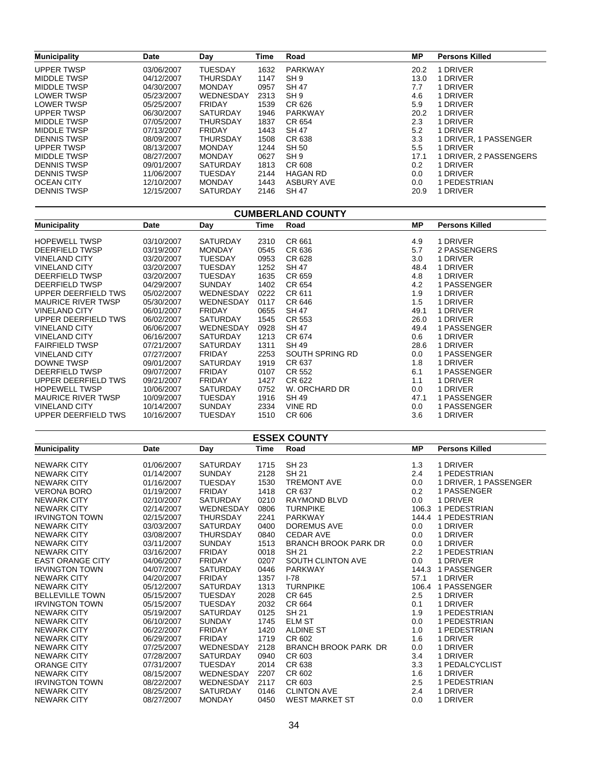| Municipality | Date | Day | Time | Road | MP | Persons Killed |
|---|---|---|---|---|---|---|
| UPPER TWSP | 03/06/2007 | TUESDAY | 1632 | PARKWAY | 20.2 | 1 DRIVER |
| MIDDLE TWSP | 04/12/2007 | THURSDAY | 1147 | SH 9 | 13.0 | 1 DRIVER |
| MIDDLE TWSP | 04/30/2007 | MONDAY | 0957 | SH 47 | 7.7 | 1 DRIVER |
| LOWER TWSP | 05/23/2007 | WEDNESDAY | 2313 | SH 9 | 4.6 | 1 DRIVER |
| LOWER TWSP | 05/25/2007 | FRIDAY | 1539 | CR 626 | 5.9 | 1 DRIVER |
| UPPER TWSP | 06/30/2007 | SATURDAY | 1946 | PARKWAY | 20.2 | 1 DRIVER |
| MIDDLE TWSP | 07/05/2007 | THURSDAY | 1837 | CR 654 | 2.3 | 1 DRIVER |
| MIDDLE TWSP | 07/13/2007 | FRIDAY | 1443 | SH 47 | 5.2 | 1 DRIVER |
| DENNIS TWSP | 08/09/2007 | THURSDAY | 1508 | CR 638 | 3.3 | 1 DRIVER, 1 PASSENGER |
| UPPER TWSP | 08/13/2007 | MONDAY | 1244 | SH 50 | 5.5 | 1 DRIVER |
| MIDDLE TWSP | 08/27/2007 | MONDAY | 0627 | SH 9 | 17.1 | 1 DRIVER, 2 PASSENGERS |
| DENNIS TWSP | 09/01/2007 | SATURDAY | 1813 | CR 608 | 0.2 | 1 DRIVER |
| DENNIS TWSP | 11/06/2007 | TUESDAY | 2144 | HAGAN RD | 0.0 | 1 DRIVER |
| OCEAN CITY | 12/10/2007 | MONDAY | 1443 | ASBURY AVE | 0.0 | 1 PEDESTRIAN |
| DENNIS TWSP | 12/15/2007 | SATURDAY | 2146 | SH 47 | 20.9 | 1 DRIVER |

## CUMBERLAND COUNTY

| Municipality | Date | Day | Time | Road | MP | Persons Killed |
|---|---|---|---|---|---|---|
| HOPEWELL TWSP | 03/10/2007 | SATURDAY | 2310 | CR 661 | 4.9 | 1 DRIVER |
| DEERFIELD TWSP | 03/19/2007 | MONDAY | 0545 | CR 636 | 5.7 | 2 PASSENGERS |
| VINELAND CITY | 03/20/2007 | TUESDAY | 0953 | CR 628 | 3.0 | 1 DRIVER |
| VINELAND CITY | 03/20/2007 | TUESDAY | 1252 | SH 47 | 48.4 | 1 DRIVER |
| DEERFIELD TWSP | 03/20/2007 | TUESDAY | 1635 | CR 659 | 4.8 | 1 DRIVER |
| DEERFIELD TWSP | 04/29/2007 | SUNDAY | 1402 | CR 654 | 4.2 | 1 PASSENGER |
| UPPER DEERFIELD TWS | 05/02/2007 | WEDNESDAY | 0222 | CR 611 | 1.9 | 1 DRIVER |
| MAURICE RIVER TWSP | 05/30/2007 | WEDNESDAY | 0117 | CR 646 | 1.5 | 1 DRIVER |
| VINELAND CITY | 06/01/2007 | FRIDAY | 0655 | SH 47 | 49.1 | 1 DRIVER |
| UPPER DEERFIELD TWS | 06/02/2007 | SATURDAY | 1545 | CR 553 | 26.0 | 1 DRIVER |
| VINELAND CITY | 06/06/2007 | WEDNESDAY | 0928 | SH 47 | 49.4 | 1 PASSENGER |
| VINELAND CITY | 06/16/2007 | SATURDAY | 1213 | CR 674 | 0.6 | 1 DRIVER |
| FAIRFIELD TWSP | 07/21/2007 | SATURDAY | 1311 | SH 49 | 28.6 | 1 DRIVER |
| VINELAND CITY | 07/27/2007 | FRIDAY | 2253 | SOUTH SPRING RD | 0.0 | 1 PASSENGER |
| DOWNE TWSP | 09/01/2007 | SATURDAY | 1919 | CR 637 | 1.8 | 1 DRIVER |
| DEERFIELD TWSP | 09/07/2007 | FRIDAY | 0107 | CR 552 | 6.1 | 1 PASSENGER |
| UPPER DEERFIELD TWS | 09/21/2007 | FRIDAY | 1427 | CR 622 | 1.1 | 1 DRIVER |
| HOPEWELL TWSP | 10/06/2007 | SATURDAY | 0752 | W. ORCHARD DR | 0.0 | 1 DRIVER |
| MAURICE RIVER TWSP | 10/09/2007 | TUESDAY | 1916 | SH 49 | 47.1 | 1 PASSENGER |
| VINELAND CITY | 10/14/2007 | SUNDAY | 2334 | VINE RD | 0.0 | 1 PASSENGER |
| UPPER DEERFIELD TWS | 10/16/2007 | TUESDAY | 1510 | CR 606 | 3.6 | 1 DRIVER |

## ESSEX COUNTY

| Municipality | Date | Day | Time | Road | MP | Persons Killed |
|---|---|---|---|---|---|---|
| NEWARK CITY | 01/06/2007 | SATURDAY | 1715 | SH 23 | 1.3 | 1 DRIVER |
| NEWARK CITY | 01/14/2007 | SUNDAY | 2128 | SH 21 | 2.4 | 1 PEDESTRIAN |
| NEWARK CITY | 01/16/2007 | TUESDAY | 1530 | TREMONT AVE | 0.0 | 1 DRIVER, 1 PASSENGER |
| VERONA BORO | 01/19/2007 | FRIDAY | 1418 | CR 637 | 0.2 | 1 PASSENGER |
| NEWARK CITY | 02/10/2007 | SATURDAY | 0210 | RAYMOND BLVD | 0.0 | 1 DRIVER |
| NEWARK CITY | 02/14/2007 | WEDNESDAY | 0806 | TURNPIKE | 106.3 | 1 PEDESTRIAN |
| IRVINGTON TOWN | 02/15/2007 | THURSDAY | 2241 | PARKWAY | 144.4 | 1 PEDESTRIAN |
| NEWARK CITY | 03/03/2007 | SATURDAY | 0400 | DOREMUS AVE | 0.0 | 1 DRIVER |
| NEWARK CITY | 03/08/2007 | THURSDAY | 0840 | CEDAR AVE | 0.0 | 1 DRIVER |
| NEWARK CITY | 03/11/2007 | SUNDAY | 1513 | BRANCH BROOK PARK DR | 0.0 | 1 DRIVER |
| NEWARK CITY | 03/16/2007 | FRIDAY | 0018 | SH 21 | 2.2 | 1 PEDESTRIAN |
| EAST ORANGE CITY | 04/06/2007 | FRIDAY | 0207 | SOUTH CLINTON AVE | 0.0 | 1 DRIVER |
| IRVINGTON TOWN | 04/07/2007 | SATURDAY | 0446 | PARKWAY | 144.3 | 1 PASSENGER |
| NEWARK CITY | 04/20/2007 | FRIDAY | 1357 | I-78 | 57.1 | 1 DRIVER |
| NEWARK CITY | 05/12/2007 | SATURDAY | 1313 | TURNPIKE | 106.4 | 1 PASSENGER |
| BELLEVILLE TOWN | 05/15/2007 | TUESDAY | 2028 | CR 645 | 2.5 | 1 DRIVER |
| IRVINGTON TOWN | 05/15/2007 | TUESDAY | 2032 | CR 664 | 0.1 | 1 DRIVER |
| NEWARK CITY | 05/19/2007 | SATURDAY | 0125 | SH 21 | 1.9 | 1 PEDESTRIAN |
| NEWARK CITY | 06/10/2007 | SUNDAY | 1745 | ELM ST | 0.0 | 1 PEDESTRIAN |
| NEWARK CITY | 06/22/2007 | FRIDAY | 1420 | ALDINE ST | 1.0 | 1 PEDESTRIAN |
| NEWARK CITY | 06/29/2007 | FRIDAY | 1719 | CR 602 | 1.6 | 1 DRIVER |
| NEWARK CITY | 07/25/2007 | WEDNESDAY | 2128 | BRANCH BROOK PARK DR | 0.0 | 1 DRIVER |
| NEWARK CITY | 07/28/2007 | SATURDAY | 0940 | CR 603 | 3.4 | 1 DRIVER |
| ORANGE CITY | 07/31/2007 | TUESDAY | 2014 | CR 638 | 3.3 | 1 PEDALCYCLIST |
| NEWARK CITY | 08/15/2007 | WEDNESDAY | 2207 | CR 602 | 1.6 | 1 DRIVER |
| IRVINGTON TOWN | 08/22/2007 | WEDNESDAY | 2117 | CR 603 | 2.5 | 1 PEDESTRIAN |
| NEWARK CITY | 08/25/2007 | SATURDAY | 0146 | CLINTON AVE | 2.4 | 1 DRIVER |
| NEWARK CITY | 08/27/2007 | MONDAY | 0450 | WEST MARKET ST | 0.0 | 1 DRIVER |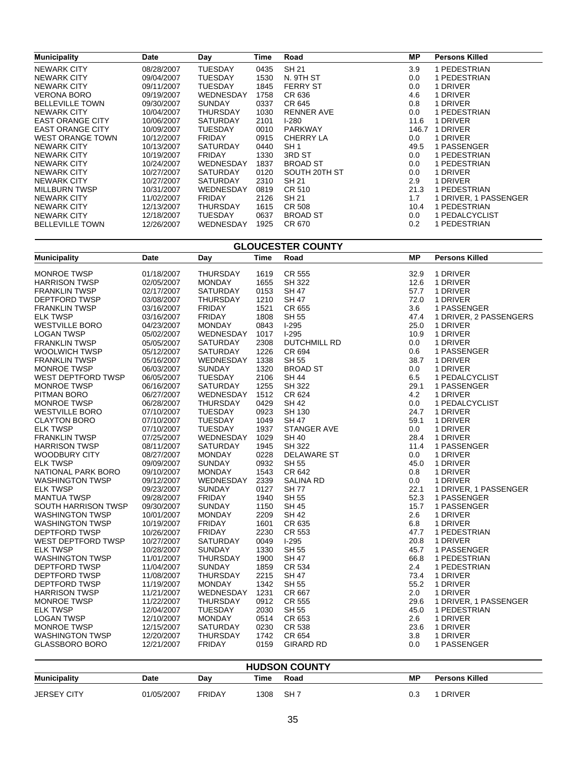| Municipality | Date | Day | Time | Road | MP | Persons Killed |
|---|---|---|---|---|---|---|
| NEWARK CITY | 08/28/2007 | TUESDAY | 0435 | SH 21 | 3.9 | 1 PEDESTRIAN |
| NEWARK CITY | 09/04/2007 | TUESDAY | 1530 | N. 9TH ST | 0.0 | 1 PEDESTRIAN |
| NEWARK CITY | 09/11/2007 | TUESDAY | 1845 | FERRY ST | 0.0 | 1 DRIVER |
| VERONA BORO | 09/19/2007 | WEDNESDAY | 1758 | CR 636 | 4.6 | 1 DRIVER |
| BELLEVILLE TOWN | 09/30/2007 | SUNDAY | 0337 | CR 645 | 0.8 | 1 DRIVER |
| NEWARK CITY | 10/04/2007 | THURSDAY | 1030 | RENNER AVE | 0.0 | 1 PEDESTRIAN |
| EAST ORANGE CITY | 10/06/2007 | SATURDAY | 2101 | I-280 | 11.6 | 1 DRIVER |
| EAST ORANGE CITY | 10/09/2007 | TUESDAY | 0010 | PARKWAY | 146.7 | 1 DRIVER |
| WEST ORANGE TOWN | 10/12/2007 | FRIDAY | 0915 | CHERRY LA | 0.0 | 1 DRIVER |
| NEWARK CITY | 10/13/2007 | SATURDAY | 0440 | SH 1 | 49.5 | 1 PASSENGER |
| NEWARK CITY | 10/19/2007 | FRIDAY | 1330 | 3RD ST | 0.0 | 1 PEDESTRIAN |
| NEWARK CITY | 10/24/2007 | WEDNESDAY | 1837 | BROAD ST | 0.0 | 1 PEDESTRIAN |
| NEWARK CITY | 10/27/2007 | SATURDAY | 0120 | SOUTH 20TH ST | 0.0 | 1 DRIVER |
| NEWARK CITY | 10/27/2007 | SATURDAY | 2310 | SH 21 | 2.9 | 1 DRIVER |
| MILLBURN TWSP | 10/31/2007 | WEDNESDAY | 0819 | CR 510 | 21.3 | 1 PEDESTRIAN |
| NEWARK CITY | 11/02/2007 | FRIDAY | 2126 | SH 21 | 1.7 | 1 DRIVER, 1 PASSENGER |
| NEWARK CITY | 12/13/2007 | THURSDAY | 1615 | CR 508 | 10.4 | 1 PEDESTRIAN |
| NEWARK CITY | 12/18/2007 | TUESDAY | 0637 | BROAD ST | 0.0 | 1 PEDALCYCLIST |
| BELLEVILLE TOWN | 12/26/2007 | WEDNESDAY | 1925 | CR 670 | 0.2 | 1 PEDESTRIAN |

## GLOUCESTER COUNTY

| Municipality | Date | Day | Time | Road | MP | Persons Killed |
|---|---|---|---|---|---|---|
| MONROE TWSP | 01/18/2007 | THURSDAY | 1619 | CR 555 | 32.9 | 1 DRIVER |
| HARRISON TWSP | 02/05/2007 | MONDAY | 1655 | SH 322 | 12.6 | 1 DRIVER |
| FRANKLIN TWSP | 02/17/2007 | SATURDAY | 0153 | SH 47 | 57.7 | 1 DRIVER |
| DEPTFORD TWSP | 03/08/2007 | THURSDAY | 1210 | SH 47 | 72.0 | 1 DRIVER |
| FRANKLIN TWSP | 03/16/2007 | FRIDAY | 1521 | CR 655 | 3.6 | 1 PASSENGER |
| ELK TWSP | 03/16/2007 | FRIDAY | 1808 | SH 55 | 47.4 | 1 DRIVER, 2 PASSENGERS |
| WESTVILLE BORO | 04/23/2007 | MONDAY | 0843 | I-295 | 25.0 | 1 DRIVER |
| LOGAN TWSP | 05/02/2007 | WEDNESDAY | 1017 | I-295 | 10.9 | 1 DRIVER |
| FRANKLIN TWSP | 05/05/2007 | SATURDAY | 2308 | DUTCHMILL RD | 0.0 | 1 DRIVER |
| WOOLWICH TWSP | 05/12/2007 | SATURDAY | 1226 | CR 694 | 0.6 | 1 PASSENGER |
| FRANKLIN TWSP | 05/16/2007 | WEDNESDAY | 1338 | SH 55 | 38.7 | 1 DRIVER |
| MONROE TWSP | 06/03/2007 | SUNDAY | 1320 | BROAD ST | 0.0 | 1 DRIVER |
| WEST DEPTFORD TWSP | 06/05/2007 | TUESDAY | 2106 | SH 44 | 6.5 | 1 PEDALCYCLIST |
| MONROE TWSP | 06/16/2007 | SATURDAY | 1255 | SH 322 | 29.1 | 1 PASSENGER |
| PITMAN BORO | 06/27/2007 | WEDNESDAY | 1512 | CR 624 | 4.2 | 1 DRIVER |
| MONROE TWSP | 06/28/2007 | THURSDAY | 0429 | SH 42 | 0.0 | 1 PEDALCYCLIST |
| WESTVILLE BORO | 07/10/2007 | TUESDAY | 0923 | SH 130 | 24.7 | 1 DRIVER |
| CLAYTON BORO | 07/10/2007 | TUESDAY | 1049 | SH 47 | 59.1 | 1 DRIVER |
| ELK TWSP | 07/10/2007 | TUESDAY | 1937 | STANGER AVE | 0.0 | 1 DRIVER |
| FRANKLIN TWSP | 07/25/2007 | WEDNESDAY | 1029 | SH 40 | 28.4 | 1 DRIVER |
| HARRISON TWSP | 08/11/2007 | SATURDAY | 1945 | SH 322 | 11.4 | 1 PASSENGER |
| WOODBURY CITY | 08/27/2007 | MONDAY | 0228 | DELAWARE ST | 0.0 | 1 DRIVER |
| ELK TWSP | 09/09/2007 | SUNDAY | 0932 | SH 55 | 45.0 | 1 DRIVER |
| NATIONAL PARK BORO | 09/10/2007 | MONDAY | 1543 | CR 642 | 0.8 | 1 DRIVER |
| WASHINGTON TWSP | 09/12/2007 | WEDNESDAY | 2339 | SALINA RD | 0.0 | 1 DRIVER |
| ELK TWSP | 09/23/2007 | SUNDAY | 0127 | SH 77 | 22.1 | 1 DRIVER, 1 PASSENGER |
| MANTUA TWSP | 09/28/2007 | FRIDAY | 1940 | SH 55 | 52.3 | 1 PASSENGER |
| SOUTH HARRISON TWSP | 09/30/2007 | SUNDAY | 1150 | SH 45 | 15.7 | 1 PASSENGER |
| WASHINGTON TWSP | 10/01/2007 | MONDAY | 2209 | SH 42 | 2.6 | 1 DRIVER |
| WASHINGTON TWSP | 10/19/2007 | FRIDAY | 1601 | CR 635 | 6.8 | 1 DRIVER |
| DEPTFORD TWSP | 10/26/2007 | FRIDAY | 2230 | CR 553 | 47.7 | 1 PEDESTRIAN |
| WEST DEPTFORD TWSP | 10/27/2007 | SATURDAY | 0049 | I-295 | 20.8 | 1 DRIVER |
| ELK TWSP | 10/28/2007 | SUNDAY | 1330 | SH 55 | 45.7 | 1 PASSENGER |
| WASHINGTON TWSP | 11/01/2007 | THURSDAY | 1900 | SH 47 | 66.8 | 1 PEDESTRIAN |
| DEPTFORD TWSP | 11/04/2007 | SUNDAY | 1859 | CR 534 | 2.4 | 1 PEDESTRIAN |
| DEPTFORD TWSP | 11/08/2007 | THURSDAY | 2215 | SH 47 | 73.4 | 1 DRIVER |
| DEPTFORD TWSP | 11/19/2007 | MONDAY | 1342 | SH 55 | 55.2 | 1 DRIVER |
| HARRISON TWSP | 11/21/2007 | WEDNESDAY | 1231 | CR 667 | 2.0 | 1 DRIVER |
| MONROE TWSP | 11/22/2007 | THURSDAY | 0912 | CR 555 | 29.6 | 1 DRIVER, 1 PASSENGER |
| ELK TWSP | 12/04/2007 | TUESDAY | 2030 | SH 55 | 45.0 | 1 PEDESTRIAN |
| LOGAN TWSP | 12/10/2007 | MONDAY | 0514 | CR 653 | 2.6 | 1 DRIVER |
| MONROE TWSP | 12/15/2007 | SATURDAY | 0230 | CR 538 | 23.6 | 1 DRIVER |
| WASHINGTON TWSP | 12/20/2007 | THURSDAY | 1742 | CR 654 | 3.8 | 1 DRIVER |
| GLASSBORO BORO | 12/21/2007 | FRIDAY | 0159 | GIRARD RD | 0.0 | 1 PASSENGER |

## HUDSON COUNTY

| Municipality | Date | Day | Time | Road | MP | Persons Killed |
|---|---|---|---|---|---|---|
| JERSEY CITY | 01/05/2007 | FRIDAY | 1308 | SH 7 | 0.3 | 1 DRIVER |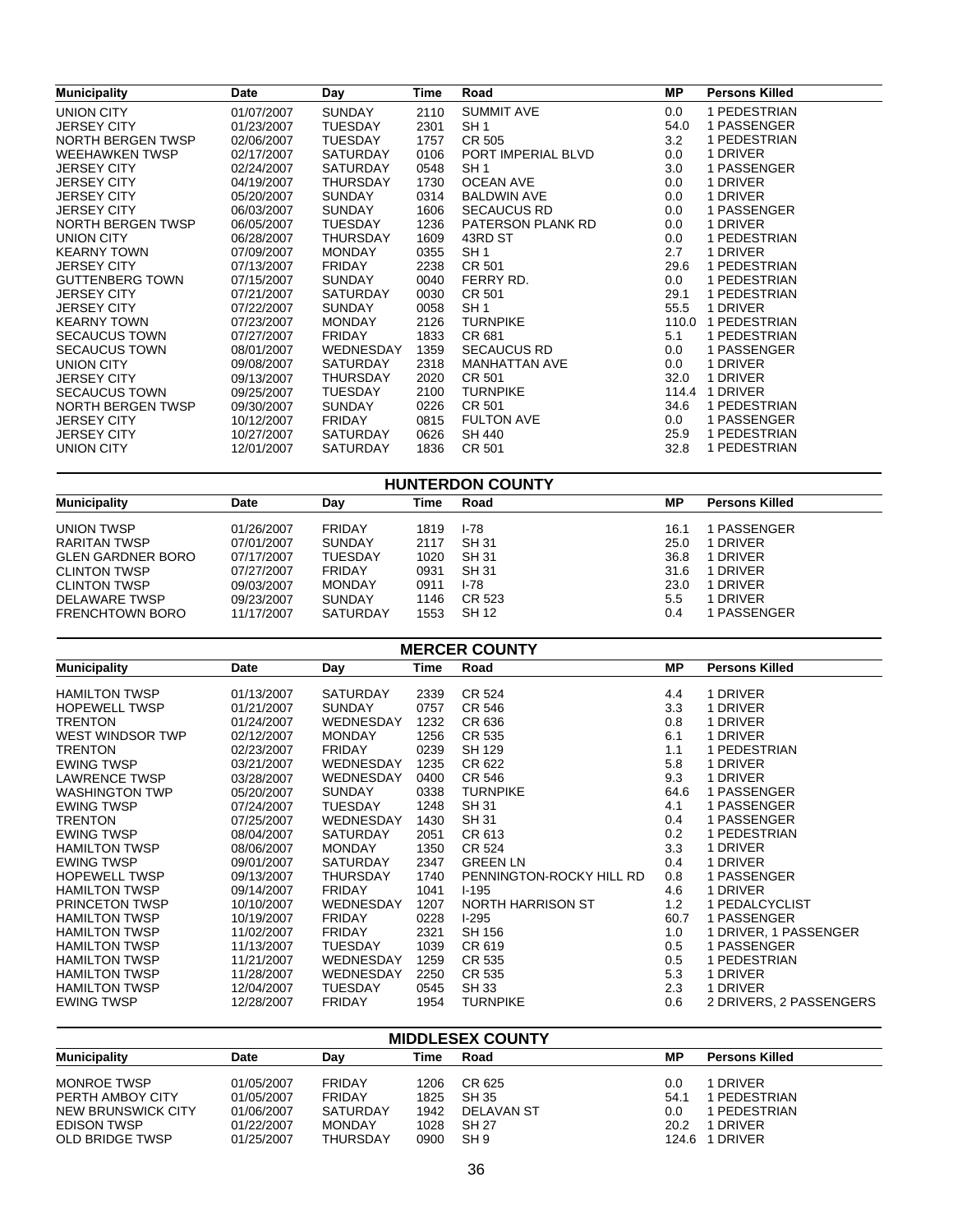| Municipality | Date | Day | Time | Road | MP | Persons Killed |
|---|---|---|---|---|---|---|
| UNION CITY | 01/07/2007 | SUNDAY | 2110 | SUMMIT AVE | 0.0 | 1 PEDESTRIAN |
| JERSEY CITY | 01/23/2007 | TUESDAY | 2301 | SH 1 | 54.0 | 1 PASSENGER |
| NORTH BERGEN TWSP | 02/06/2007 | TUESDAY | 1757 | CR 505 | 3.2 | 1 PEDESTRIAN |
| WEEHAWKEN TWSP | 02/17/2007 | SATURDAY | 0106 | PORT IMPERIAL BLVD | 0.0 | 1 DRIVER |
| JERSEY CITY | 02/24/2007 | SATURDAY | 0548 | SH 1 | 3.0 | 1 PASSENGER |
| JERSEY CITY | 04/19/2007 | THURSDAY | 1730 | OCEAN AVE | 0.0 | 1 DRIVER |
| JERSEY CITY | 05/20/2007 | SUNDAY | 0314 | BALDWIN AVE | 0.0 | 1 DRIVER |
| JERSEY CITY | 06/03/2007 | SUNDAY | 1606 | SECAUCUS RD | 0.0 | 1 PASSENGER |
| NORTH BERGEN TWSP | 06/05/2007 | TUESDAY | 1236 | PATERSON PLANK RD | 0.0 | 1 DRIVER |
| UNION CITY | 06/28/2007 | THURSDAY | 1609 | 43RD ST | 0.0 | 1 PEDESTRIAN |
| KEARNY TOWN | 07/09/2007 | MONDAY | 0355 | SH 1 | 2.7 | 1 DRIVER |
| JERSEY CITY | 07/13/2007 | FRIDAY | 2238 | CR 501 | 29.6 | 1 PEDESTRIAN |
| GUTTENBERG TOWN | 07/15/2007 | SUNDAY | 0040 | FERRY RD. | 0.0 | 1 PEDESTRIAN |
| JERSEY CITY | 07/21/2007 | SATURDAY | 0030 | CR 501 | 29.1 | 1 PEDESTRIAN |
| JERSEY CITY | 07/22/2007 | SUNDAY | 0058 | SH 1 | 55.5 | 1 DRIVER |
| KEARNY TOWN | 07/23/2007 | MONDAY | 2126 | TURNPIKE | 110.0 | 1 PEDESTRIAN |
| SECAUCUS TOWN | 07/27/2007 | FRIDAY | 1833 | CR 681 | 5.1 | 1 PEDESTRIAN |
| SECAUCUS TOWN | 08/01/2007 | WEDNESDAY | 1359 | SECAUCUS RD | 0.0 | 1 PASSENGER |
| UNION CITY | 09/08/2007 | SATURDAY | 2318 | MANHATTAN AVE | 0.0 | 1 DRIVER |
| JERSEY CITY | 09/13/2007 | THURSDAY | 2020 | CR 501 | 32.0 | 1 DRIVER |
| SECAUCUS TOWN | 09/25/2007 | TUESDAY | 2100 | TURNPIKE | 114.4 | 1 DRIVER |
| NORTH BERGEN TWSP | 09/30/2007 | SUNDAY | 0226 | CR 501 | 34.6 | 1 PEDESTRIAN |
| JERSEY CITY | 10/12/2007 | FRIDAY | 0815 | FULTON AVE | 0.0 | 1 PASSENGER |
| JERSEY CITY | 10/27/2007 | SATURDAY | 0626 | SH 440 | 25.9 | 1 PEDESTRIAN |
| UNION CITY | 12/01/2007 | SATURDAY | 1836 | CR 501 | 32.8 | 1 PEDESTRIAN |

## HUNTERDON COUNTY

| Municipality | Date | Day | Time | Road | MP | Persons Killed |
|---|---|---|---|---|---|---|
| UNION TWSP | 01/26/2007 | FRIDAY | 1819 | I-78 | 16.1 | 1 PASSENGER |
| RARITAN TWSP | 07/01/2007 | SUNDAY | 2117 | SH 31 | 25.0 | 1 DRIVER |
| GLEN GARDNER BORO | 07/17/2007 | TUESDAY | 1020 | SH 31 | 36.8 | 1 DRIVER |
| CLINTON TWSP | 07/27/2007 | FRIDAY | 0931 | SH 31 | 31.6 | 1 DRIVER |
| CLINTON TWSP | 09/03/2007 | MONDAY | 0911 | I-78 | 23.0 | 1 DRIVER |
| DELAWARE TWSP | 09/23/2007 | SUNDAY | 1146 | CR 523 | 5.5 | 1 DRIVER |
| FRENCHTOWN BORO | 11/17/2007 | SATURDAY | 1553 | SH 12 | 0.4 | 1 PASSENGER |

## MERCER COUNTY

| Municipality | Date | Day | Time | Road | MP | Persons Killed |
|---|---|---|---|---|---|---|
| HAMILTON TWSP | 01/13/2007 | SATURDAY | 2339 | CR 524 | 4.4 | 1 DRIVER |
| HOPEWELL TWSP | 01/21/2007 | SUNDAY | 0757 | CR 546 | 3.3 | 1 DRIVER |
| TRENTON | 01/24/2007 | WEDNESDAY | 1232 | CR 636 | 0.8 | 1 DRIVER |
| WEST WINDSOR TWP | 02/12/2007 | MONDAY | 1256 | CR 535 | 6.1 | 1 DRIVER |
| TRENTON | 02/23/2007 | FRIDAY | 0239 | SH 129 | 1.1 | 1 PEDESTRIAN |
| EWING TWSP | 03/21/2007 | WEDNESDAY | 1235 | CR 622 | 5.8 | 1 DRIVER |
| LAWRENCE TWSP | 03/28/2007 | WEDNESDAY | 0400 | CR 546 | 9.3 | 1 DRIVER |
| WASHINGTON TWP | 05/20/2007 | SUNDAY | 0338 | TURNPIKE | 64.6 | 1 PASSENGER |
| EWING TWSP | 07/24/2007 | TUESDAY | 1248 | SH 31 | 4.1 | 1 PASSENGER |
| TRENTON | 07/25/2007 | WEDNESDAY | 1430 | SH 31 | 0.4 | 1 PASSENGER |
| EWING TWSP | 08/04/2007 | SATURDAY | 2051 | CR 613 | 0.2 | 1 PEDESTRIAN |
| HAMILTON TWSP | 08/06/2007 | MONDAY | 1350 | CR 524 | 3.3 | 1 DRIVER |
| EWING TWSP | 09/01/2007 | SATURDAY | 2347 | GREEN LN | 0.4 | 1 DRIVER |
| HOPEWELL TWSP | 09/13/2007 | THURSDAY | 1740 | PENNINGTON-ROCKY HILL RD | 0.8 | 1 PASSENGER |
| HAMILTON TWSP | 09/14/2007 | FRIDAY | 1041 | I-195 | 4.6 | 1 DRIVER |
| PRINCETON TWSP | 10/10/2007 | WEDNESDAY | 1207 | NORTH HARRISON ST | 1.2 | 1 PEDALCYCLIST |
| HAMILTON TWSP | 10/19/2007 | FRIDAY | 0228 | I-295 | 60.7 | 1 PASSENGER |
| HAMILTON TWSP | 11/02/2007 | FRIDAY | 2321 | SH 156 | 1.0 | 1 DRIVER, 1 PASSENGER |
| HAMILTON TWSP | 11/13/2007 | TUESDAY | 1039 | CR 619 | 0.5 | 1 PASSENGER |
| HAMILTON TWSP | 11/21/2007 | WEDNESDAY | 1259 | CR 535 | 0.5 | 1 PEDESTRIAN |
| HAMILTON TWSP | 11/28/2007 | WEDNESDAY | 2250 | CR 535 | 5.3 | 1 DRIVER |
| HAMILTON TWSP | 12/04/2007 | TUESDAY | 0545 | SH 33 | 2.3 | 1 DRIVER |
| EWING TWSP | 12/28/2007 | FRIDAY | 1954 | TURNPIKE | 0.6 | 2 DRIVERS, 2 PASSENGERS |

## MIDDLESEX COUNTY

| Municipality | Date | Day | Time | Road | MP | Persons Killed |
|---|---|---|---|---|---|---|
| MONROE TWSP | 01/05/2007 | FRIDAY | 1206 | CR 625 | 0.0 | 1 DRIVER |
| PERTH AMBOY CITY | 01/05/2007 | FRIDAY | 1825 | SH 35 | 54.1 | 1 PEDESTRIAN |
| NEW BRUNSWICK CITY | 01/06/2007 | SATURDAY | 1942 | DELAVAN ST | 0.0 | 1 PEDESTRIAN |
| EDISON TWSP | 01/22/2007 | MONDAY | 1028 | SH 27 | 20.2 | 1 DRIVER |
| OLD BRIDGE TWSP | 01/25/2007 | THURSDAY | 0900 | SH 9 | 124.6 | 1 DRIVER |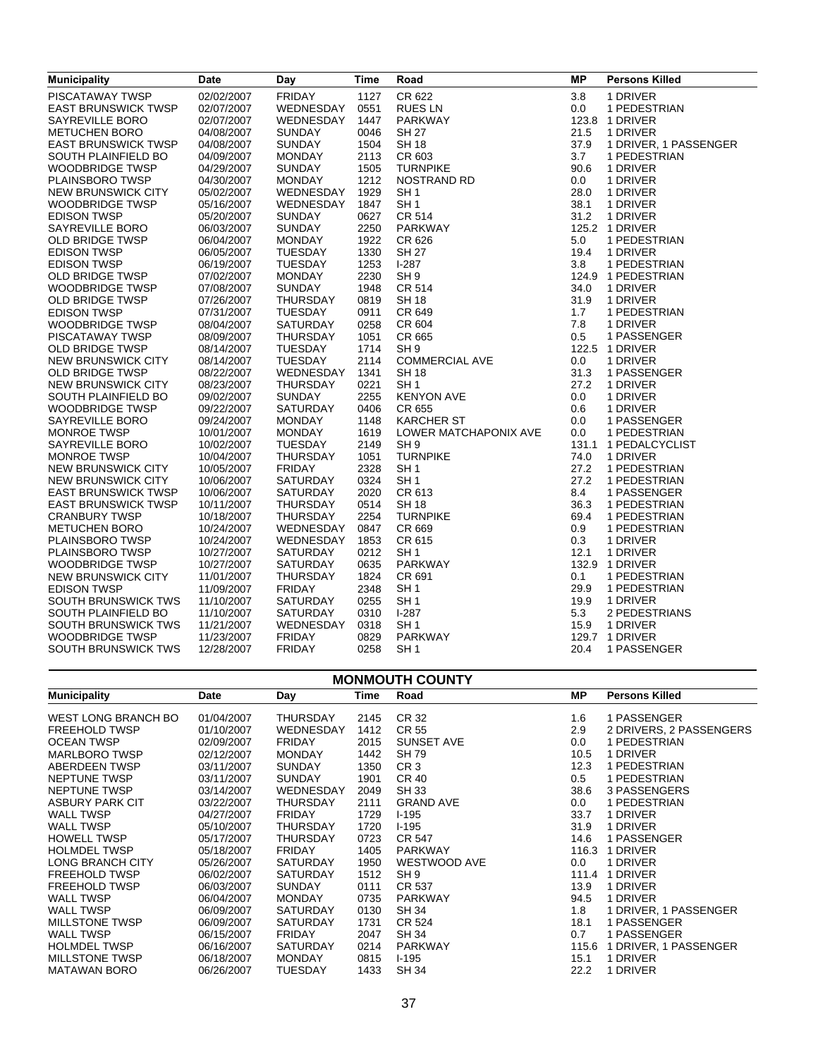| Municipality | Date | Day | Time | Road | MP | Persons Killed |
|---|---|---|---|---|---|---|
| PISCATAWAY TWSP | 02/02/2007 | FRIDAY | 1127 | CR 622 | 3.8 | 1 DRIVER |
| EAST BRUNSWICK TWSP | 02/07/2007 | WEDNESDAY | 0551 | RUES LN | 0.0 | 1 PEDESTRIAN |
| SAYREVILLE BORO | 02/07/2007 | WEDNESDAY | 1447 | PARKWAY | 123.8 | 1 DRIVER |
| METUCHEN BORO | 04/08/2007 | SUNDAY | 0046 | SH 27 | 21.5 | 1 DRIVER |
| EAST BRUNSWICK TWSP | 04/08/2007 | SUNDAY | 1504 | SH 18 | 37.9 | 1 DRIVER, 1 PASSENGER |
| SOUTH PLAINFIELD BO | 04/09/2007 | MONDAY | 2113 | CR 603 | 3.7 | 1 PEDESTRIAN |
| WOODBRIDGE TWSP | 04/29/2007 | SUNDAY | 1505 | TURNPIKE | 90.6 | 1 DRIVER |
| PLAINSBORO TWSP | 04/30/2007 | MONDAY | 1212 | NOSTRAND RD | 0.0 | 1 DRIVER |
| NEW BRUNSWICK CITY | 05/02/2007 | WEDNESDAY | 1929 | SH 1 | 28.0 | 1 DRIVER |
| WOODBRIDGE TWSP | 05/16/2007 | WEDNESDAY | 1847 | SH 1 | 38.1 | 1 DRIVER |
| EDISON TWSP | 05/20/2007 | SUNDAY | 0627 | CR 514 | 31.2 | 1 DRIVER |
| SAYREVILLE BORO | 06/03/2007 | SUNDAY | 2250 | PARKWAY | 125.2 | 1 DRIVER |
| OLD BRIDGE TWSP | 06/04/2007 | MONDAY | 1922 | CR 626 | 5.0 | 1 PEDESTRIAN |
| EDISON TWSP | 06/05/2007 | TUESDAY | 1330 | SH 27 | 19.4 | 1 DRIVER |
| EDISON TWSP | 06/19/2007 | TUESDAY | 1253 | I-287 | 3.8 | 1 PEDESTRIAN |
| OLD BRIDGE TWSP | 07/02/2007 | MONDAY | 2230 | SH 9 | 124.9 | 1 PEDESTRIAN |
| WOODBRIDGE TWSP | 07/08/2007 | SUNDAY | 1948 | CR 514 | 34.0 | 1 DRIVER |
| OLD BRIDGE TWSP | 07/26/2007 | THURSDAY | 0819 | SH 18 | 31.9 | 1 DRIVER |
| EDISON TWSP | 07/31/2007 | TUESDAY | 0911 | CR 649 | 1.7 | 1 PEDESTRIAN |
| WOODBRIDGE TWSP | 08/04/2007 | SATURDAY | 0258 | CR 604 | 7.8 | 1 DRIVER |
| PISCATAWAY TWSP | 08/09/2007 | THURSDAY | 1051 | CR 665 | 0.5 | 1 PASSENGER |
| OLD BRIDGE TWSP | 08/14/2007 | TUESDAY | 1714 | SH 9 | 122.5 | 1 DRIVER |
| NEW BRUNSWICK CITY | 08/14/2007 | TUESDAY | 2114 | COMMERCIAL AVE | 0.0 | 1 DRIVER |
| OLD BRIDGE TWSP | 08/22/2007 | WEDNESDAY | 1341 | SH 18 | 31.3 | 1 PASSENGER |
| NEW BRUNSWICK CITY | 08/23/2007 | THURSDAY | 0221 | SH 1 | 27.2 | 1 DRIVER |
| SOUTH PLAINFIELD BO | 09/02/2007 | SUNDAY | 2255 | KENYON AVE | 0.0 | 1 DRIVER |
| WOODBRIDGE TWSP | 09/22/2007 | SATURDAY | 0406 | CR 655 | 0.6 | 1 DRIVER |
| SAYREVILLE BORO | 09/24/2007 | MONDAY | 1148 | KARCHER ST | 0.0 | 1 PASSENGER |
| MONROE TWSP | 10/01/2007 | MONDAY | 1619 | LOWER MATCHAPONIX AVE | 0.0 | 1 PEDESTRIAN |
| SAYREVILLE BORO | 10/02/2007 | TUESDAY | 2149 | SH 9 | 131.1 | 1 PEDALCYCLIST |
| MONROE TWSP | 10/04/2007 | THURSDAY | 1051 | TURNPIKE | 74.0 | 1 DRIVER |
| NEW BRUNSWICK CITY | 10/05/2007 | FRIDAY | 2328 | SH 1 | 27.2 | 1 PEDESTRIAN |
| NEW BRUNSWICK CITY | 10/06/2007 | SATURDAY | 0324 | SH 1 | 27.2 | 1 PEDESTRIAN |
| EAST BRUNSWICK TWSP | 10/06/2007 | SATURDAY | 2020 | CR 613 | 8.4 | 1 PASSENGER |
| EAST BRUNSWICK TWSP | 10/11/2007 | THURSDAY | 0514 | SH 18 | 36.3 | 1 PEDESTRIAN |
| CRANBURY TWSP | 10/18/2007 | THURSDAY | 2254 | TURNPIKE | 69.4 | 1 PEDESTRIAN |
| METUCHEN BORO | 10/24/2007 | WEDNESDAY | 0847 | CR 669 | 0.9 | 1 PEDESTRIAN |
| PLAINSBORO TWSP | 10/24/2007 | WEDNESDAY | 1853 | CR 615 | 0.3 | 1 DRIVER |
| PLAINSBORO TWSP | 10/27/2007 | SATURDAY | 0212 | SH 1 | 12.1 | 1 DRIVER |
| WOODBRIDGE TWSP | 10/27/2007 | SATURDAY | 0635 | PARKWAY | 132.9 | 1 DRIVER |
| NEW BRUNSWICK CITY | 11/01/2007 | THURSDAY | 1824 | CR 691 | 0.1 | 1 PEDESTRIAN |
| EDISON TWSP | 11/09/2007 | FRIDAY | 2348 | SH 1 | 29.9 | 1 PEDESTRIAN |
| SOUTH BRUNSWICK TWS | 11/10/2007 | SATURDAY | 0255 | SH 1 | 19.9 | 1 DRIVER |
| SOUTH PLAINFIELD BO | 11/10/2007 | SATURDAY | 0310 | I-287 | 5.3 | 2 PEDESTRIANS |
| SOUTH BRUNSWICK TWS | 11/21/2007 | WEDNESDAY | 0318 | SH 1 | 15.9 | 1 DRIVER |
| WOODBRIDGE TWSP | 11/23/2007 | FRIDAY | 0829 | PARKWAY | 129.7 | 1 DRIVER |
| SOUTH BRUNSWICK TWS | 12/28/2007 | FRIDAY | 0258 | SH 1 | 20.4 | 1 PASSENGER |

## MONMOUTH COUNTY

| Municipality | Date | Day | Time | Road | MP | Persons Killed |
|---|---|---|---|---|---|---|
| WEST LONG BRANCH BO | 01/04/2007 | THURSDAY | 2145 | CR 32 | 1.6 | 1 PASSENGER |
| FREEHOLD TWSP | 01/10/2007 | WEDNESDAY | 1412 | CR 55 | 2.9 | 2 DRIVERS, 2 PASSENGERS |
| OCEAN TWSP | 02/09/2007 | FRIDAY | 2015 | SUNSET AVE | 0.0 | 1 PEDESTRIAN |
| MARLBORO TWSP | 02/12/2007 | MONDAY | 1442 | SH 79 | 10.5 | 1 DRIVER |
| ABERDEEN TWSP | 03/11/2007 | SUNDAY | 1350 | CR 3 | 12.3 | 1 PEDESTRIAN |
| NEPTUNE TWSP | 03/11/2007 | SUNDAY | 1901 | CR 40 | 0.5 | 1 PEDESTRIAN |
| NEPTUNE TWSP | 03/14/2007 | WEDNESDAY | 2049 | SH 33 | 38.6 | 3 PASSENGERS |
| ASBURY PARK CIT | 03/22/2007 | THURSDAY | 2111 | GRAND AVE | 0.0 | 1 PEDESTRIAN |
| WALL TWSP | 04/27/2007 | FRIDAY | 1729 | I-195 | 33.7 | 1 DRIVER |
| WALL TWSP | 05/10/2007 | THURSDAY | 1720 | I-195 | 31.9 | 1 DRIVER |
| HOWELL TWSP | 05/17/2007 | THURSDAY | 0723 | CR 547 | 14.6 | 1 PASSENGER |
| HOLMDEL TWSP | 05/18/2007 | FRIDAY | 1405 | PARKWAY | 116.3 | 1 DRIVER |
| LONG BRANCH CITY | 05/26/2007 | SATURDAY | 1950 | WESTWOOD AVE | 0.0 | 1 DRIVER |
| FREEHOLD TWSP | 06/02/2007 | SATURDAY | 1512 | SH 9 | 111.4 | 1 DRIVER |
| FREEHOLD TWSP | 06/03/2007 | SUNDAY | 0111 | CR 537 | 13.9 | 1 DRIVER |
| WALL TWSP | 06/04/2007 | MONDAY | 0735 | PARKWAY | 94.5 | 1 DRIVER |
| WALL TWSP | 06/09/2007 | SATURDAY | 0130 | SH 34 | 1.8 | 1 DRIVER, 1 PASSENGER |
| MILLSTONE TWSP | 06/09/2007 | SATURDAY | 1731 | CR 524 | 18.1 | 1 PASSENGER |
| WALL TWSP | 06/15/2007 | FRIDAY | 2047 | SH 34 | 0.7 | 1 PASSENGER |
| HOLMDEL TWSP | 06/16/2007 | SATURDAY | 0214 | PARKWAY | 115.6 | 1 DRIVER, 1 PASSENGER |
| MILLSTONE TWSP | 06/18/2007 | MONDAY | 0815 | I-195 | 15.1 | 1 DRIVER |
| MATAWAN BORO | 06/26/2007 | TUESDAY | 1433 | SH 34 | 22.2 | 1 DRIVER |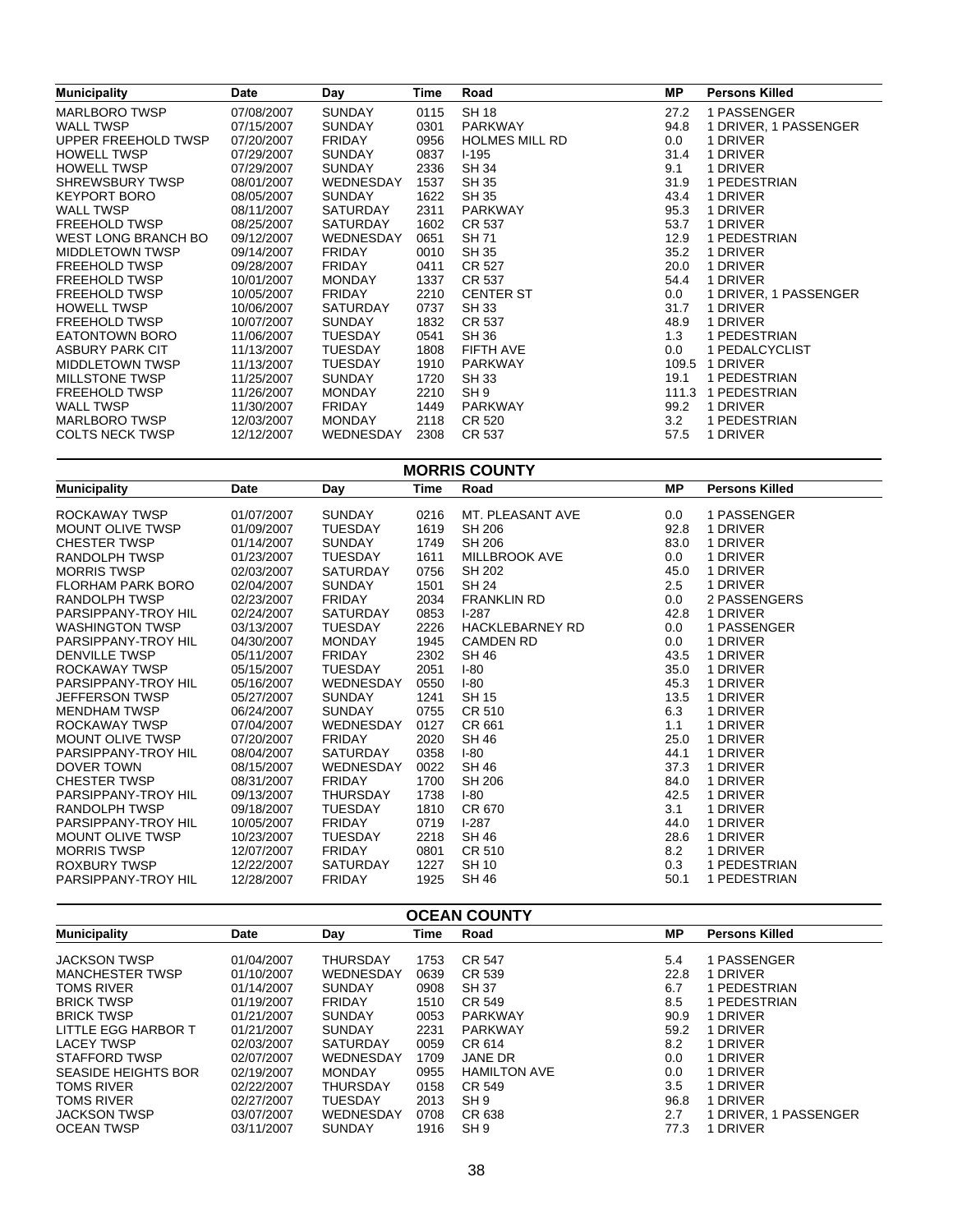| Municipality | Date | Day | Time | Road | MP | Persons Killed |
|---|---|---|---|---|---|---|
| MARLBORO TWSP | 07/08/2007 | SUNDAY | 0115 | SH 18 | 27.2 | 1 PASSENGER |
| WALL TWSP | 07/15/2007 | SUNDAY | 0301 | PARKWAY | 94.8 | 1 DRIVER, 1 PASSENGER |
| UPPER FREEHOLD TWSP | 07/20/2007 | FRIDAY | 0956 | HOLMES MILL RD | 0.0 | 1 DRIVER |
| HOWELL TWSP | 07/29/2007 | SUNDAY | 0837 | I-195 | 31.4 | 1 DRIVER |
| HOWELL TWSP | 07/29/2007 | SUNDAY | 2336 | SH 34 | 9.1 | 1 DRIVER |
| SHREWSBURY TWSP | 08/01/2007 | WEDNESDAY | 1537 | SH 35 | 31.9 | 1 PEDESTRIAN |
| KEYPORT BORO | 08/05/2007 | SUNDAY | 1622 | SH 35 | 43.4 | 1 DRIVER |
| WALL TWSP | 08/11/2007 | SATURDAY | 2311 | PARKWAY | 95.3 | 1 DRIVER |
| FREEHOLD TWSP | 08/25/2007 | SATURDAY | 1602 | CR 537 | 53.7 | 1 DRIVER |
| WEST LONG BRANCH BO | 09/12/2007 | WEDNESDAY | 0651 | SH 71 | 12.9 | 1 PEDESTRIAN |
| MIDDLETOWN TWSP | 09/14/2007 | FRIDAY | 0010 | SH 35 | 35.2 | 1 DRIVER |
| FREEHOLD TWSP | 09/28/2007 | FRIDAY | 0411 | CR 527 | 20.0 | 1 DRIVER |
| FREEHOLD TWSP | 10/01/2007 | MONDAY | 1337 | CR 537 | 54.4 | 1 DRIVER |
| FREEHOLD TWSP | 10/05/2007 | FRIDAY | 2210 | CENTER ST | 0.0 | 1 DRIVER, 1 PASSENGER |
| HOWELL TWSP | 10/06/2007 | SATURDAY | 0737 | SH 33 | 31.7 | 1 DRIVER |
| FREEHOLD TWSP | 10/07/2007 | SUNDAY | 1832 | CR 537 | 48.9 | 1 DRIVER |
| EATONTOWN BORO | 11/06/2007 | TUESDAY | 0541 | SH 36 | 1.3 | 1 PEDESTRIAN |
| ASBURY PARK CIT | 11/13/2007 | TUESDAY | 1808 | FIFTH AVE | 0.0 | 1 PEDALCYCLIST |
| MIDDLETOWN TWSP | 11/13/2007 | TUESDAY | 1910 | PARKWAY | 109.5 | 1 DRIVER |
| MILLSTONE TWSP | 11/25/2007 | SUNDAY | 1720 | SH 33 | 19.1 | 1 PEDESTRIAN |
| FREEHOLD TWSP | 11/26/2007 | MONDAY | 2210 | SH 9 | 111.3 | 1 PEDESTRIAN |
| WALL TWSP | 11/30/2007 | FRIDAY | 1449 | PARKWAY | 99.2 | 1 DRIVER |
| MARLBORO TWSP | 12/03/2007 | MONDAY | 2118 | CR 520 | 3.2 | 1 PEDESTRIAN |
| COLTS NECK TWSP | 12/12/2007 | WEDNESDAY | 2308 | CR 537 | 57.5 | 1 DRIVER |

## MORRIS COUNTY

| Municipality | Date | Day | Time | Road | MP | Persons Killed |
|---|---|---|---|---|---|---|
| ROCKAWAY TWSP | 01/07/2007 | SUNDAY | 0216 | MT. PLEASANT AVE | 0.0 | 1 PASSENGER |
| MOUNT OLIVE TWSP | 01/09/2007 | TUESDAY | 1619 | SH 206 | 92.8 | 1 DRIVER |
| CHESTER TWSP | 01/14/2007 | SUNDAY | 1749 | SH 206 | 83.0 | 1 DRIVER |
| RANDOLPH TWSP | 01/23/2007 | TUESDAY | 1611 | MILLBROOK AVE | 0.0 | 1 DRIVER |
| MORRIS TWSP | 02/03/2007 | SATURDAY | 0756 | SH 202 | 45.0 | 1 DRIVER |
| FLORHAM PARK BORO | 02/04/2007 | SUNDAY | 1501 | SH 24 | 2.5 | 1 DRIVER |
| RANDOLPH TWSP | 02/23/2007 | FRIDAY | 2034 | FRANKLIN RD | 0.0 | 2 PASSENGERS |
| PARSIPPANY-TROY HIL | 02/24/2007 | SATURDAY | 0853 | I-287 | 42.8 | 1 DRIVER |
| WASHINGTON TWSP | 03/13/2007 | TUESDAY | 2226 | HACKLEBARNEY RD | 0.0 | 1 PASSENGER |
| PARSIPPANY-TROY HIL | 04/30/2007 | MONDAY | 1945 | CAMDEN RD | 0.0 | 1 DRIVER |
| DENVILLE TWSP | 05/11/2007 | FRIDAY | 2302 | SH 46 | 43.5 | 1 DRIVER |
| ROCKAWAY TWSP | 05/15/2007 | TUESDAY | 2051 | I-80 | 35.0 | 1 DRIVER |
| PARSIPPANY-TROY HIL | 05/16/2007 | WEDNESDAY | 0550 | I-80 | 45.3 | 1 DRIVER |
| JEFFERSON TWSP | 05/27/2007 | SUNDAY | 1241 | SH 15 | 13.5 | 1 DRIVER |
| MENDHAM TWSP | 06/24/2007 | SUNDAY | 0755 | CR 510 | 6.3 | 1 DRIVER |
| ROCKAWAY TWSP | 07/04/2007 | WEDNESDAY | 0127 | CR 661 | 1.1 | 1 DRIVER |
| MOUNT OLIVE TWSP | 07/20/2007 | FRIDAY | 2020 | SH 46 | 25.0 | 1 DRIVER |
| PARSIPPANY-TROY HIL | 08/04/2007 | SATURDAY | 0358 | I-80 | 44.1 | 1 DRIVER |
| DOVER TOWN | 08/15/2007 | WEDNESDAY | 0022 | SH 46 | 37.3 | 1 DRIVER |
| CHESTER TWSP | 08/31/2007 | FRIDAY | 1700 | SH 206 | 84.0 | 1 DRIVER |
| PARSIPPANY-TROY HIL | 09/13/2007 | THURSDAY | 1738 | I-80 | 42.5 | 1 DRIVER |
| RANDOLPH TWSP | 09/18/2007 | TUESDAY | 1810 | CR 670 | 3.1 | 1 DRIVER |
| PARSIPPANY-TROY HIL | 10/05/2007 | FRIDAY | 0719 | I-287 | 44.0 | 1 DRIVER |
| MOUNT OLIVE TWSP | 10/23/2007 | TUESDAY | 2218 | SH 46 | 28.6 | 1 DRIVER |
| MORRIS TWSP | 12/07/2007 | FRIDAY | 0801 | CR 510 | 8.2 | 1 DRIVER |
| ROXBURY TWSP | 12/22/2007 | SATURDAY | 1227 | SH 10 | 0.3 | 1 PEDESTRIAN |
| PARSIPPANY-TROY HIL | 12/28/2007 | FRIDAY | 1925 | SH 46 | 50.1 | 1 PEDESTRIAN |

## OCEAN COUNTY

| Municipality | Date | Day | Time | Road | MP | Persons Killed |
|---|---|---|---|---|---|---|
| JACKSON TWSP | 01/04/2007 | THURSDAY | 1753 | CR 547 | 5.4 | 1 PASSENGER |
| MANCHESTER TWSP | 01/10/2007 | WEDNESDAY | 0639 | CR 539 | 22.8 | 1 DRIVER |
| TOMS RIVER | 01/14/2007 | SUNDAY | 0908 | SH 37 | 6.7 | 1 PEDESTRIAN |
| BRICK TWSP | 01/19/2007 | FRIDAY | 1510 | CR 549 | 8.5 | 1 PEDESTRIAN |
| BRICK TWSP | 01/21/2007 | SUNDAY | 0053 | PARKWAY | 90.9 | 1 DRIVER |
| LITTLE EGG HARBOR T | 01/21/2007 | SUNDAY | 2231 | PARKWAY | 59.2 | 1 DRIVER |
| LACEY TWSP | 02/03/2007 | SATURDAY | 0059 | CR 614 | 8.2 | 1 DRIVER |
| STAFFORD TWSP | 02/07/2007 | WEDNESDAY | 1709 | JANE DR | 0.0 | 1 DRIVER |
| SEASIDE HEIGHTS BOR | 02/19/2007 | MONDAY | 0955 | HAMILTON AVE | 0.0 | 1 DRIVER |
| TOMS RIVER | 02/22/2007 | THURSDAY | 0158 | CR 549 | 3.5 | 1 DRIVER |
| TOMS RIVER | 02/27/2007 | TUESDAY | 2013 | SH 9 | 96.8 | 1 DRIVER |
| JACKSON TWSP | 03/07/2007 | WEDNESDAY | 0708 | CR 638 | 2.7 | 1 DRIVER, 1 PASSENGER |
| OCEAN TWSP | 03/11/2007 | SUNDAY | 1916 | SH 9 | 77.3 | 1 DRIVER |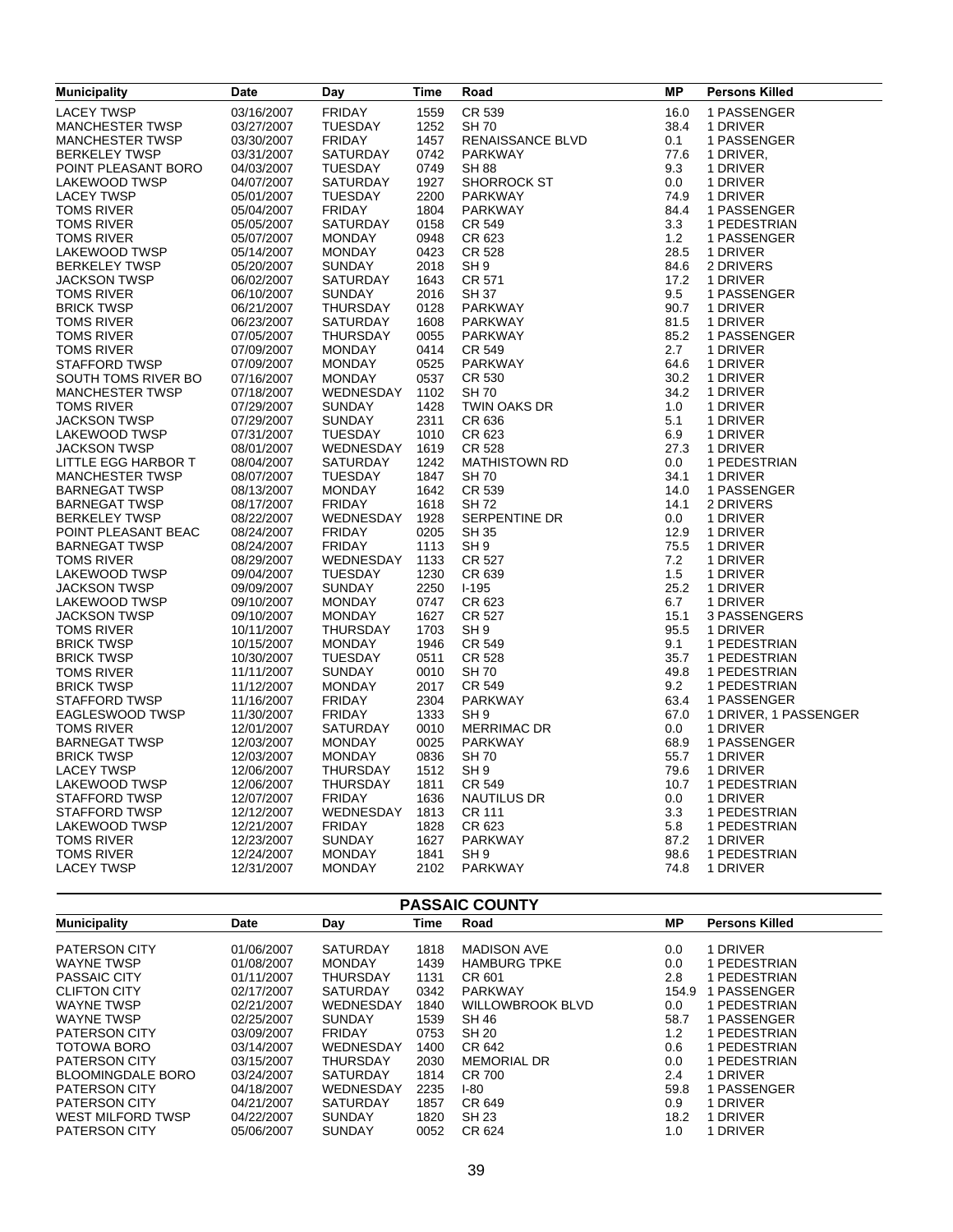| Municipality | Date | Day | Time | Road | MP | Persons Killed |
|---|---|---|---|---|---|---|
| LACEY TWSP | 03/16/2007 | FRIDAY | 1559 | CR 539 | 16.0 | 1 PASSENGER |
| MANCHESTER TWSP | 03/27/2007 | TUESDAY | 1252 | SH 70 | 38.4 | 1 DRIVER |
| MANCHESTER TWSP | 03/30/2007 | FRIDAY | 1457 | RENAISSANCE BLVD | 0.1 | 1 PASSENGER |
| BERKELEY TWSP | 03/31/2007 | SATURDAY | 0742 | PARKWAY | 77.6 | 1 DRIVER, |
| POINT PLEASANT BORO | 04/03/2007 | TUESDAY | 0749 | SH 88 | 9.3 | 1 DRIVER |
| LAKEWOOD TWSP | 04/07/2007 | SATURDAY | 1927 | SHORROCK ST | 0.0 | 1 DRIVER |
| LACEY TWSP | 05/01/2007 | TUESDAY | 2200 | PARKWAY | 74.9 | 1 DRIVER |
| TOMS RIVER | 05/04/2007 | FRIDAY | 1804 | PARKWAY | 84.4 | 1 PASSENGER |
| TOMS RIVER | 05/05/2007 | SATURDAY | 0158 | CR 549 | 3.3 | 1 PEDESTRIAN |
| TOMS RIVER | 05/07/2007 | MONDAY | 0948 | CR 623 | 1.2 | 1 PASSENGER |
| LAKEWOOD TWSP | 05/14/2007 | MONDAY | 0423 | CR 528 | 28.5 | 1 DRIVER |
| BERKELEY TWSP | 05/20/2007 | SUNDAY | 2018 | SH 9 | 84.6 | 2 DRIVERS |
| JACKSON TWSP | 06/02/2007 | SATURDAY | 1643 | CR 571 | 17.2 | 1 DRIVER |
| TOMS RIVER | 06/10/2007 | SUNDAY | 2016 | SH 37 | 9.5 | 1 PASSENGER |
| BRICK TWSP | 06/21/2007 | THURSDAY | 0128 | PARKWAY | 90.7 | 1 DRIVER |
| TOMS RIVER | 06/23/2007 | SATURDAY | 1608 | PARKWAY | 81.5 | 1 DRIVER |
| TOMS RIVER | 07/05/2007 | THURSDAY | 0055 | PARKWAY | 85.2 | 1 PASSENGER |
| TOMS RIVER | 07/09/2007 | MONDAY | 0414 | CR 549 | 2.7 | 1 DRIVER |
| STAFFORD TWSP | 07/09/2007 | MONDAY | 0525 | PARKWAY | 64.6 | 1 DRIVER |
| SOUTH TOMS RIVER BO | 07/16/2007 | MONDAY | 0537 | CR 530 | 30.2 | 1 DRIVER |
| MANCHESTER TWSP | 07/18/2007 | WEDNESDAY | 1102 | SH 70 | 34.2 | 1 DRIVER |
| TOMS RIVER | 07/29/2007 | SUNDAY | 1428 | TWIN OAKS DR | 1.0 | 1 DRIVER |
| JACKSON TWSP | 07/29/2007 | SUNDAY | 2311 | CR 636 | 5.1 | 1 DRIVER |
| LAKEWOOD TWSP | 07/31/2007 | TUESDAY | 1010 | CR 623 | 6.9 | 1 DRIVER |
| JACKSON TWSP | 08/01/2007 | WEDNESDAY | 1619 | CR 528 | 27.3 | 1 DRIVER |
| LITTLE EGG HARBOR T | 08/04/2007 | SATURDAY | 1242 | MATHISTOWN RD | 0.0 | 1 PEDESTRIAN |
| MANCHESTER TWSP | 08/07/2007 | TUESDAY | 1847 | SH 70 | 34.1 | 1 DRIVER |
| BARNEGAT TWSP | 08/13/2007 | MONDAY | 1642 | CR 539 | 14.0 | 1 PASSENGER |
| BARNEGAT TWSP | 08/17/2007 | FRIDAY | 1618 | SH 72 | 14.1 | 2 DRIVERS |
| BERKELEY TWSP | 08/22/2007 | WEDNESDAY | 1928 | SERPENTINE DR | 0.0 | 1 DRIVER |
| POINT PLEASANT BEAC | 08/24/2007 | FRIDAY | 0205 | SH 35 | 12.9 | 1 DRIVER |
| BARNEGAT TWSP | 08/24/2007 | FRIDAY | 1113 | SH 9 | 75.5 | 1 DRIVER |
| TOMS RIVER | 08/29/2007 | WEDNESDAY | 1133 | CR 527 | 7.2 | 1 DRIVER |
| LAKEWOOD TWSP | 09/04/2007 | TUESDAY | 1230 | CR 639 | 1.5 | 1 DRIVER |
| JACKSON TWSP | 09/09/2007 | SUNDAY | 2250 | I-195 | 25.2 | 1 DRIVER |
| LAKEWOOD TWSP | 09/10/2007 | MONDAY | 0747 | CR 623 | 6.7 | 1 DRIVER |
| JACKSON TWSP | 09/10/2007 | MONDAY | 1627 | CR 527 | 15.1 | 3 PASSENGERS |
| TOMS RIVER | 10/11/2007 | THURSDAY | 1703 | SH 9 | 95.5 | 1 DRIVER |
| BRICK TWSP | 10/15/2007 | MONDAY | 1946 | CR 549 | 9.1 | 1 PEDESTRIAN |
| BRICK TWSP | 10/30/2007 | TUESDAY | 0511 | CR 528 | 35.7 | 1 PEDESTRIAN |
| TOMS RIVER | 11/11/2007 | SUNDAY | 0010 | SH 70 | 49.8 | 1 PEDESTRIAN |
| BRICK TWSP | 11/12/2007 | MONDAY | 2017 | CR 549 | 9.2 | 1 PEDESTRIAN |
| STAFFORD TWSP | 11/16/2007 | FRIDAY | 2304 | PARKWAY | 63.4 | 1 PASSENGER |
| EAGLESWOOD TWSP | 11/30/2007 | FRIDAY | 1333 | SH 9 | 67.0 | 1 DRIVER, 1 PASSENGER |
| TOMS RIVER | 12/01/2007 | SATURDAY | 0010 | MERRIMAC DR | 0.0 | 1 DRIVER |
| BARNEGAT TWSP | 12/03/2007 | MONDAY | 0025 | PARKWAY | 68.9 | 1 PASSENGER |
| BRICK TWSP | 12/03/2007 | MONDAY | 0836 | SH 70 | 55.7 | 1 DRIVER |
| LACEY TWSP | 12/06/2007 | THURSDAY | 1512 | SH 9 | 79.6 | 1 DRIVER |
| LAKEWOOD TWSP | 12/06/2007 | THURSDAY | 1811 | CR 549 | 10.7 | 1 PEDESTRIAN |
| STAFFORD TWSP | 12/07/2007 | FRIDAY | 1636 | NAUTILUS DR | 0.0 | 1 DRIVER |
| STAFFORD TWSP | 12/12/2007 | WEDNESDAY | 1813 | CR 111 | 3.3 | 1 PEDESTRIAN |
| LAKEWOOD TWSP | 12/21/2007 | FRIDAY | 1828 | CR 623 | 5.8 | 1 PEDESTRIAN |
| TOMS RIVER | 12/23/2007 | SUNDAY | 1627 | PARKWAY | 87.2 | 1 DRIVER |
| TOMS RIVER | 12/24/2007 | MONDAY | 1841 | SH 9 | 98.6 | 1 PEDESTRIAN |
| LACEY TWSP | 12/31/2007 | MONDAY | 2102 | PARKWAY | 74.8 | 1 DRIVER |

## PASSAIC COUNTY

| Municipality | Date | Day | Time | Road | MP | Persons Killed |
|---|---|---|---|---|---|---|
| PATERSON CITY | 01/06/2007 | SATURDAY | 1818 | MADISON AVE | 0.0 | 1 DRIVER |
| WAYNE TWSP | 01/08/2007 | MONDAY | 1439 | HAMBURG TPKE | 0.0 | 1 PEDESTRIAN |
| PASSAIC CITY | 01/11/2007 | THURSDAY | 1131 | CR 601 | 2.8 | 1 PEDESTRIAN |
| CLIFTON CITY | 02/17/2007 | SATURDAY | 0342 | PARKWAY | 154.9 | 1 PASSENGER |
| WAYNE TWSP | 02/21/2007 | WEDNESDAY | 1840 | WILLOWBROOK BLVD | 0.0 | 1 PEDESTRIAN |
| WAYNE TWSP | 02/25/2007 | SUNDAY | 1539 | SH 46 | 58.7 | 1 PASSENGER |
| PATERSON CITY | 03/09/2007 | FRIDAY | 0753 | SH 20 | 1.2 | 1 PEDESTRIAN |
| TOTOWA BORO | 03/14/2007 | WEDNESDAY | 1400 | CR 642 | 0.6 | 1 PEDESTRIAN |
| PATERSON CITY | 03/15/2007 | THURSDAY | 2030 | MEMORIAL DR | 0.0 | 1 PEDESTRIAN |
| BLOOMINGDALE BORO | 03/24/2007 | SATURDAY | 1814 | CR 700 | 2.4 | 1 DRIVER |
| PATERSON CITY | 04/18/2007 | WEDNESDAY | 2235 | I-80 | 59.8 | 1 PASSENGER |
| PATERSON CITY | 04/21/2007 | SATURDAY | 1857 | CR 649 | 0.9 | 1 DRIVER |
| WEST MILFORD TWSP | 04/22/2007 | SUNDAY | 1820 | SH 23 | 18.2 | 1 DRIVER |
| PATERSON CITY | 05/06/2007 | SUNDAY | 0052 | CR 624 | 1.0 | 1 DRIVER |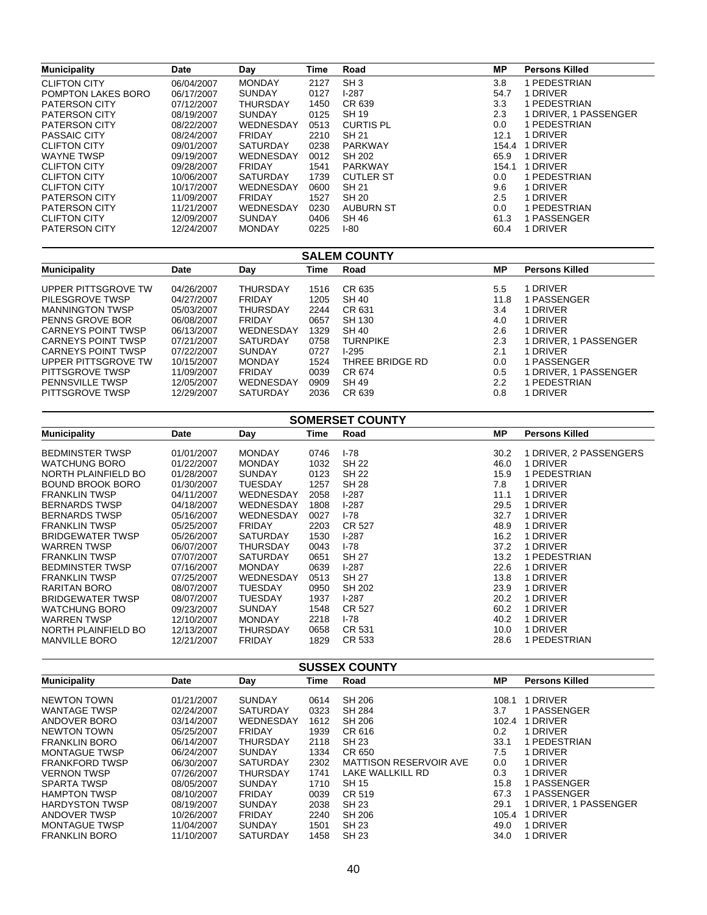| Municipality | Date | Day | Time | Road | MP | Persons Killed |
|---|---|---|---|---|---|---|
| CLIFTON CITY | 06/04/2007 | MONDAY | 2127 | SH 3 | 3.8 | 1 PEDESTRIAN |
| POMPTON LAKES BORO | 06/17/2007 | SUNDAY | 0127 | I-287 | 54.7 | 1 DRIVER |
| PATERSON CITY | 07/12/2007 | THURSDAY | 1450 | CR 639 | 3.3 | 1 PEDESTRIAN |
| PATERSON CITY | 08/19/2007 | SUNDAY | 0125 | SH 19 | 2.3 | 1 DRIVER, 1 PASSENGER |
| PATERSON CITY | 08/22/2007 | WEDNESDAY | 0513 | CURTIS PL | 0.0 | 1 PEDESTRIAN |
| PASSAIC CITY | 08/24/2007 | FRIDAY | 2210 | SH 21 | 12.1 | 1 DRIVER |
| CLIFTON CITY | 09/01/2007 | SATURDAY | 0238 | PARKWAY | 154.4 | 1 DRIVER |
| WAYNE TWSP | 09/19/2007 | WEDNESDAY | 0012 | SH 202 | 65.9 | 1 DRIVER |
| CLIFTON CITY | 09/28/2007 | FRIDAY | 1541 | PARKWAY | 154.1 | 1 DRIVER |
| CLIFTON CITY | 10/06/2007 | SATURDAY | 1739 | CUTLER ST | 0.0 | 1 PEDESTRIAN |
| CLIFTON CITY | 10/17/2007 | WEDNESDAY | 0600 | SH 21 | 9.6 | 1 DRIVER |
| PATERSON CITY | 11/09/2007 | FRIDAY | 1527 | SH 20 | 2.5 | 1 DRIVER |
| PATERSON CITY | 11/21/2007 | WEDNESDAY | 0230 | AUBURN ST | 0.0 | 1 PEDESTRIAN |
| CLIFTON CITY | 12/09/2007 | SUNDAY | 0406 | SH 46 | 61.3 | 1 PASSENGER |
| PATERSON CITY | 12/24/2007 | MONDAY | 0225 | I-80 | 60.4 | 1 DRIVER |

## SALEM COUNTY

| Municipality | Date | Day | Time | Road | MP | Persons Killed |
|---|---|---|---|---|---|---|
| UPPER PITTSGROVE TW | 04/26/2007 | THURSDAY | 1516 | CR 635 | 5.5 | 1 DRIVER |
| PILESGROVE TWSP | 04/27/2007 | FRIDAY | 1205 | SH 40 | 11.8 | 1 PASSENGER |
| MANNINGTON TWSP | 05/03/2007 | THURSDAY | 2244 | CR 631 | 3.4 | 1 DRIVER |
| PENNS GROVE BOR | 06/08/2007 | FRIDAY | 0657 | SH 130 | 4.0 | 1 DRIVER |
| CARNEYS POINT TWSP | 06/13/2007 | WEDNESDAY | 1329 | SH 40 | 2.6 | 1 DRIVER |
| CARNEYS POINT TWSP | 07/21/2007 | SATURDAY | 0758 | TURNPIKE | 2.3 | 1 DRIVER, 1 PASSENGER |
| CARNEYS POINT TWSP | 07/22/2007 | SUNDAY | 0727 | I-295 | 2.1 | 1 DRIVER |
| UPPER PITTSGROVE TW | 10/15/2007 | MONDAY | 1524 | THREE BRIDGE RD | 0.0 | 1 PASSENGER |
| PITTSGROVE TWSP | 11/09/2007 | FRIDAY | 0039 | CR 674 | 0.5 | 1 DRIVER, 1 PASSENGER |
| PENNSVILLE TWSP | 12/05/2007 | WEDNESDAY | 0909 | SH 49 | 2.2 | 1 PEDESTRIAN |
| PITTSGROVE TWSP | 12/29/2007 | SATURDAY | 2036 | CR 639 | 0.8 | 1 DRIVER |

## SOMERSET COUNTY

| Municipality | Date | Day | Time | Road | MP | Persons Killed |
|---|---|---|---|---|---|---|
| BEDMINSTER TWSP | 01/01/2007 | MONDAY | 0746 | I-78 | 30.2 | 1 DRIVER, 2 PASSENGERS |
| WATCHUNG BORO | 01/22/2007 | MONDAY | 1032 | SH 22 | 46.0 | 1 DRIVER |
| NORTH PLAINFIELD BO | 01/28/2007 | SUNDAY | 0123 | SH 22 | 15.9 | 1 PEDESTRIAN |
| BOUND BROOK BORO | 01/30/2007 | TUESDAY | 1257 | SH 28 | 7.8 | 1 DRIVER |
| FRANKLIN TWSP | 04/11/2007 | WEDNESDAY | 2058 | I-287 | 11.1 | 1 DRIVER |
| BERNARDS TWSP | 04/18/2007 | WEDNESDAY | 1808 | I-287 | 29.5 | 1 DRIVER |
| BERNARDS TWSP | 05/16/2007 | WEDNESDAY | 0027 | I-78 | 32.7 | 1 DRIVER |
| FRANKLIN TWSP | 05/25/2007 | FRIDAY | 2203 | CR 527 | 48.9 | 1 DRIVER |
| BRIDGEWATER TWSP | 05/26/2007 | SATURDAY | 1530 | I-287 | 16.2 | 1 DRIVER |
| WARREN TWSP | 06/07/2007 | THURSDAY | 0043 | I-78 | 37.2 | 1 DRIVER |
| FRANKLIN TWSP | 07/07/2007 | SATURDAY | 0651 | SH 27 | 13.2 | 1 PEDESTRIAN |
| BEDMINSTER TWSP | 07/16/2007 | MONDAY | 0639 | I-287 | 22.6 | 1 DRIVER |
| FRANKLIN TWSP | 07/25/2007 | WEDNESDAY | 0513 | SH 27 | 13.8 | 1 DRIVER |
| RARITAN BORO | 08/07/2007 | TUESDAY | 0950 | SH 202 | 23.9 | 1 DRIVER |
| BRIDGEWATER TWSP | 08/07/2007 | TUESDAY | 1937 | I-287 | 20.2 | 1 DRIVER |
| WATCHUNG BORO | 09/23/2007 | SUNDAY | 1548 | CR 527 | 60.2 | 1 DRIVER |
| WARREN TWSP | 12/10/2007 | MONDAY | 2218 | I-78 | 40.2 | 1 DRIVER |
| NORTH PLAINFIELD BO | 12/13/2007 | THURSDAY | 0658 | CR 531 | 10.0 | 1 DRIVER |
| MANVILLE BORO | 12/21/2007 | FRIDAY | 1829 | CR 533 | 28.6 | 1 PEDESTRIAN |

## SUSSEX COUNTY

| Municipality | Date | Day | Time | Road | MP | Persons Killed |
|---|---|---|---|---|---|---|
| NEWTON TOWN | 01/21/2007 | SUNDAY | 0614 | SH 206 | 108.1 | 1 DRIVER |
| WANTAGE TWSP | 02/24/2007 | SATURDAY | 0323 | SH 284 | 3.7 | 1 PASSENGER |
| ANDOVER BORO | 03/14/2007 | WEDNESDAY | 1612 | SH 206 | 102.4 | 1 DRIVER |
| NEWTON TOWN | 05/25/2007 | FRIDAY | 1939 | CR 616 | 0.2 | 1 DRIVER |
| FRANKLIN BORO | 06/14/2007 | THURSDAY | 2118 | SH 23 | 33.1 | 1 PEDESTRIAN |
| MONTAGUE TWSP | 06/24/2007 | SUNDAY | 1334 | CR 650 | 7.5 | 1 DRIVER |
| FRANKFORD TWSP | 06/30/2007 | SATURDAY | 2302 | MATTISON RESERVOIR AVE | 0.0 | 1 DRIVER |
| VERNON TWSP | 07/26/2007 | THURSDAY | 1741 | LAKE WALLKILL RD | 0.3 | 1 DRIVER |
| SPARTA TWSP | 08/05/2007 | SUNDAY | 1710 | SH 15 | 15.8 | 1 PASSENGER |
| HAMPTON TWSP | 08/10/2007 | FRIDAY | 0039 | CR 519 | 67.3 | 1 PASSENGER |
| HARDYSTON TWSP | 08/19/2007 | SUNDAY | 2038 | SH 23 | 29.1 | 1 DRIVER, 1 PASSENGER |
| ANDOVER TWSP | 10/26/2007 | FRIDAY | 2240 | SH 206 | 105.4 | 1 DRIVER |
| MONTAGUE TWSP | 11/04/2007 | SUNDAY | 1501 | SH 23 | 49.0 | 1 DRIVER |
| FRANKLIN BORO | 11/10/2007 | SATURDAY | 1458 | SH 23 | 34.0 | 1 DRIVER |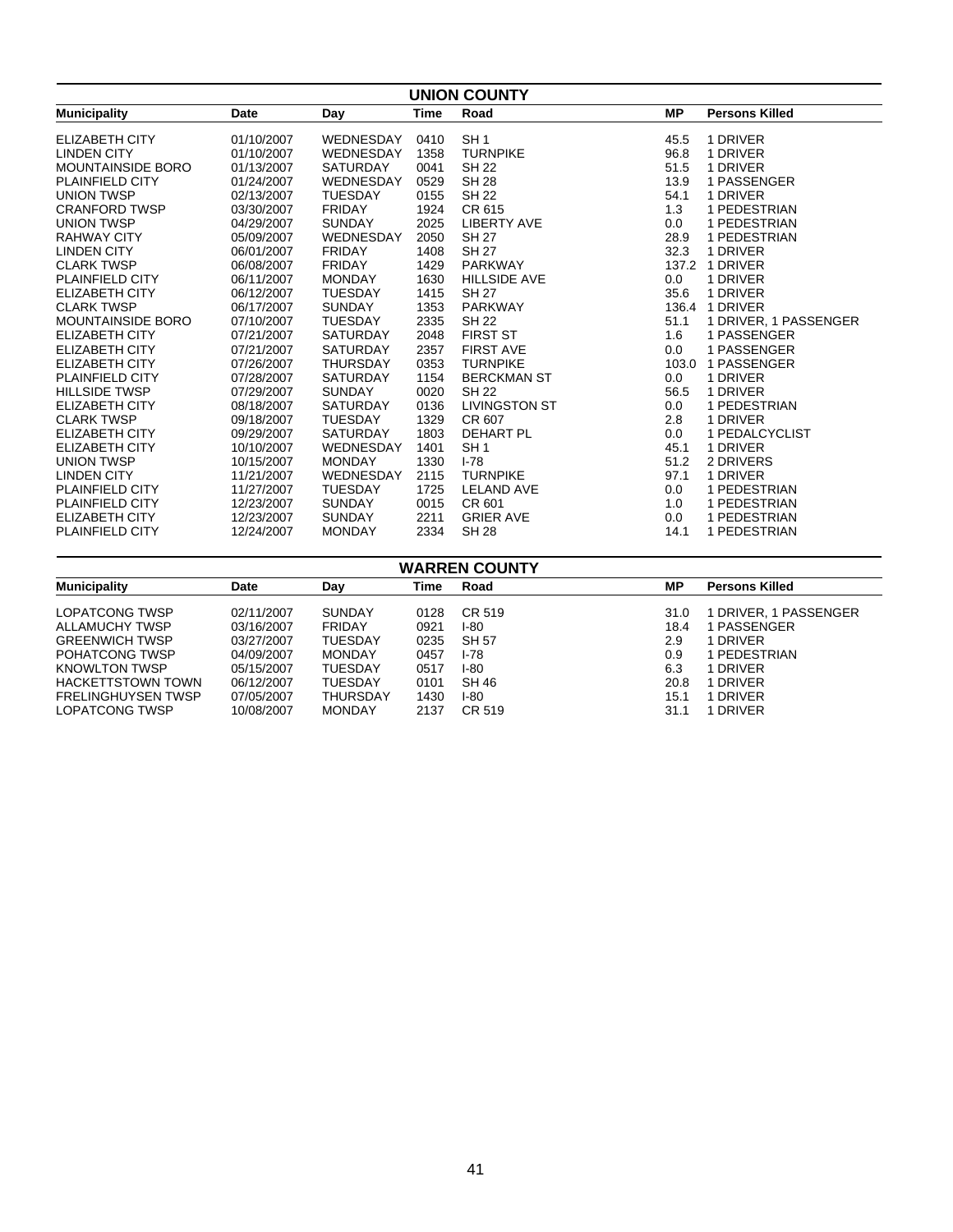## UNION COUNTY

| Municipality | Date | Day | Time | Road | MP | Persons Killed |
|---|---|---|---|---|---|---|
| ELIZABETH CITY | 01/10/2007 | WEDNESDAY | 0410 | SH 1 | 45.5 | 1 DRIVER |
| LINDEN CITY | 01/10/2007 | WEDNESDAY | 1358 | TURNPIKE | 96.8 | 1 DRIVER |
| MOUNTAINSIDE BORO | 01/13/2007 | SATURDAY | 0041 | SH 22 | 51.5 | 1 DRIVER |
| PLAINFIELD CITY | 01/24/2007 | WEDNESDAY | 0529 | SH 28 | 13.9 | 1 PASSENGER |
| UNION TWSP | 02/13/2007 | TUESDAY | 0155 | SH 22 | 54.1 | 1 DRIVER |
| CRANFORD TWSP | 03/30/2007 | FRIDAY | 1924 | CR 615 | 1.3 | 1 PEDESTRIAN |
| UNION TWSP | 04/29/2007 | SUNDAY | 2025 | LIBERTY AVE | 0.0 | 1 PEDESTRIAN |
| RAHWAY CITY | 05/09/2007 | WEDNESDAY | 2050 | SH 27 | 28.9 | 1 PEDESTRIAN |
| LINDEN CITY | 06/01/2007 | FRIDAY | 1408 | SH 27 | 32.3 | 1 DRIVER |
| CLARK TWSP | 06/08/2007 | FRIDAY | 1429 | PARKWAY | 137.2 | 1 DRIVER |
| PLAINFIELD CITY | 06/11/2007 | MONDAY | 1630 | HILLSIDE AVE | 0.0 | 1 DRIVER |
| ELIZABETH CITY | 06/12/2007 | TUESDAY | 1415 | SH 27 | 35.6 | 1 DRIVER |
| CLARK TWSP | 06/17/2007 | SUNDAY | 1353 | PARKWAY | 136.4 | 1 DRIVER |
| MOUNTAINSIDE BORO | 07/10/2007 | TUESDAY | 2335 | SH 22 | 51.1 | 1 DRIVER, 1 PASSENGER |
| ELIZABETH CITY | 07/21/2007 | SATURDAY | 2048 | FIRST ST | 1.6 | 1 PASSENGER |
| ELIZABETH CITY | 07/21/2007 | SATURDAY | 2357 | FIRST AVE | 0.0 | 1 PASSENGER |
| ELIZABETH CITY | 07/26/2007 | THURSDAY | 0353 | TURNPIKE | 103.0 | 1 PASSENGER |
| PLAINFIELD CITY | 07/28/2007 | SATURDAY | 1154 | BERCKMAN ST | 0.0 | 1 DRIVER |
| HILLSIDE TWSP | 07/29/2007 | SUNDAY | 0020 | SH 22 | 56.5 | 1 DRIVER |
| ELIZABETH CITY | 08/18/2007 | SATURDAY | 0136 | LIVINGSTON ST | 0.0 | 1 PEDESTRIAN |
| CLARK TWSP | 09/18/2007 | TUESDAY | 1329 | CR 607 | 2.8 | 1 DRIVER |
| ELIZABETH CITY | 09/29/2007 | SATURDAY | 1803 | DEHART PL | 0.0 | 1 PEDALCYCLIST |
| ELIZABETH CITY | 10/10/2007 | WEDNESDAY | 1401 | SH 1 | 45.1 | 1 DRIVER |
| UNION TWSP | 10/15/2007 | MONDAY | 1330 | I-78 | 51.2 | 2 DRIVERS |
| LINDEN CITY | 11/21/2007 | WEDNESDAY | 2115 | TURNPIKE | 97.1 | 1 DRIVER |
| PLAINFIELD CITY | 11/27/2007 | TUESDAY | 1725 | LELAND AVE | 0.0 | 1 PEDESTRIAN |
| PLAINFIELD CITY | 12/23/2007 | SUNDAY | 0015 | CR 601 | 1.0 | 1 PEDESTRIAN |
| ELIZABETH CITY | 12/23/2007 | SUNDAY | 2211 | GRIER AVE | 0.0 | 1 PEDESTRIAN |
| PLAINFIELD CITY | 12/24/2007 | MONDAY | 2334 | SH 28 | 14.1 | 1 PEDESTRIAN |

## WARREN COUNTY

| Municipality | Date | Day | Time | Road | MP | Persons Killed |
|---|---|---|---|---|---|---|
| LOPATCONG TWSP | 02/11/2007 | SUNDAY | 0128 | CR 519 | 31.0 | 1 DRIVER, 1 PASSENGER |
| ALLAMUCHY TWSP | 03/16/2007 | FRIDAY | 0921 | I-80 | 18.4 | 1 PASSENGER |
| GREENWICH TWSP | 03/27/2007 | TUESDAY | 0235 | SH 57 | 2.9 | 1 DRIVER |
| POHATCONG TWSP | 04/09/2007 | MONDAY | 0457 | I-78 | 0.9 | 1 PEDESTRIAN |
| KNOWLTON TWSP | 05/15/2007 | TUESDAY | 0517 | I-80 | 6.3 | 1 DRIVER |
| HACKETTSTOWN TOWN | 06/12/2007 | TUESDAY | 0101 | SH 46 | 20.8 | 1 DRIVER |
| FRELINGHUYSEN TWSP | 07/05/2007 | THURSDAY | 1430 | I-80 | 15.1 | 1 DRIVER |
| LOPATCONG TWSP | 10/08/2007 | MONDAY | 2137 | CR 519 | 31.1 | 1 DRIVER |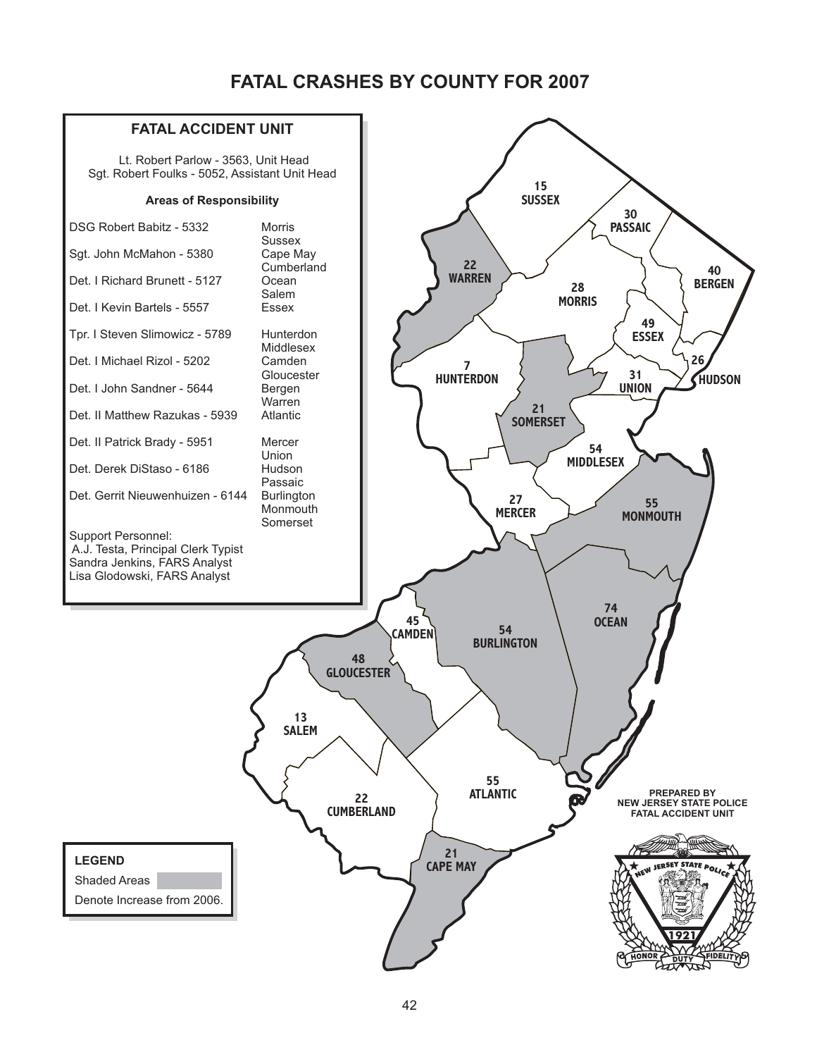# FATAL CRASHES BY COUNTY FOR 2007

## FATAL ACCIDENT UNIT

Lt. Robert Parlow - 3563, Unit Head
Sgt. Robert Foulks - 5052, Assistant Unit Head

**Areas of Responsibility**

| | |
|---|---|
| DSG Robert Babitz - 5332 | Morris<br>Sussex |
| Sgt. John McMahon - 5380 | Cape May<br>Cumberland |
| Det. I Richard Brunett - 5127 | Ocean<br>Salem |
| Det. I Kevin Bartels - 5557 | Essex |
| Tpr. I Steven Slimowicz - 5789 | Hunterdon<br>Middlesex |
| Det. I Michael Rizol - 5202 | Camden<br>Gloucester |
| Det. I John Sandner - 5644 | Bergen<br>Warren |
| Det. II Matthew Razukas - 5939 | Atlantic |
| Det. II Patrick Brady - 5951 | Mercer<br>Union |
| Det. Derek DiStaso - 6186 | Hudson<br>Passaic |
| Det. Gerrit Nieuwenhuizen - 6144 | Burlington<br>Monmouth<br>Somerset |

Support Personnel:
A.J. Testa, Principal Clerk Typist
Sandra Jenkins, FARS Analyst
Lisa Glodowski, FARS Analyst

15 SUSSEX
30 PASSAIC
40 BERGEN
22 WARREN
28 MORRIS
49 ESSEX
26 HUDSON
7 HUNTERDON
31 UNION
21 SOMERSET
54 MIDDLESEX
27 MERCER
55 MONMOUTH
74 OCEAN
45 CAMDEN
54 BURLINGTON
48 GLOUCESTER
13 SALEM
55 ATLANTIC
22 CUMBERLAND
21 CAPE MAY

**LEGEND**
Shaded Areas
Denote Increase from 2006.

PREPARED BY
NEW JERSEY STATE POLICE
FATAL ACCIDENT UNIT

NEW JERSEY STATE POLICE
1921
HONOR DUTY FIDELITY